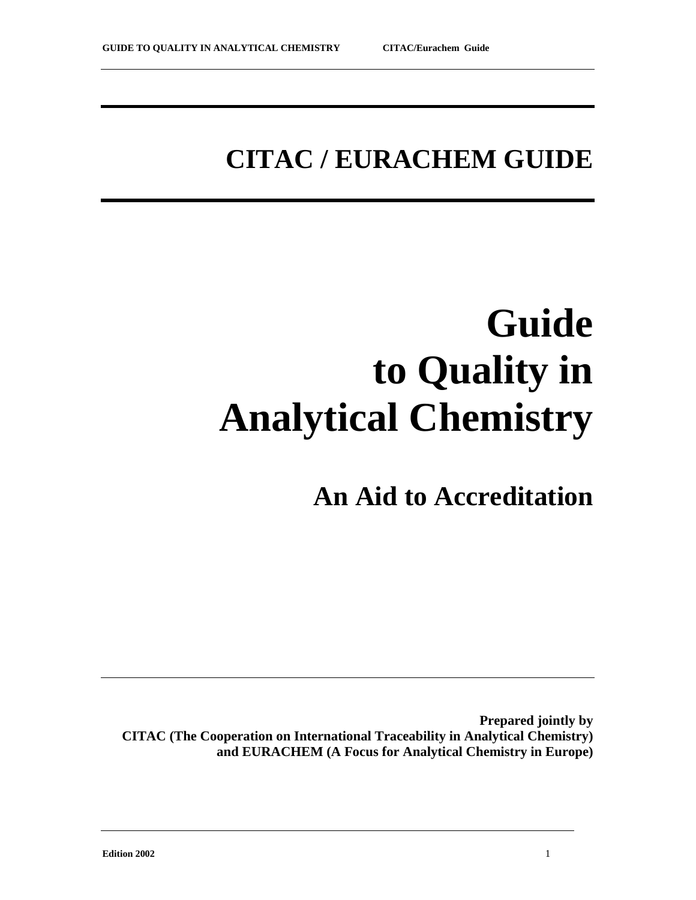# CITAC / EURACHEM GUIDE

# Guide to Quality in Analytical Chemistry

## An Aid to Accreditation

**Prepared jointly by CITAC (The Cooperation on International Traceability in Analytical Chemistry) and EURACHEM (A Focus for Analytical Chemistry in Europe)**

**Edition 2002**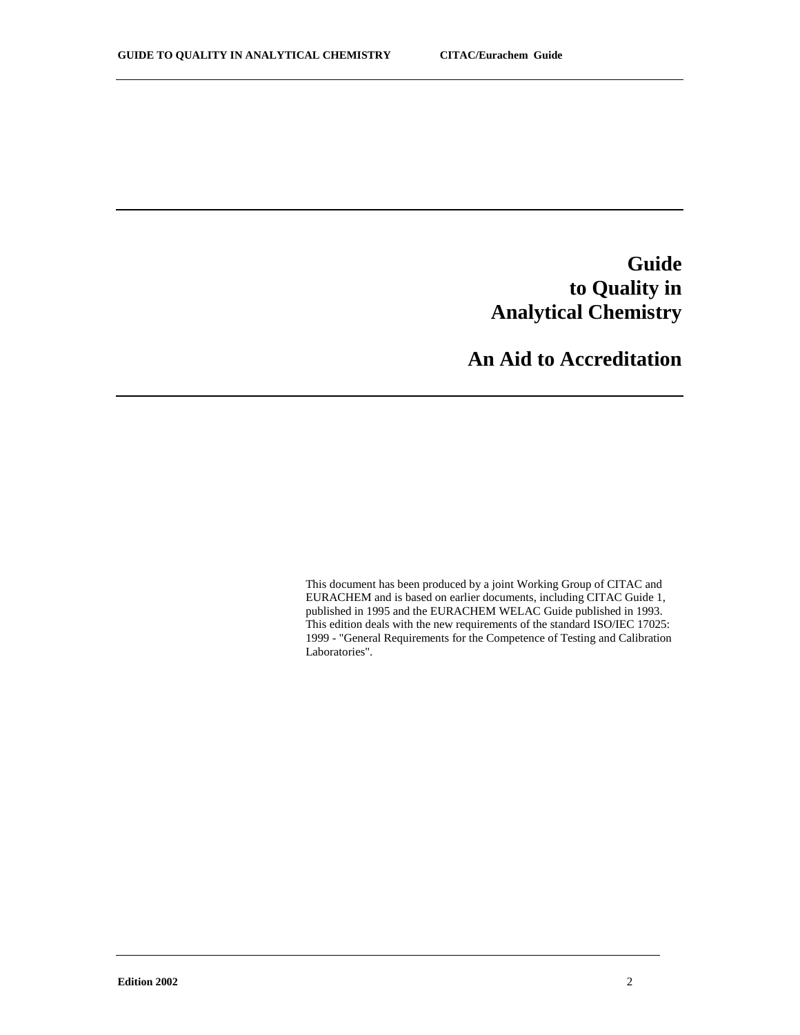# Guide to Quality in Analytical Chemistry

# An Aid to Accreditation

This document has been produced by a joint Working Group of CITAC and EURACHEM and is based on earlier documents, including CITAC Guide 1, published in 1995 and the EURACHEM WELAC Guide published in 1993. This edition deals with the new requirements of the standard ISO/IEC 17025: 1999 - "General Requirements for the Competence of Testing and Calibration Laboratories".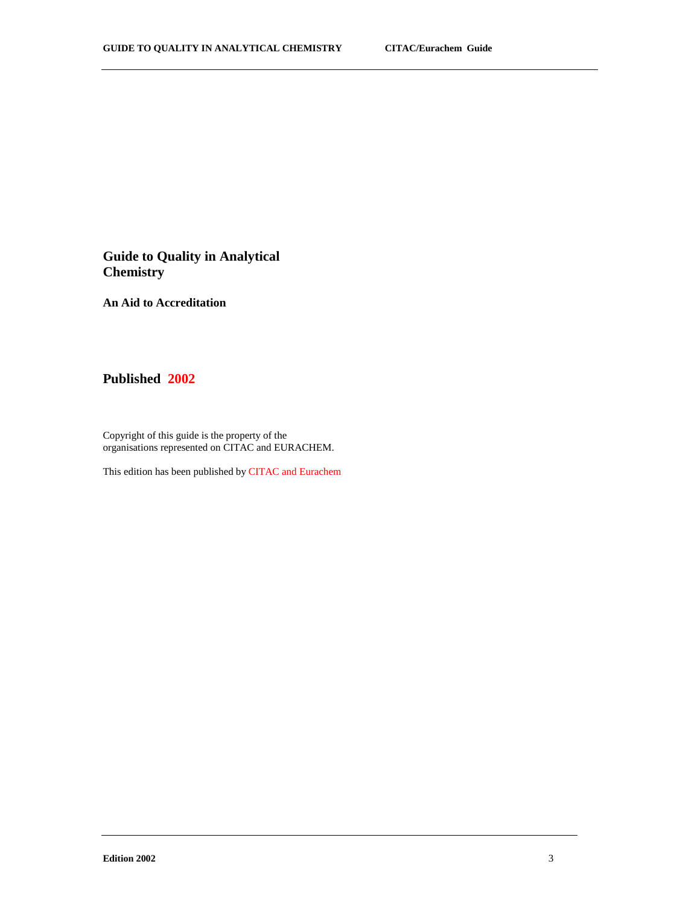# Guide to Quality in Analytical Chemistry

## An Aid to Accreditation

## Published 2002

Copyright of this guide is the property of the organisations represented on CITAC and EURACHEM.

This edition has been published by CITAC and Eurachem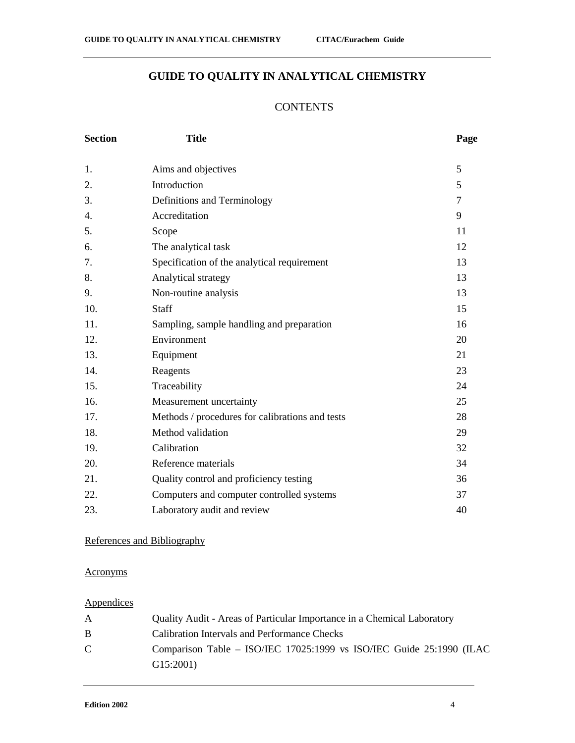# GUIDE TO QUALITY IN ANALYTICAL CHEMISTRY

## CONTENTS

| Section | Title | Page |
|---|---|---|
| 1. | Aims and objectives | 5 |
| 2. | Introduction | 5 |
| 3. | Definitions and Terminology | 7 |
| 4. | Accreditation | 9 |
| 5. | Scope | 11 |
| 6. | The analytical task | 12 |
| 7. | Specification of the analytical requirement | 13 |
| 8. | Analytical strategy | 13 |
| 9. | Non-routine analysis | 13 |
| 10. | Staff | 15 |
| 11. | Sampling, sample handling and preparation | 16 |
| 12. | Environment | 20 |
| 13. | Equipment | 21 |
| 14. | Reagents | 23 |
| 15. | Traceability | 24 |
| 16. | Measurement uncertainty | 25 |
| 17. | Methods / procedures for calibrations and tests | 28 |
| 18. | Method validation | 29 |
| 19. | Calibration | 32 |
| 20. | Reference materials | 34 |
| 21. | Quality control and proficiency testing | 36 |
| 22. | Computers and computer controlled systems | 37 |
| 23. | Laboratory audit and review | 40 |

References and Bibliography

Acronyms

Appendices

| | |
|---|---|
| A | Quality Audit - Areas of Particular Importance in a Chemical Laboratory |
| B | Calibration Intervals and Performance Checks |
| C | Comparison Table – ISO/IEC 17025:1999 vs ISO/IEC Guide 25:1990 (ILAC G15:2001) |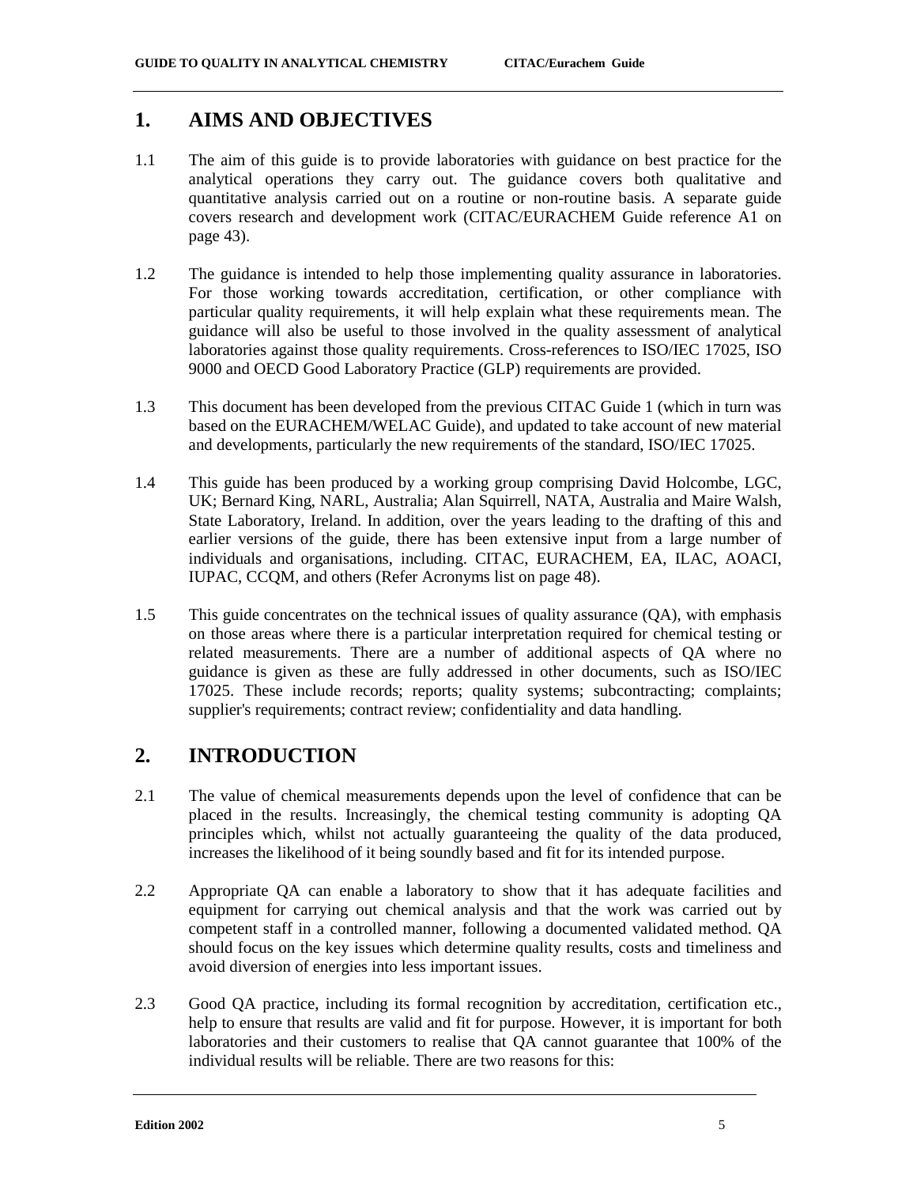## 1. AIMS AND OBJECTIVES

1.1 The aim of this guide is to provide laboratories with guidance on best practice for the analytical operations they carry out. The guidance covers both qualitative and quantitative analysis carried out on a routine or non-routine basis. A separate guide covers research and development work (CITAC/EURACHEM Guide reference A1 on page 43).

1.2 The guidance is intended to help those implementing quality assurance in laboratories. For those working towards accreditation, certification, or other compliance with particular quality requirements, it will help explain what these requirements mean. The guidance will also be useful to those involved in the quality assessment of analytical laboratories against those quality requirements. Cross-references to ISO/IEC 17025, ISO 9000 and OECD Good Laboratory Practice (GLP) requirements are provided.

1.3 This document has been developed from the previous CITAC Guide 1 (which in turn was based on the EURACHEM/WELAC Guide), and updated to take account of new material and developments, particularly the new requirements of the standard, ISO/IEC 17025.

1.4 This guide has been produced by a working group comprising David Holcombe, LGC, UK; Bernard King, NARL, Australia; Alan Squirrell, NATA, Australia and Maire Walsh, State Laboratory, Ireland. In addition, over the years leading to the drafting of this and earlier versions of the guide, there has been extensive input from a large number of individuals and organisations, including. CITAC, EURACHEM, EA, ILAC, AOACI, IUPAC, CCQM, and others (Refer Acronyms list on page 48).

1.5 This guide concentrates on the technical issues of quality assurance (QA), with emphasis on those areas where there is a particular interpretation required for chemical testing or related measurements. There are a number of additional aspects of QA where no guidance is given as these are fully addressed in other documents, such as ISO/IEC 17025. These include records; reports; quality systems; subcontracting; complaints; supplier's requirements; contract review; confidentiality and data handling.

## 2. INTRODUCTION

2.1 The value of chemical measurements depends upon the level of confidence that can be placed in the results. Increasingly, the chemical testing community is adopting QA principles which, whilst not actually guaranteeing the quality of the data produced, increases the likelihood of it being soundly based and fit for its intended purpose.

2.2 Appropriate QA can enable a laboratory to show that it has adequate facilities and equipment for carrying out chemical analysis and that the work was carried out by competent staff in a controlled manner, following a documented validated method. QA should focus on the key issues which determine quality results, costs and timeliness and avoid diversion of energies into less important issues.

2.3 Good QA practice, including its formal recognition by accreditation, certification etc., help to ensure that results are valid and fit for purpose. However, it is important for both laboratories and their customers to realise that QA cannot guarantee that 100% of the individual results will be reliable. There are two reasons for this: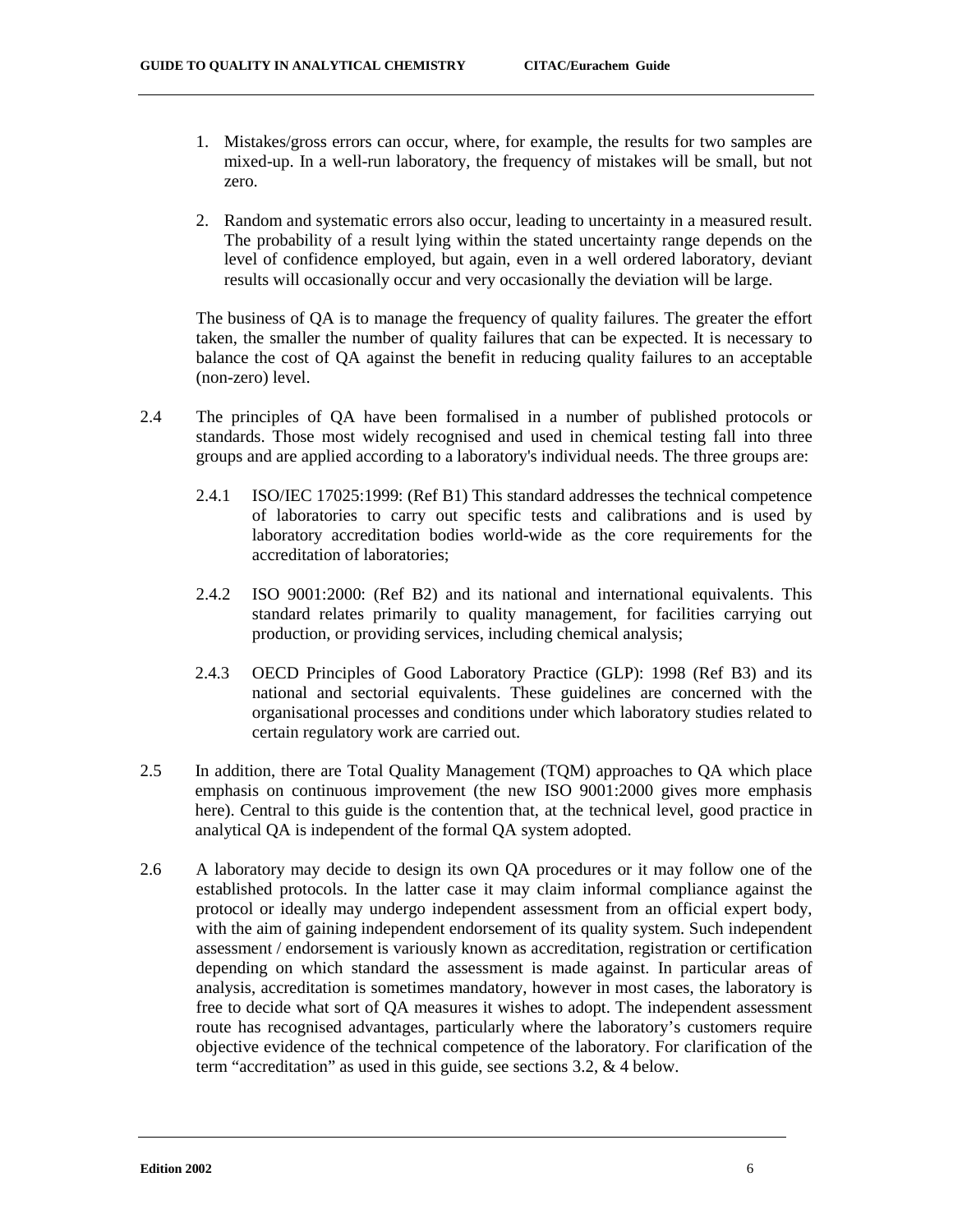1. Mistakes/gross errors can occur, where, for example, the results for two samples are mixed-up. In a well-run laboratory, the frequency of mistakes will be small, but not zero.

2. Random and systematic errors also occur, leading to uncertainty in a measured result. The probability of a result lying within the stated uncertainty range depends on the level of confidence employed, but again, even in a well ordered laboratory, deviant results will occasionally occur and very occasionally the deviation will be large.

The business of QA is to manage the frequency of quality failures. The greater the effort taken, the smaller the number of quality failures that can be expected. It is necessary to balance the cost of QA against the benefit in reducing quality failures to an acceptable (non-zero) level.

2.4 The principles of QA have been formalised in a number of published protocols or standards. Those most widely recognised and used in chemical testing fall into three groups and are applied according to a laboratory's individual needs. The three groups are:

2.4.1 ISO/IEC 17025:1999: (Ref B1) This standard addresses the technical competence of laboratories to carry out specific tests and calibrations and is used by laboratory accreditation bodies world-wide as the core requirements for the accreditation of laboratories;

2.4.2 ISO 9001:2000: (Ref B2) and its national and international equivalents. This standard relates primarily to quality management, for facilities carrying out production, or providing services, including chemical analysis;

2.4.3 OECD Principles of Good Laboratory Practice (GLP): 1998 (Ref B3) and its national and sectorial equivalents. These guidelines are concerned with the organisational processes and conditions under which laboratory studies related to certain regulatory work are carried out.

2.5 In addition, there are Total Quality Management (TQM) approaches to QA which place emphasis on continuous improvement (the new ISO 9001:2000 gives more emphasis here). Central to this guide is the contention that, at the technical level, good practice in analytical QA is independent of the formal QA system adopted.

2.6 A laboratory may decide to design its own QA procedures or it may follow one of the established protocols. In the latter case it may claim informal compliance against the protocol or ideally may undergo independent assessment from an official expert body, with the aim of gaining independent endorsement of its quality system. Such independent assessment / endorsement is variously known as accreditation, registration or certification depending on which standard the assessment is made against. In particular areas of analysis, accreditation is sometimes mandatory, however in most cases, the laboratory is free to decide what sort of QA measures it wishes to adopt. The independent assessment route has recognised advantages, particularly where the laboratory's customers require objective evidence of the technical competence of the laboratory. For clarification of the term "accreditation" as used in this guide, see sections 3.2, & 4 below.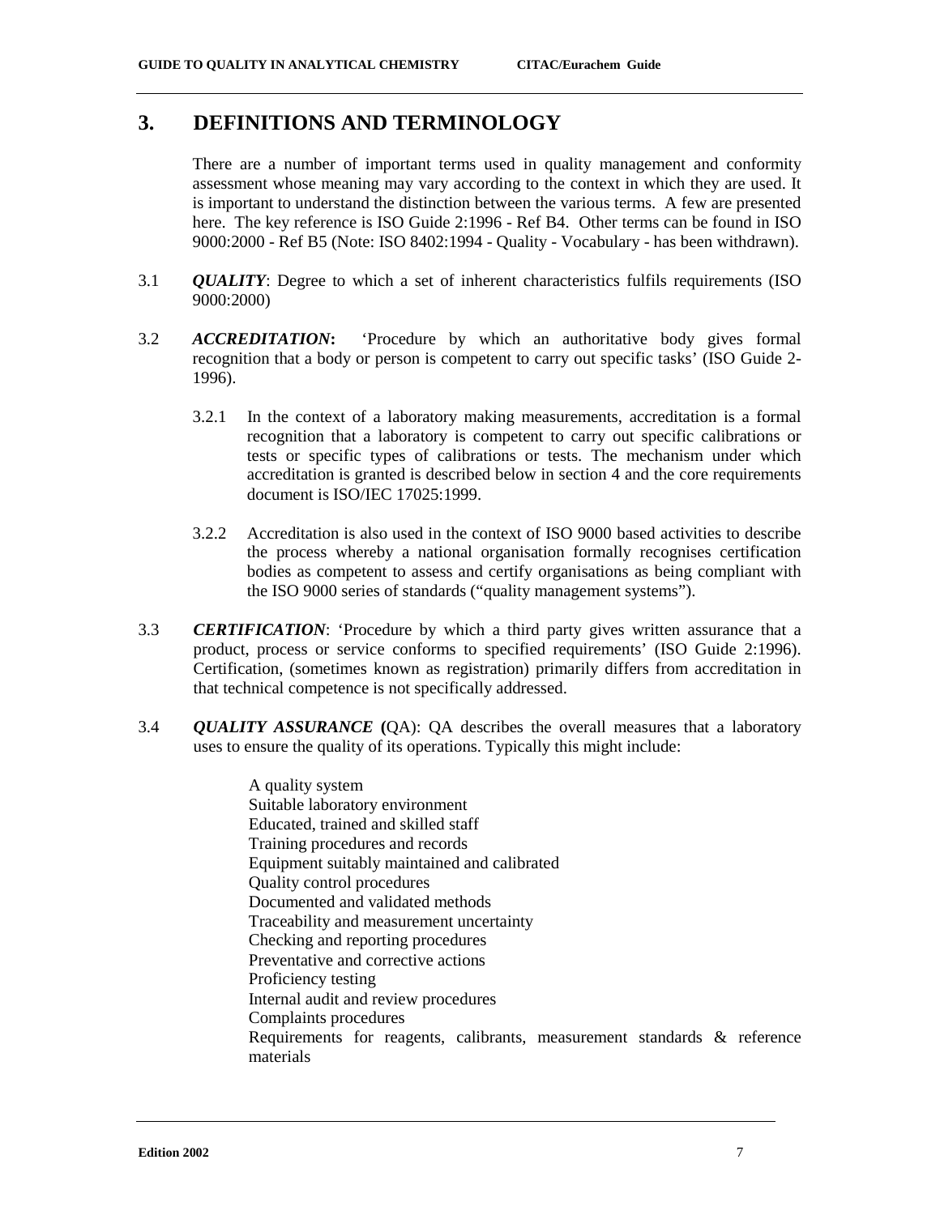# 3. DEFINITIONS AND TERMINOLOGY

There are a number of important terms used in quality management and conformity assessment whose meaning may vary according to the context in which they are used. It is important to understand the distinction between the various terms. A few are presented here. The key reference is ISO Guide 2:1996 - Ref B4. Other terms can be found in ISO 9000:2000 - Ref B5 (Note: ISO 8402:1994 - Quality - Vocabulary - has been withdrawn).

3.1 ***QUALITY***: Degree to which a set of inherent characteristics fulfils requirements (ISO 9000:2000)

3.2 ***ACCREDITATION*:** 'Procedure by which an authoritative body gives formal recognition that a body or person is competent to carry out specific tasks' (ISO Guide 2-1996).

3.2.1 In the context of a laboratory making measurements, accreditation is a formal recognition that a laboratory is competent to carry out specific calibrations or tests or specific types of calibrations or tests. The mechanism under which accreditation is granted is described below in section 4 and the core requirements document is ISO/IEC 17025:1999.

3.2.2 Accreditation is also used in the context of ISO 9000 based activities to describe the process whereby a national organisation formally recognises certification bodies as competent to assess and certify organisations as being compliant with the ISO 9000 series of standards ("quality management systems").

3.3 ***CERTIFICATION***: 'Procedure by which a third party gives written assurance that a product, process or service conforms to specified requirements' (ISO Guide 2:1996). Certification, (sometimes known as registration) primarily differs from accreditation in that technical competence is not specifically addressed.

3.4 ***QUALITY ASSURANCE*** **(**QA): QA describes the overall measures that a laboratory uses to ensure the quality of its operations. Typically this might include:

- A quality system
- Suitable laboratory environment
- Educated, trained and skilled staff
- Training procedures and records
- Equipment suitably maintained and calibrated
- Quality control procedures
- Documented and validated methods
- Traceability and measurement uncertainty
- Checking and reporting procedures
- Preventative and corrective actions
- Proficiency testing
- Internal audit and review procedures
- Complaints procedures
- Requirements for reagents, calibrants, measurement standards & reference materials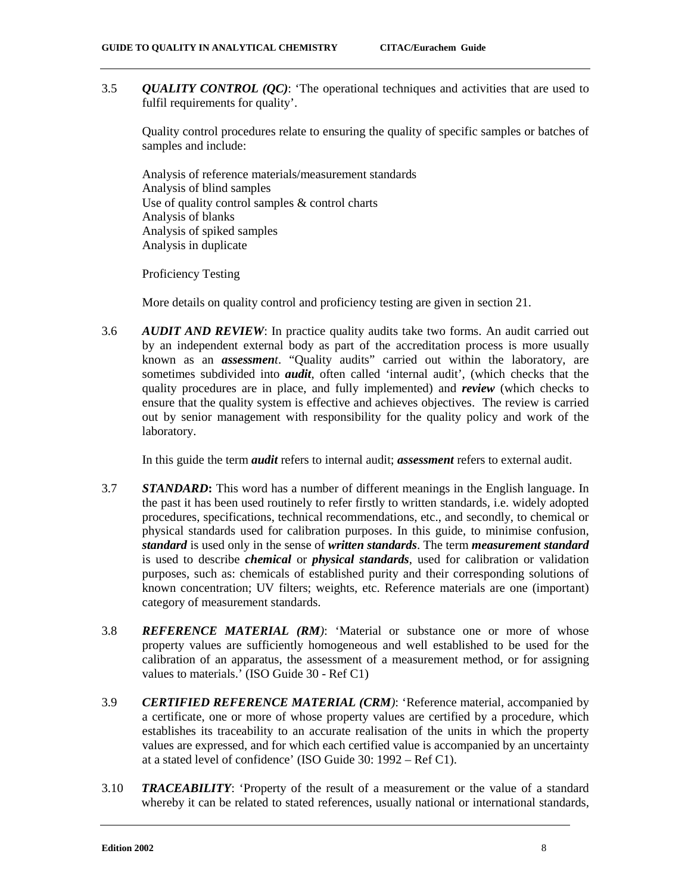3.5 ***QUALITY CONTROL (QC)***: 'The operational techniques and activities that are used to fulfil requirements for quality'.

Quality control procedures relate to ensuring the quality of specific samples or batches of samples and include:

Analysis of reference materials/measurement standards
Analysis of blind samples
Use of quality control samples & control charts
Analysis of blanks
Analysis of spiked samples
Analysis in duplicate

Proficiency Testing

More details on quality control and proficiency testing are given in section 21.

3.6 ***AUDIT AND REVIEW***: In practice quality audits take two forms. An audit carried out by an independent external body as part of the accreditation process is more usually known as an ***assessment***. "Quality audits" carried out within the laboratory, are sometimes subdivided into ***audit***, often called 'internal audit', (which checks that the quality procedures are in place, and fully implemented) and ***review*** (which checks to ensure that the quality system is effective and achieves objectives. The review is carried out by senior management with responsibility for the quality policy and work of the laboratory.

In this guide the term ***audit*** refers to internal audit; ***assessment*** refers to external audit.

3.7 ***STANDARD*:** This word has a number of different meanings in the English language. In the past it has been used routinely to refer firstly to written standards, i.e. widely adopted procedures, specifications, technical recommendations, etc., and secondly, to chemical or physical standards used for calibration purposes. In this guide, to minimise confusion, ***standard*** is used only in the sense of ***written standards***. The term ***measurement standard*** is used to describe ***chemical*** or ***physical standards***, used for calibration or validation purposes, such as: chemicals of established purity and their corresponding solutions of known concentration; UV filters; weights, etc. Reference materials are one (important) category of measurement standards.

3.8 ***REFERENCE MATERIAL (RM)***: 'Material or substance one or more of whose property values are sufficiently homogeneous and well established to be used for the calibration of an apparatus, the assessment of a measurement method, or for assigning values to materials.' (ISO Guide 30 - Ref C1)

3.9 ***CERTIFIED REFERENCE MATERIAL (CRM)***: 'Reference material, accompanied by a certificate, one or more of whose property values are certified by a procedure, which establishes its traceability to an accurate realisation of the units in which the property values are expressed, and for which each certified value is accompanied by an uncertainty at a stated level of confidence' (ISO Guide 30: 1992 – Ref C1).

3.10 ***TRACEABILITY***: 'Property of the result of a measurement or the value of a standard whereby it can be related to stated references, usually national or international standards,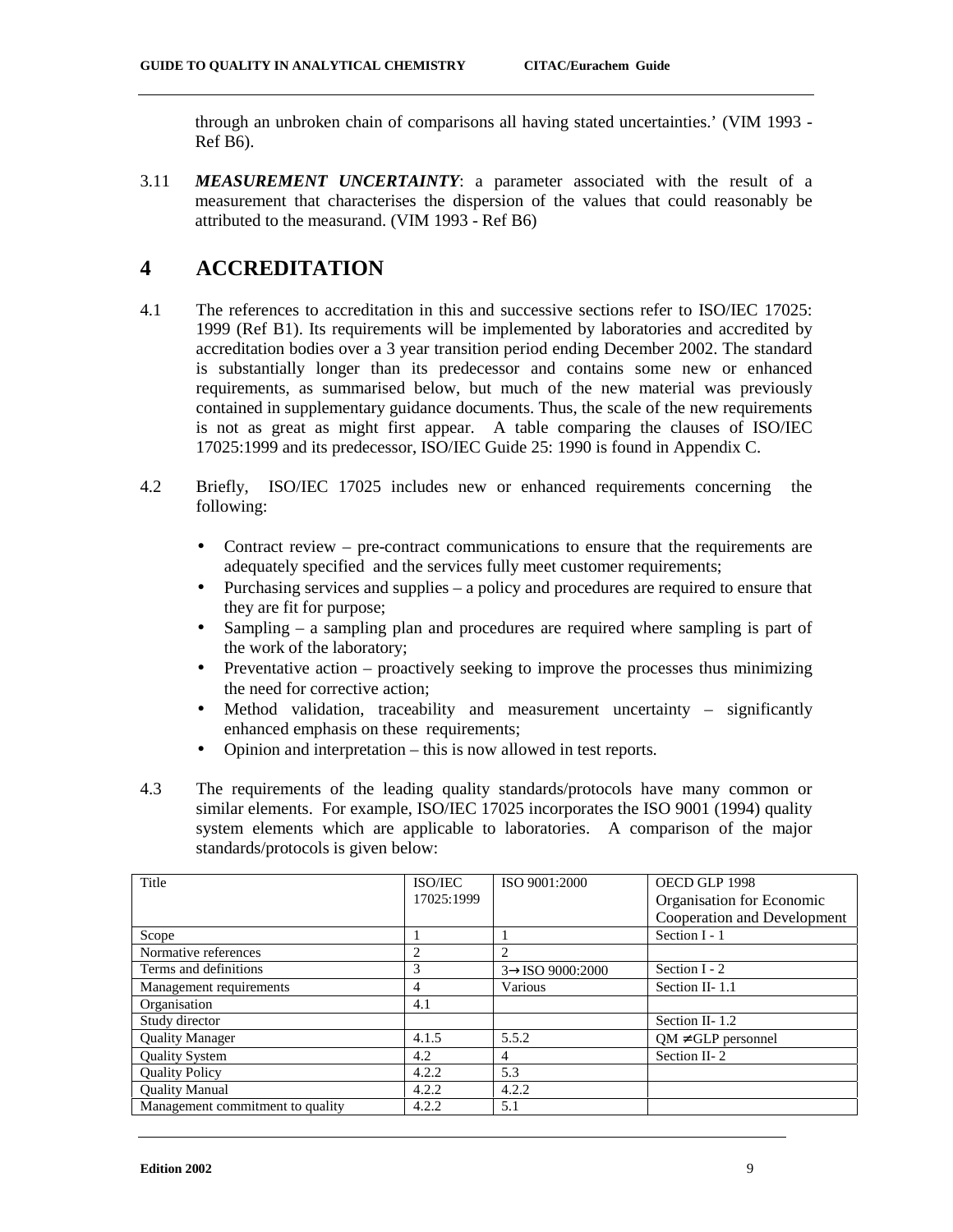through an unbroken chain of comparisons all having stated uncertainties.' (VIM 1993 - Ref B6).

3.11 ***MEASUREMENT UNCERTAINTY***: a parameter associated with the result of a measurement that characterises the dispersion of the values that could reasonably be attributed to the measurand. (VIM 1993 - Ref B6)

# 4 ACCREDITATION

4.1 The references to accreditation in this and successive sections refer to ISO/IEC 17025: 1999 (Ref B1). Its requirements will be implemented by laboratories and accredited by accreditation bodies over a 3 year transition period ending December 2002. The standard is substantially longer than its predecessor and contains some new or enhanced requirements, as summarised below, but much of the new material was previously contained in supplementary guidance documents. Thus, the scale of the new requirements is not as great as might first appear. A table comparing the clauses of ISO/IEC 17025:1999 and its predecessor, ISO/IEC Guide 25: 1990 is found in Appendix C.

4.2 Briefly, ISO/IEC 17025 includes new or enhanced requirements concerning the following:

- Contract review – pre-contract communications to ensure that the requirements are adequately specified and the services fully meet customer requirements;
- Purchasing services and supplies – a policy and procedures are required to ensure that they are fit for purpose;
- Sampling – a sampling plan and procedures are required where sampling is part of the work of the laboratory;
- Preventative action – proactively seeking to improve the processes thus minimizing the need for corrective action;
- Method validation, traceability and measurement uncertainty – significantly enhanced emphasis on these requirements;
- Opinion and interpretation – this is now allowed in test reports.

4.3 The requirements of the leading quality standards/protocols have many common or similar elements. For example, ISO/IEC 17025 incorporates the ISO 9001 (1994) quality system elements which are applicable to laboratories. A comparison of the major standards/protocols is given below:

| Title | ISO/IEC 17025:1999 | ISO 9001:2000 | OECD GLP 1998 Organisation for Economic Cooperation and Development |
|---|---|---|---|
| Scope | 1 | 1 | Section I - 1 |
| Normative references | 2 | 2 | |
| Terms and definitions | 3 | 3→ ISO 9000:2000 | Section I - 2 |
| Management requirements | 4 | Various | Section II- 1.1 |
| Organisation | 4.1 | | |
| Study director | | | Section II- 1.2 |
| Quality Manager | 4.1.5 | 5.5.2 | QM ≠ GLP personnel |
| Quality System | 4.2 | 4 | Section II- 2 |
| Quality Policy | 4.2.2 | 5.3 | |
| Quality Manual | 4.2.2 | 4.2.2 | |
| Management commitment to quality | 4.2.2 | 5.1 | |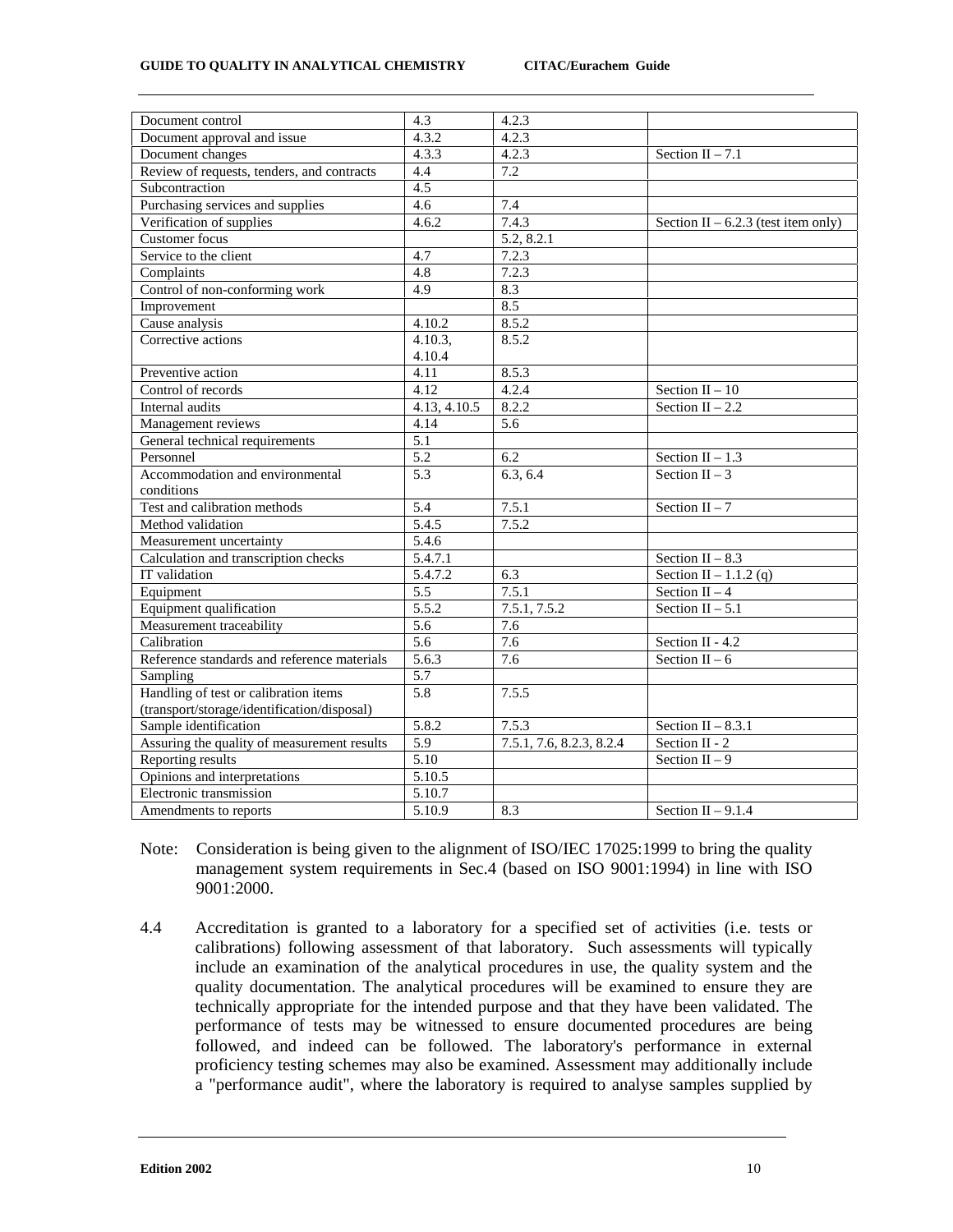| | | | |
|---|---|---|---|
| Document control | 4.3 | 4.2.3 | |
| Document approval and issue | 4.3.2 | 4.2.3 | |
| Document changes | 4.3.3 | 4.2.3 | Section II – 7.1 |
| Review of requests, tenders, and contracts | 4.4 | 7.2 | |
| Subcontraction | 4.5 | | |
| Purchasing services and supplies | 4.6 | 7.4 | |
| Verification of supplies | 4.6.2 | 7.4.3 | Section II – 6.2.3 (test item only) |
| Customer focus | | 5.2, 8.2.1 | |
| Service to the client | 4.7 | 7.2.3 | |
| Complaints | 4.8 | 7.2.3 | |
| Control of non-conforming work | 4.9 | 8.3 | |
| Improvement | | 8.5 | |
| Cause analysis | 4.10.2 | 8.5.2 | |
| Corrective actions | 4.10.3, 4.10.4 | 8.5.2 | |
| Preventive action | 4.11 | 8.5.3 | |
| Control of records | 4.12 | 4.2.4 | Section II – 10 |
| Internal audits | 4.13, 4.10.5 | 8.2.2 | Section II – 2.2 |
| Management reviews | 4.14 | 5.6 | |
| General technical requirements | 5.1 | | |
| Personnel | 5.2 | 6.2 | Section II – 1.3 |
| Accommodation and environmental conditions | 5.3 | 6.3, 6.4 | Section II – 3 |
| Test and calibration methods | 5.4 | 7.5.1 | Section II – 7 |
| Method validation | 5.4.5 | 7.5.2 | |
| Measurement uncertainty | 5.4.6 | | |
| Calculation and transcription checks | 5.4.7.1 | | Section II – 8.3 |
| IT validation | 5.4.7.2 | 6.3 | Section II – 1.1.2 (q) |
| Equipment | 5.5 | 7.5.1 | Section II – 4 |
| Equipment qualification | 5.5.2 | 7.5.1, 7.5.2 | Section II – 5.1 |
| Measurement traceability | 5.6 | 7.6 | |
| Calibration | 5.6 | 7.6 | Section II - 4.2 |
| Reference standards and reference materials | 5.6.3 | 7.6 | Section II – 6 |
| Sampling | 5.7 | | |
| Handling of test or calibration items (transport/storage/identification/disposal) | 5.8 | 7.5.5 | |
| Sample identification | 5.8.2 | 7.5.3 | Section II – 8.3.1 |
| Assuring the quality of measurement results | 5.9 | 7.5.1, 7.6, 8.2.3, 8.2.4 | Section II - 2 |
| Reporting results | 5.10 | | Section II – 9 |
| Opinions and interpretations | 5.10.5 | | |
| Electronic transmission | 5.10.7 | | |
| Amendments to reports | 5.10.9 | 8.3 | Section II – 9.1.4 |

Note: Consideration is being given to the alignment of ISO/IEC 17025:1999 to bring the quality management system requirements in Sec.4 (based on ISO 9001:1994) in line with ISO 9001:2000.

4.4 Accreditation is granted to a laboratory for a specified set of activities (i.e. tests or calibrations) following assessment of that laboratory. Such assessments will typically include an examination of the analytical procedures in use, the quality system and the quality documentation. The analytical procedures will be examined to ensure they are technically appropriate for the intended purpose and that they have been validated. The performance of tests may be witnessed to ensure documented procedures are being followed, and indeed can be followed. The laboratory's performance in external proficiency testing schemes may also be examined. Assessment may additionally include a "performance audit", where the laboratory is required to analyse samples supplied by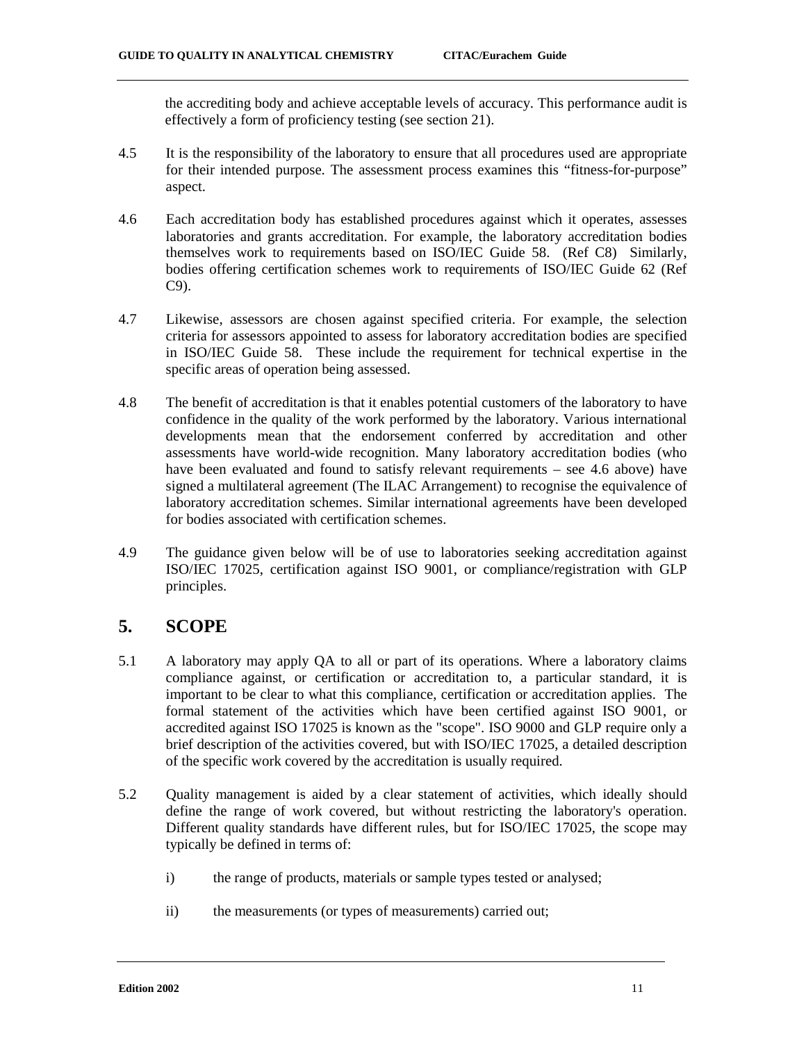the accrediting body and achieve acceptable levels of accuracy. This performance audit is effectively a form of proficiency testing (see section 21).

4.5 It is the responsibility of the laboratory to ensure that all procedures used are appropriate for their intended purpose. The assessment process examines this "fitness-for-purpose" aspect.

4.6 Each accreditation body has established procedures against which it operates, assesses laboratories and grants accreditation. For example, the laboratory accreditation bodies themselves work to requirements based on ISO/IEC Guide 58. (Ref C8) Similarly, bodies offering certification schemes work to requirements of ISO/IEC Guide 62 (Ref C9).

4.7 Likewise, assessors are chosen against specified criteria. For example, the selection criteria for assessors appointed to assess for laboratory accreditation bodies are specified in ISO/IEC Guide 58. These include the requirement for technical expertise in the specific areas of operation being assessed.

4.8 The benefit of accreditation is that it enables potential customers of the laboratory to have confidence in the quality of the work performed by the laboratory. Various international developments mean that the endorsement conferred by accreditation and other assessments have world-wide recognition. Many laboratory accreditation bodies (who have been evaluated and found to satisfy relevant requirements – see 4.6 above) have signed a multilateral agreement (The ILAC Arrangement) to recognise the equivalence of laboratory accreditation schemes. Similar international agreements have been developed for bodies associated with certification schemes.

4.9 The guidance given below will be of use to laboratories seeking accreditation against ISO/IEC 17025, certification against ISO 9001, or compliance/registration with GLP principles.

## 5. SCOPE

5.1 A laboratory may apply QA to all or part of its operations. Where a laboratory claims compliance against, or certification or accreditation to, a particular standard, it is important to be clear to what this compliance, certification or accreditation applies. The formal statement of the activities which have been certified against ISO 9001, or accredited against ISO 17025 is known as the "scope". ISO 9000 and GLP require only a brief description of the activities covered, but with ISO/IEC 17025, a detailed description of the specific work covered by the accreditation is usually required.

5.2 Quality management is aided by a clear statement of activities, which ideally should define the range of work covered, but without restricting the laboratory's operation. Different quality standards have different rules, but for ISO/IEC 17025, the scope may typically be defined in terms of:

i) the range of products, materials or sample types tested or analysed;

ii) the measurements (or types of measurements) carried out;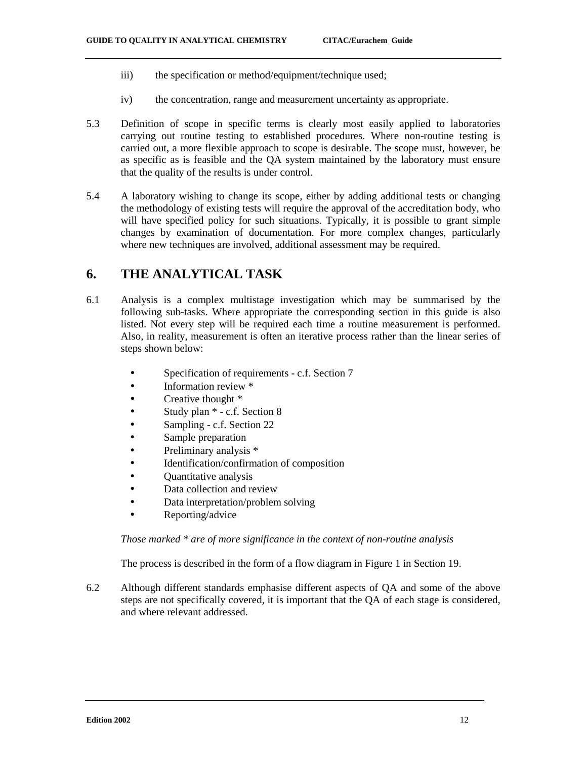iii) the specification or method/equipment/technique used;

iv) the concentration, range and measurement uncertainty as appropriate.

5.3 Definition of scope in specific terms is clearly most easily applied to laboratories carrying out routine testing to established procedures. Where non-routine testing is carried out, a more flexible approach to scope is desirable. The scope must, however, be as specific as is feasible and the QA system maintained by the laboratory must ensure that the quality of the results is under control.

5.4 A laboratory wishing to change its scope, either by adding additional tests or changing the methodology of existing tests will require the approval of the accreditation body, who will have specified policy for such situations. Typically, it is possible to grant simple changes by examination of documentation. For more complex changes, particularly where new techniques are involved, additional assessment may be required.

## 6. THE ANALYTICAL TASK

6.1 Analysis is a complex multistage investigation which may be summarised by the following sub-tasks. Where appropriate the corresponding section in this guide is also listed. Not every step will be required each time a routine measurement is performed. Also, in reality, measurement is often an iterative process rather than the linear series of steps shown below:

- Specification of requirements - c.f. Section 7
- Information review *
- Creative thought *
- Study plan * - c.f. Section 8
- Sampling - c.f. Section 22
- Sample preparation
- Preliminary analysis *
- Identification/confirmation of composition
- Quantitative analysis
- Data collection and review
- Data interpretation/problem solving
- Reporting/advice

*Those marked * are of more significance in the context of non-routine analysis*

The process is described in the form of a flow diagram in Figure 1 in Section 19.

6.2 Although different standards emphasise different aspects of QA and some of the above steps are not specifically covered, it is important that the QA of each stage is considered, and where relevant addressed.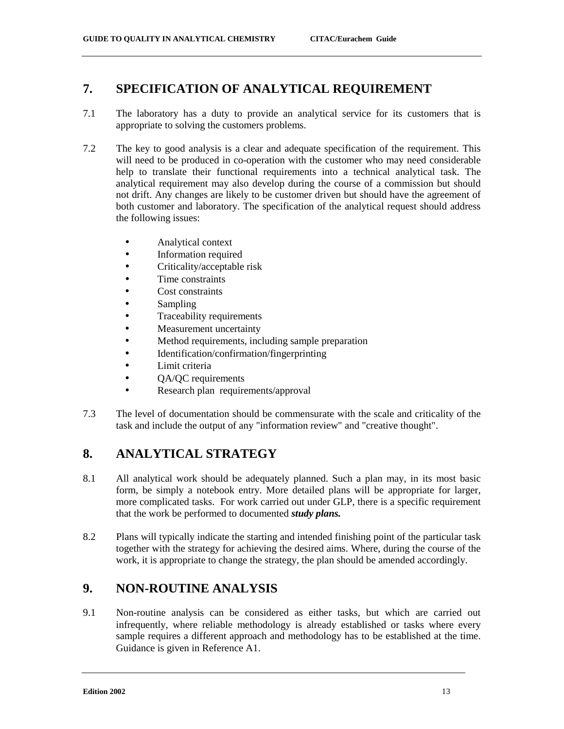## 7. SPECIFICATION OF ANALYTICAL REQUIREMENT

7.1 The laboratory has a duty to provide an analytical service for its customers that is appropriate to solving the customers problems.

7.2 The key to good analysis is a clear and adequate specification of the requirement. This will need to be produced in co-operation with the customer who may need considerable help to translate their functional requirements into a technical analytical task. The analytical requirement may also develop during the course of a commission but should not drift. Any changes are likely to be customer driven but should have the agreement of both customer and laboratory. The specification of the analytical request should address the following issues:

- Analytical context
- Information required
- Criticality/acceptable risk
- Time constraints
- Cost constraints
- Sampling
- Traceability requirements
- Measurement uncertainty
- Method requirements, including sample preparation
- Identification/confirmation/fingerprinting
- Limit criteria
- QA/QC requirements
- Research plan requirements/approval

7.3 The level of documentation should be commensurate with the scale and criticality of the task and include the output of any "information review" and "creative thought".

## 8. ANALYTICAL STRATEGY

8.1 All analytical work should be adequately planned. Such a plan may, in its most basic form, be simply a notebook entry. More detailed plans will be appropriate for larger, more complicated tasks. For work carried out under GLP, there is a specific requirement that the work be performed to documented ***study plans.***

8.2 Plans will typically indicate the starting and intended finishing point of the particular task together with the strategy for achieving the desired aims. Where, during the course of the work, it is appropriate to change the strategy, the plan should be amended accordingly.

## 9. NON-ROUTINE ANALYSIS

9.1 Non-routine analysis can be considered as either tasks, but which are carried out infrequently, where reliable methodology is already established or tasks where every sample requires a different approach and methodology has to be established at the time. Guidance is given in Reference A1.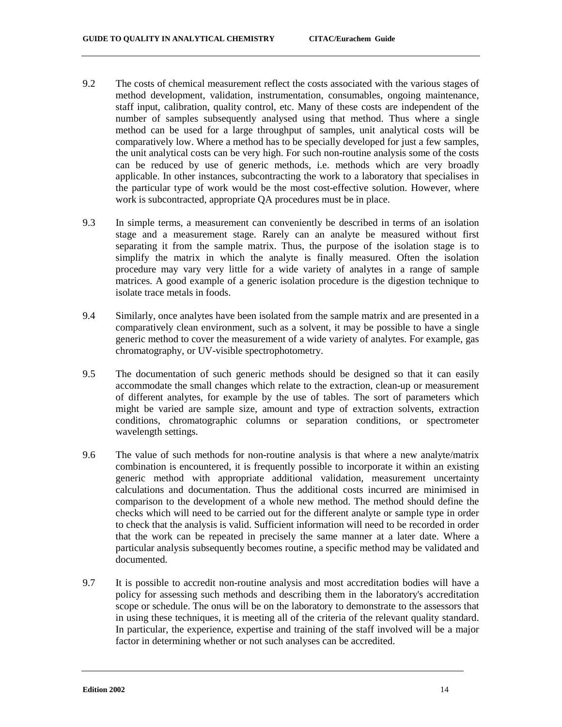9.2 The costs of chemical measurement reflect the costs associated with the various stages of method development, validation, instrumentation, consumables, ongoing maintenance, staff input, calibration, quality control, etc. Many of these costs are independent of the number of samples subsequently analysed using that method. Thus where a single method can be used for a large throughput of samples, unit analytical costs will be comparatively low. Where a method has to be specially developed for just a few samples, the unit analytical costs can be very high. For such non-routine analysis some of the costs can be reduced by use of generic methods, i.e. methods which are very broadly applicable. In other instances, subcontracting the work to a laboratory that specialises in the particular type of work would be the most cost-effective solution. However, where work is subcontracted, appropriate QA procedures must be in place.

9.3 In simple terms, a measurement can conveniently be described in terms of an isolation stage and a measurement stage. Rarely can an analyte be measured without first separating it from the sample matrix. Thus, the purpose of the isolation stage is to simplify the matrix in which the analyte is finally measured. Often the isolation procedure may vary very little for a wide variety of analytes in a range of sample matrices. A good example of a generic isolation procedure is the digestion technique to isolate trace metals in foods.

9.4 Similarly, once analytes have been isolated from the sample matrix and are presented in a comparatively clean environment, such as a solvent, it may be possible to have a single generic method to cover the measurement of a wide variety of analytes. For example, gas chromatography, or UV-visible spectrophotometry.

9.5 The documentation of such generic methods should be designed so that it can easily accommodate the small changes which relate to the extraction, clean-up or measurement of different analytes, for example by the use of tables. The sort of parameters which might be varied are sample size, amount and type of extraction solvents, extraction conditions, chromatographic columns or separation conditions, or spectrometer wavelength settings.

9.6 The value of such methods for non-routine analysis is that where a new analyte/matrix combination is encountered, it is frequently possible to incorporate it within an existing generic method with appropriate additional validation, measurement uncertainty calculations and documentation. Thus the additional costs incurred are minimised in comparison to the development of a whole new method. The method should define the checks which will need to be carried out for the different analyte or sample type in order to check that the analysis is valid. Sufficient information will need to be recorded in order that the work can be repeated in precisely the same manner at a later date. Where a particular analysis subsequently becomes routine, a specific method may be validated and documented.

9.7 It is possible to accredit non-routine analysis and most accreditation bodies will have a policy for assessing such methods and describing them in the laboratory's accreditation scope or schedule. The onus will be on the laboratory to demonstrate to the assessors that in using these techniques, it is meeting all of the criteria of the relevant quality standard. In particular, the experience, expertise and training of the staff involved will be a major factor in determining whether or not such analyses can be accredited.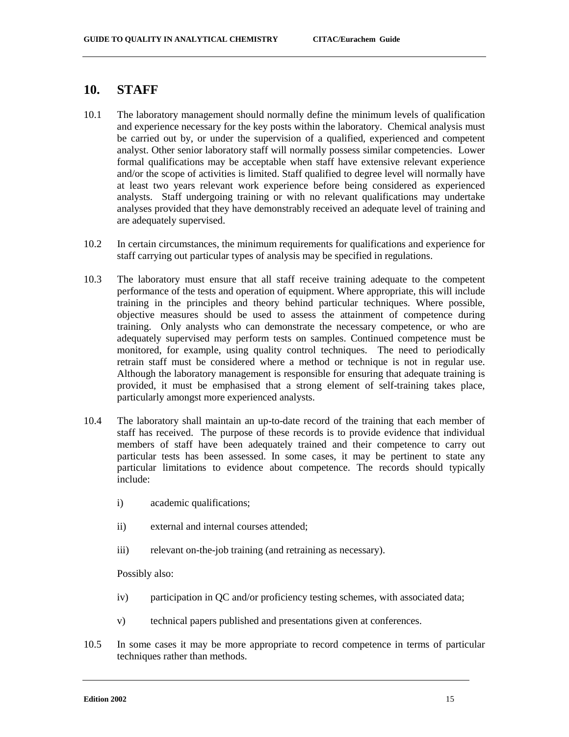## 10. STAFF

10.1 The laboratory management should normally define the minimum levels of qualification and experience necessary for the key posts within the laboratory. Chemical analysis must be carried out by, or under the supervision of a qualified, experienced and competent analyst. Other senior laboratory staff will normally possess similar competencies. Lower formal qualifications may be acceptable when staff have extensive relevant experience and/or the scope of activities is limited. Staff qualified to degree level will normally have at least two years relevant work experience before being considered as experienced analysts. Staff undergoing training or with no relevant qualifications may undertake analyses provided that they have demonstrably received an adequate level of training and are adequately supervised.

10.2 In certain circumstances, the minimum requirements for qualifications and experience for staff carrying out particular types of analysis may be specified in regulations.

10.3 The laboratory must ensure that all staff receive training adequate to the competent performance of the tests and operation of equipment. Where appropriate, this will include training in the principles and theory behind particular techniques. Where possible, objective measures should be used to assess the attainment of competence during training. Only analysts who can demonstrate the necessary competence, or who are adequately supervised may perform tests on samples. Continued competence must be monitored, for example, using quality control techniques. The need to periodically retrain staff must be considered where a method or technique is not in regular use. Although the laboratory management is responsible for ensuring that adequate training is provided, it must be emphasised that a strong element of self-training takes place, particularly amongst more experienced analysts.

10.4 The laboratory shall maintain an up-to-date record of the training that each member of staff has received. The purpose of these records is to provide evidence that individual members of staff have been adequately trained and their competence to carry out particular tests has been assessed. In some cases, it may be pertinent to state any particular limitations to evidence about competence. The records should typically include:

i) academic qualifications;

ii) external and internal courses attended;

iii) relevant on-the-job training (and retraining as necessary).

Possibly also:

iv) participation in QC and/or proficiency testing schemes, with associated data;

v) technical papers published and presentations given at conferences.

10.5 In some cases it may be more appropriate to record competence in terms of particular techniques rather than methods.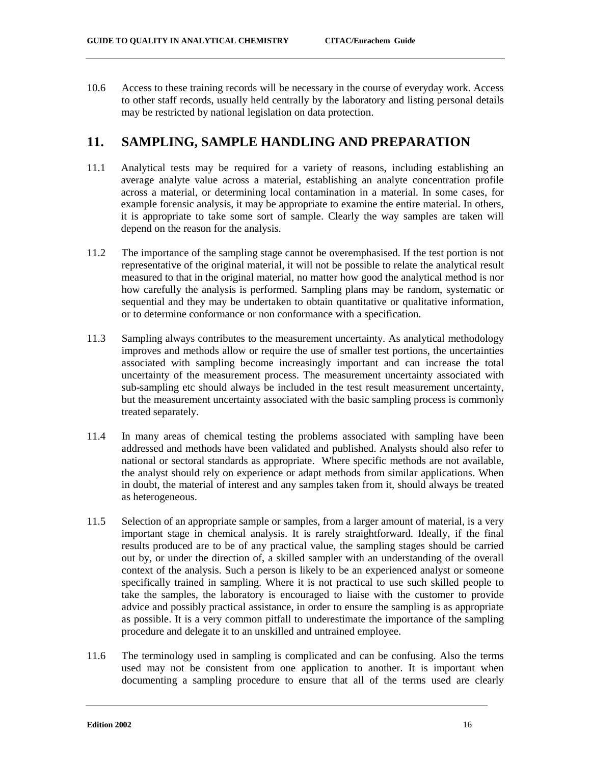10.6 Access to these training records will be necessary in the course of everyday work. Access to other staff records, usually held centrally by the laboratory and listing personal details may be restricted by national legislation on data protection.

## 11. SAMPLING, SAMPLE HANDLING AND PREPARATION

11.1 Analytical tests may be required for a variety of reasons, including establishing an average analyte value across a material, establishing an analyte concentration profile across a material, or determining local contamination in a material. In some cases, for example forensic analysis, it may be appropriate to examine the entire material. In others, it is appropriate to take some sort of sample. Clearly the way samples are taken will depend on the reason for the analysis.

11.2 The importance of the sampling stage cannot be overemphasised. If the test portion is not representative of the original material, it will not be possible to relate the analytical result measured to that in the original material, no matter how good the analytical method is nor how carefully the analysis is performed. Sampling plans may be random, systematic or sequential and they may be undertaken to obtain quantitative or qualitative information, or to determine conformance or non conformance with a specification.

11.3 Sampling always contributes to the measurement uncertainty. As analytical methodology improves and methods allow or require the use of smaller test portions, the uncertainties associated with sampling become increasingly important and can increase the total uncertainty of the measurement process. The measurement uncertainty associated with sub-sampling etc should always be included in the test result measurement uncertainty, but the measurement uncertainty associated with the basic sampling process is commonly treated separately.

11.4 In many areas of chemical testing the problems associated with sampling have been addressed and methods have been validated and published. Analysts should also refer to national or sectoral standards as appropriate. Where specific methods are not available, the analyst should rely on experience or adapt methods from similar applications. When in doubt, the material of interest and any samples taken from it, should always be treated as heterogeneous.

11.5 Selection of an appropriate sample or samples, from a larger amount of material, is a very important stage in chemical analysis. It is rarely straightforward. Ideally, if the final results produced are to be of any practical value, the sampling stages should be carried out by, or under the direction of, a skilled sampler with an understanding of the overall context of the analysis. Such a person is likely to be an experienced analyst or someone specifically trained in sampling. Where it is not practical to use such skilled people to take the samples, the laboratory is encouraged to liaise with the customer to provide advice and possibly practical assistance, in order to ensure the sampling is as appropriate as possible. It is a very common pitfall to underestimate the importance of the sampling procedure and delegate it to an unskilled and untrained employee.

11.6 The terminology used in sampling is complicated and can be confusing. Also the terms used may not be consistent from one application to another. It is important when documenting a sampling procedure to ensure that all of the terms used are clearly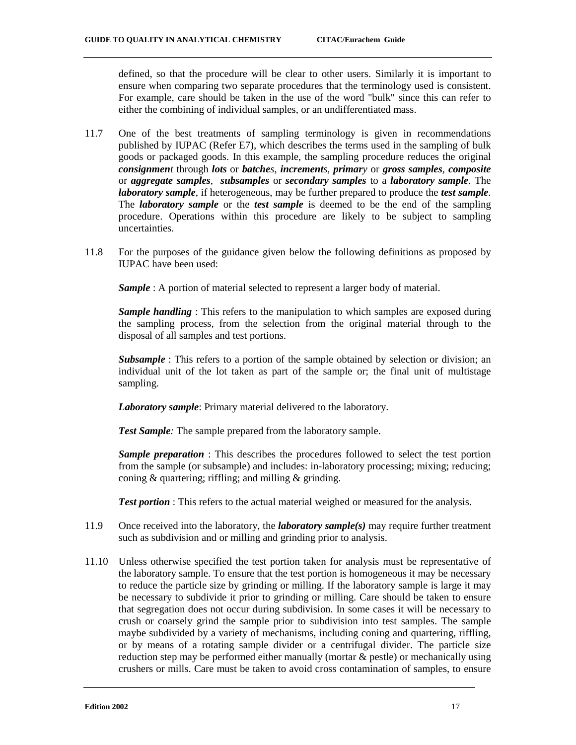defined, so that the procedure will be clear to other users. Similarly it is important to ensure when comparing two separate procedures that the terminology used is consistent. For example, care should be taken in the use of the word "bulk" since this can refer to either the combining of individual samples, or an undifferentiated mass.

11.7 One of the best treatments of sampling terminology is given in recommendations published by IUPAC (Refer E7), which describes the terms used in the sampling of bulk goods or packaged goods. In this example, the sampling procedure reduces the original ***consignmen**t* through ***lots*** or ***batche**s*, ***increment**s*, ***primar**y* or ***gross samples***, ***composite*** or ***aggregate samples***, ***subsamples*** or ***secondary samples*** to a ***laboratory sample***. The ***laboratory sample***, if heterogeneous, may be further prepared to produce the ***test sample***. The ***laboratory sample*** or the ***test sample*** is deemed to be the end of the sampling procedure. Operations within this procedure are likely to be subject to sampling uncertainties.

11.8 For the purposes of the guidance given below the following definitions as proposed by IUPAC have been used:

***Sample*** : A portion of material selected to represent a larger body of material.

***Sample handling*** : This refers to the manipulation to which samples are exposed during the sampling process, from the selection from the original material through to the disposal of all samples and test portions.

***Subsample*** : This refers to a portion of the sample obtained by selection or division; an individual unit of the lot taken as part of the sample or; the final unit of multistage sampling.

***Laboratory sample***: Primary material delivered to the laboratory.

***Test Sample**:* The sample prepared from the laboratory sample.

***Sample preparation*** : This describes the procedures followed to select the test portion from the sample (or subsample) and includes: in-laboratory processing; mixing; reducing; coning & quartering; riffling; and milling & grinding.

***Test portion*** : This refers to the actual material weighed or measured for the analysis.

11.9 Once received into the laboratory, the ***laboratory sample(s)*** may require further treatment such as subdivision and or milling and grinding prior to analysis.

11.10 Unless otherwise specified the test portion taken for analysis must be representative of the laboratory sample. To ensure that the test portion is homogeneous it may be necessary to reduce the particle size by grinding or milling. If the laboratory sample is large it may be necessary to subdivide it prior to grinding or milling. Care should be taken to ensure that segregation does not occur during subdivision. In some cases it will be necessary to crush or coarsely grind the sample prior to subdivision into test samples. The sample maybe subdivided by a variety of mechanisms, including coning and quartering, riffling, or by means of a rotating sample divider or a centrifugal divider. The particle size reduction step may be performed either manually (mortar & pestle) or mechanically using crushers or mills. Care must be taken to avoid cross contamination of samples, to ensure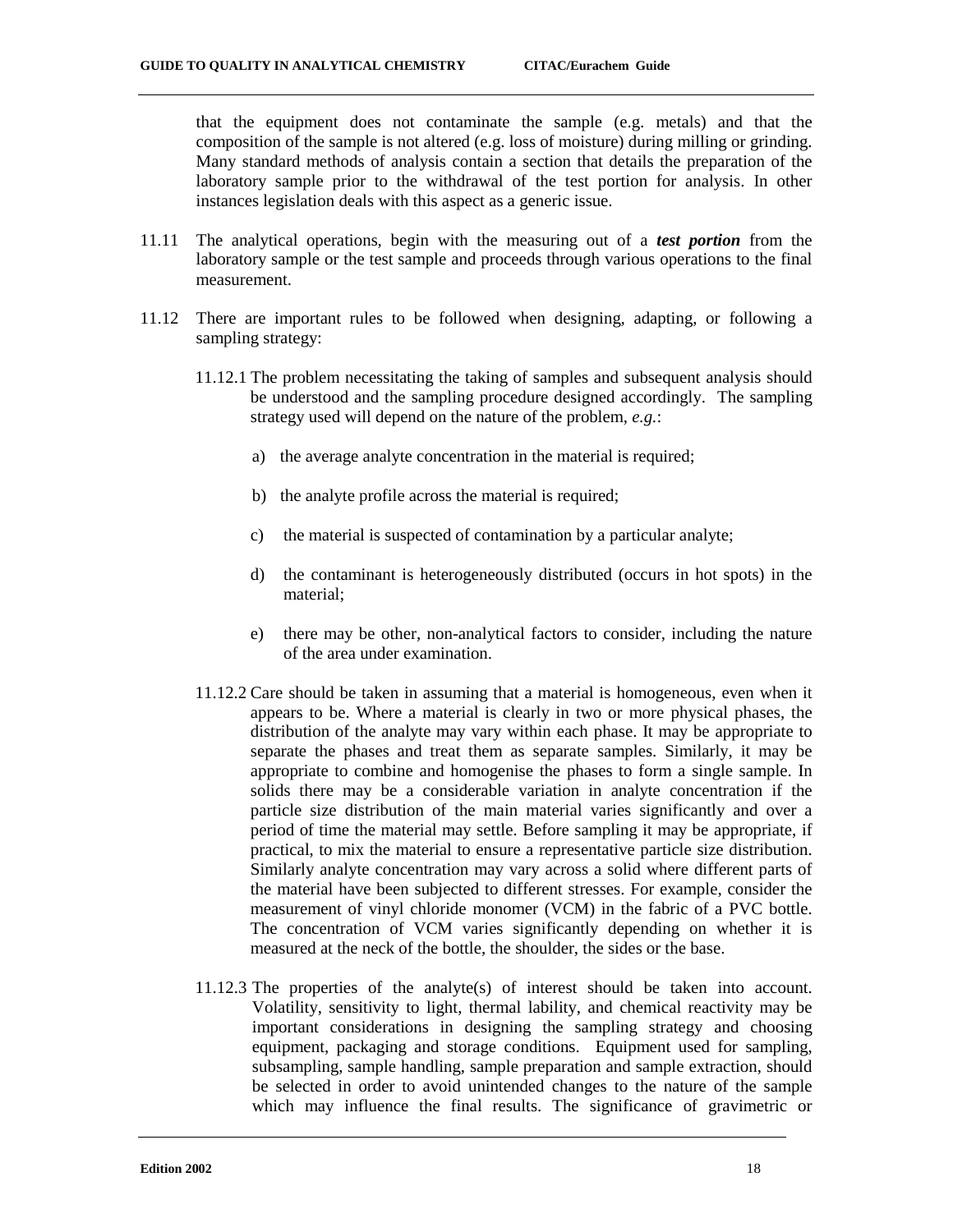that the equipment does not contaminate the sample (e.g. metals) and that the composition of the sample is not altered (e.g. loss of moisture) during milling or grinding. Many standard methods of analysis contain a section that details the preparation of the laboratory sample prior to the withdrawal of the test portion for analysis. In other instances legislation deals with this aspect as a generic issue.

11.11 The analytical operations, begin with the measuring out of a ***test portion*** from the laboratory sample or the test sample and proceeds through various operations to the final measurement.

11.12 There are important rules to be followed when designing, adapting, or following a sampling strategy:

11.12.1 The problem necessitating the taking of samples and subsequent analysis should be understood and the sampling procedure designed accordingly. The sampling strategy used will depend on the nature of the problem, *e.g.*:

a) the average analyte concentration in the material is required;

b) the analyte profile across the material is required;

c) the material is suspected of contamination by a particular analyte;

d) the contaminant is heterogeneously distributed (occurs in hot spots) in the material;

e) there may be other, non-analytical factors to consider, including the nature of the area under examination.

11.12.2 Care should be taken in assuming that a material is homogeneous, even when it appears to be. Where a material is clearly in two or more physical phases, the distribution of the analyte may vary within each phase. It may be appropriate to separate the phases and treat them as separate samples. Similarly, it may be appropriate to combine and homogenise the phases to form a single sample. In solids there may be a considerable variation in analyte concentration if the particle size distribution of the main material varies significantly and over a period of time the material may settle. Before sampling it may be appropriate, if practical, to mix the material to ensure a representative particle size distribution. Similarly analyte concentration may vary across a solid where different parts of the material have been subjected to different stresses. For example, consider the measurement of vinyl chloride monomer (VCM) in the fabric of a PVC bottle. The concentration of VCM varies significantly depending on whether it is measured at the neck of the bottle, the shoulder, the sides or the base.

11.12.3 The properties of the analyte(s) of interest should be taken into account. Volatility, sensitivity to light, thermal lability, and chemical reactivity may be important considerations in designing the sampling strategy and choosing equipment, packaging and storage conditions. Equipment used for sampling, subsampling, sample handling, sample preparation and sample extraction, should be selected in order to avoid unintended changes to the nature of the sample which may influence the final results. The significance of gravimetric or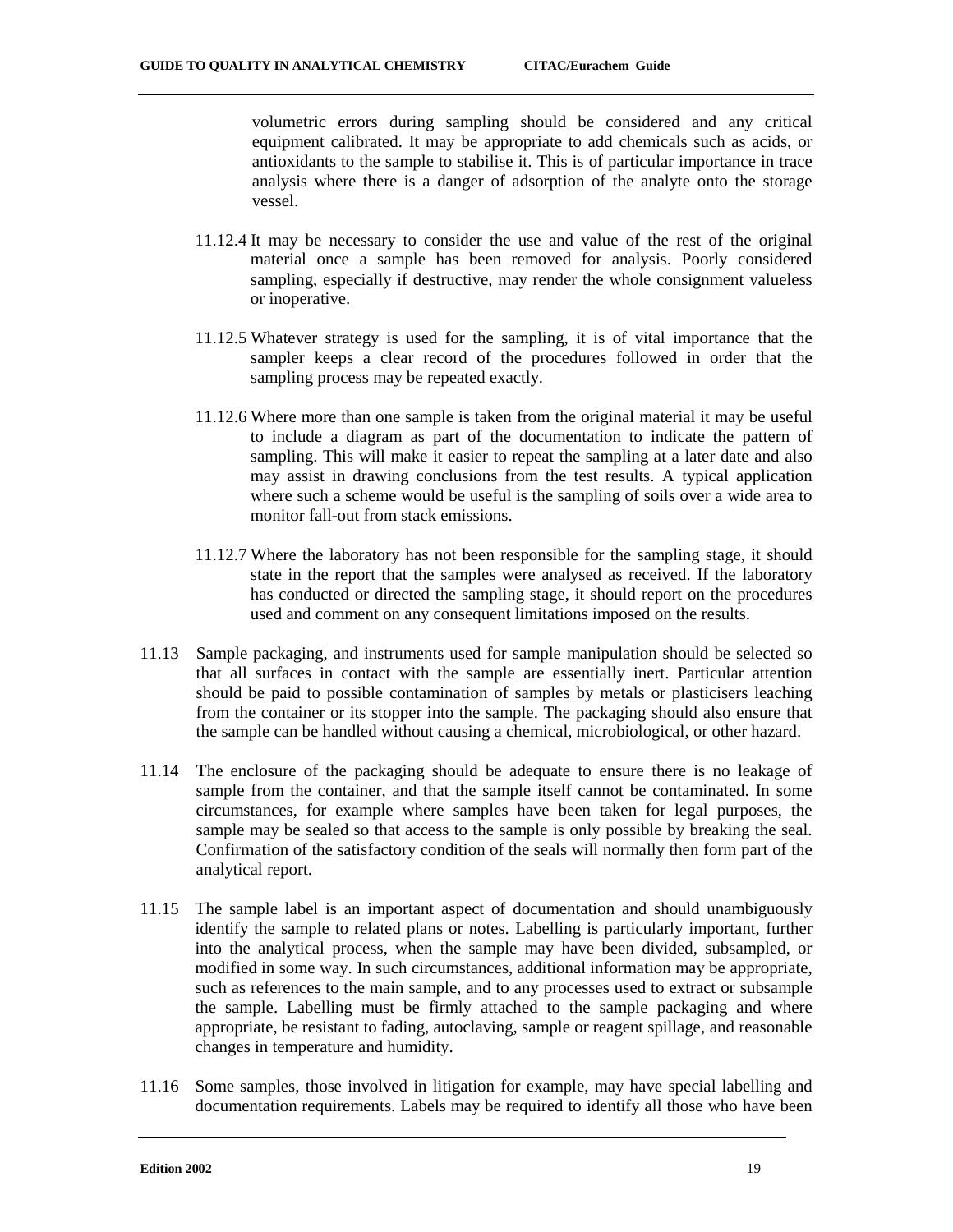volumetric errors during sampling should be considered and any critical equipment calibrated. It may be appropriate to add chemicals such as acids, or antioxidants to the sample to stabilise it. This is of particular importance in trace analysis where there is a danger of adsorption of the analyte onto the storage vessel.

11.12.4 It may be necessary to consider the use and value of the rest of the original material once a sample has been removed for analysis. Poorly considered sampling, especially if destructive, may render the whole consignment valueless or inoperative.

11.12.5 Whatever strategy is used for the sampling, it is of vital importance that the sampler keeps a clear record of the procedures followed in order that the sampling process may be repeated exactly.

11.12.6 Where more than one sample is taken from the original material it may be useful to include a diagram as part of the documentation to indicate the pattern of sampling. This will make it easier to repeat the sampling at a later date and also may assist in drawing conclusions from the test results. A typical application where such a scheme would be useful is the sampling of soils over a wide area to monitor fall-out from stack emissions.

11.12.7 Where the laboratory has not been responsible for the sampling stage, it should state in the report that the samples were analysed as received. If the laboratory has conducted or directed the sampling stage, it should report on the procedures used and comment on any consequent limitations imposed on the results.

11.13 Sample packaging, and instruments used for sample manipulation should be selected so that all surfaces in contact with the sample are essentially inert. Particular attention should be paid to possible contamination of samples by metals or plasticisers leaching from the container or its stopper into the sample. The packaging should also ensure that the sample can be handled without causing a chemical, microbiological, or other hazard.

11.14 The enclosure of the packaging should be adequate to ensure there is no leakage of sample from the container, and that the sample itself cannot be contaminated. In some circumstances, for example where samples have been taken for legal purposes, the sample may be sealed so that access to the sample is only possible by breaking the seal. Confirmation of the satisfactory condition of the seals will normally then form part of the analytical report.

11.15 The sample label is an important aspect of documentation and should unambiguously identify the sample to related plans or notes. Labelling is particularly important, further into the analytical process, when the sample may have been divided, subsampled, or modified in some way. In such circumstances, additional information may be appropriate, such as references to the main sample, and to any processes used to extract or subsample the sample. Labelling must be firmly attached to the sample packaging and where appropriate, be resistant to fading, autoclaving, sample or reagent spillage, and reasonable changes in temperature and humidity.

11.16 Some samples, those involved in litigation for example, may have special labelling and documentation requirements. Labels may be required to identify all those who have been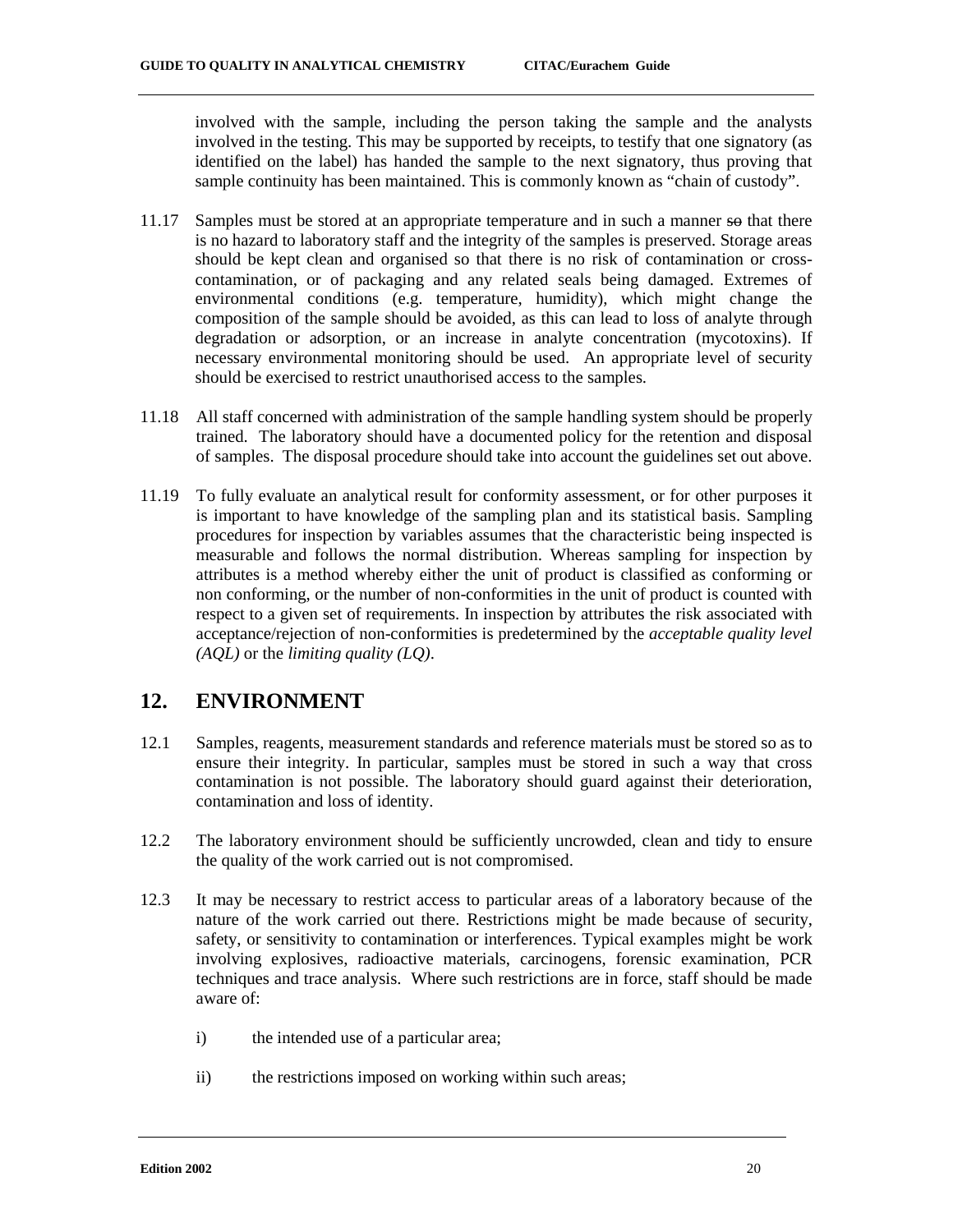involved with the sample, including the person taking the sample and the analysts involved in the testing. This may be supported by receipts, to testify that one signatory (as identified on the label) has handed the sample to the next signatory, thus proving that sample continuity has been maintained. This is commonly known as "chain of custody".

11.17 Samples must be stored at an appropriate temperature and in such a manner ~~so~~ that there is no hazard to laboratory staff and the integrity of the samples is preserved. Storage areas should be kept clean and organised so that there is no risk of contamination or cross-contamination, or of packaging and any related seals being damaged. Extremes of environmental conditions (e.g. temperature, humidity), which might change the composition of the sample should be avoided, as this can lead to loss of analyte through degradation or adsorption, or an increase in analyte concentration (mycotoxins). If necessary environmental monitoring should be used. An appropriate level of security should be exercised to restrict unauthorised access to the samples.

11.18 All staff concerned with administration of the sample handling system should be properly trained. The laboratory should have a documented policy for the retention and disposal of samples. The disposal procedure should take into account the guidelines set out above.

11.19 To fully evaluate an analytical result for conformity assessment, or for other purposes it is important to have knowledge of the sampling plan and its statistical basis. Sampling procedures for inspection by variables assumes that the characteristic being inspected is measurable and follows the normal distribution. Whereas sampling for inspection by attributes is a method whereby either the unit of product is classified as conforming or non conforming, or the number of non-conformities in the unit of product is counted with respect to a given set of requirements. In inspection by attributes the risk associated with acceptance/rejection of non-conformities is predetermined by the *acceptable quality level (AQL)* or the *limiting quality (LQ)*.

## 12. ENVIRONMENT

12.1 Samples, reagents, measurement standards and reference materials must be stored so as to ensure their integrity. In particular, samples must be stored in such a way that cross contamination is not possible. The laboratory should guard against their deterioration, contamination and loss of identity.

12.2 The laboratory environment should be sufficiently uncrowded, clean and tidy to ensure the quality of the work carried out is not compromised.

12.3 It may be necessary to restrict access to particular areas of a laboratory because of the nature of the work carried out there. Restrictions might be made because of security, safety, or sensitivity to contamination or interferences. Typical examples might be work involving explosives, radioactive materials, carcinogens, forensic examination, PCR techniques and trace analysis. Where such restrictions are in force, staff should be made aware of:

i) the intended use of a particular area;

ii) the restrictions imposed on working within such areas;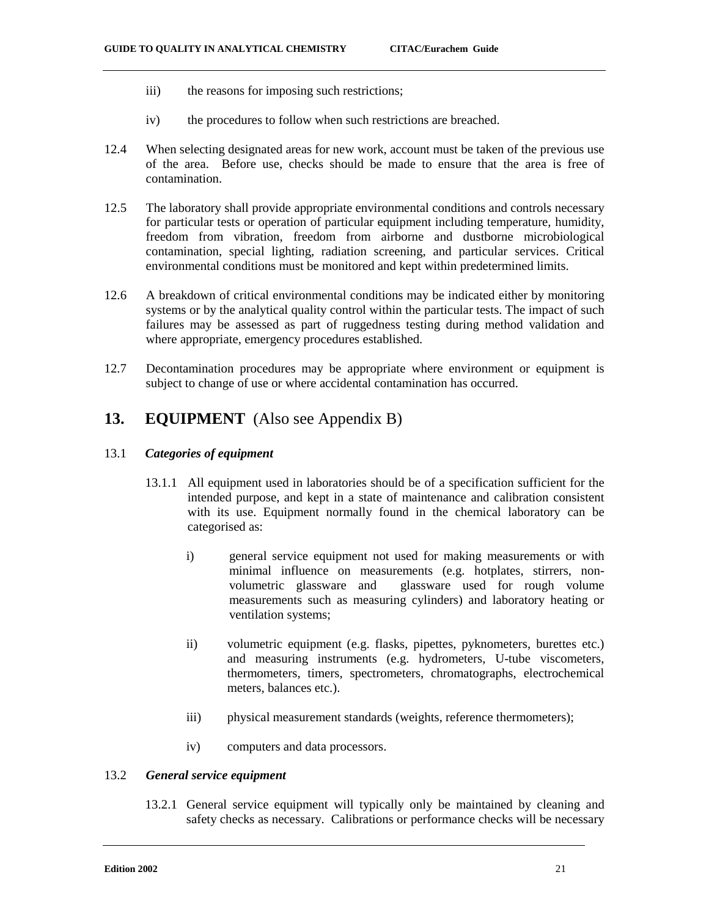iii) the reasons for imposing such restrictions;

iv) the procedures to follow when such restrictions are breached.

12.4 When selecting designated areas for new work, account must be taken of the previous use of the area. Before use, checks should be made to ensure that the area is free of contamination.

12.5 The laboratory shall provide appropriate environmental conditions and controls necessary for particular tests or operation of particular equipment including temperature, humidity, freedom from vibration, freedom from airborne and dustborne microbiological contamination, special lighting, radiation screening, and particular services. Critical environmental conditions must be monitored and kept within predetermined limits.

12.6 A breakdown of critical environmental conditions may be indicated either by monitoring systems or by the analytical quality control within the particular tests. The impact of such failures may be assessed as part of ruggedness testing during method validation and where appropriate, emergency procedures established.

12.7 Decontamination procedures may be appropriate where environment or equipment is subject to change of use or where accidental contamination has occurred.

## 13. EQUIPMENT (Also see Appendix B)

13.1 ***Categories of equipment***

13.1.1 All equipment used in laboratories should be of a specification sufficient for the intended purpose, and kept in a state of maintenance and calibration consistent with its use. Equipment normally found in the chemical laboratory can be categorised as:

i) general service equipment not used for making measurements or with minimal influence on measurements (e.g. hotplates, stirrers, non-volumetric glassware and glassware used for rough volume measurements such as measuring cylinders) and laboratory heating or ventilation systems;

ii) volumetric equipment (e.g. flasks, pipettes, pyknometers, burettes etc.) and measuring instruments (e.g. hydrometers, U-tube viscometers, thermometers, timers, spectrometers, chromatographs, electrochemical meters, balances etc.).

iii) physical measurement standards (weights, reference thermometers);

iv) computers and data processors.

13.2 ***General service equipment***

13.2.1 General service equipment will typically only be maintained by cleaning and safety checks as necessary. Calibrations or performance checks will be necessary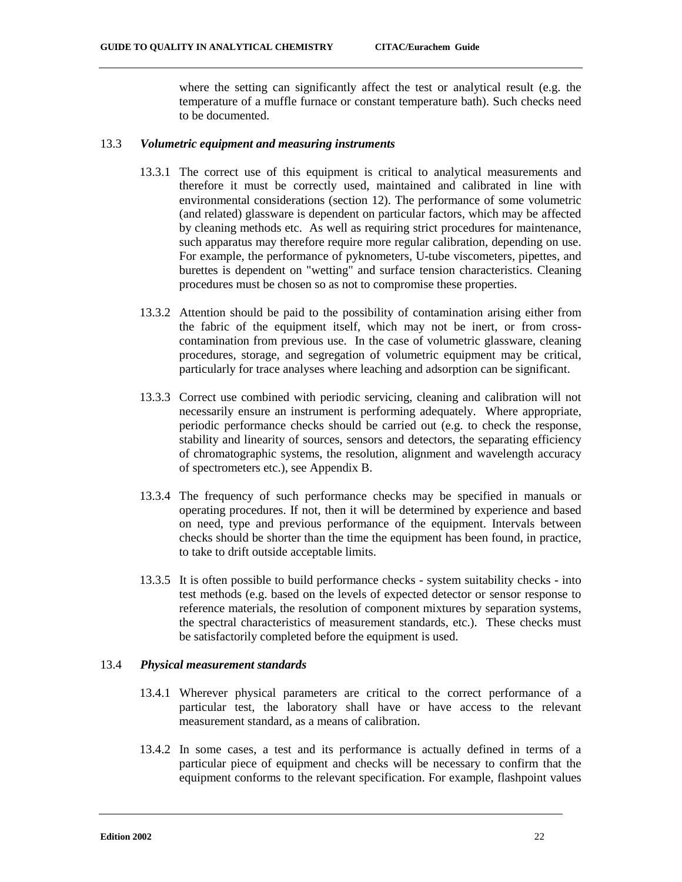where the setting can significantly affect the test or analytical result (e.g. the temperature of a muffle furnace or constant temperature bath). Such checks need to be documented.

## 13.3 *Volumetric equipment and measuring instruments*

13.3.1 The correct use of this equipment is critical to analytical measurements and therefore it must be correctly used, maintained and calibrated in line with environmental considerations (section 12). The performance of some volumetric (and related) glassware is dependent on particular factors, which may be affected by cleaning methods etc. As well as requiring strict procedures for maintenance, such apparatus may therefore require more regular calibration, depending on use. For example, the performance of pyknometers, U-tube viscometers, pipettes, and burettes is dependent on "wetting" and surface tension characteristics. Cleaning procedures must be chosen so as not to compromise these properties.

13.3.2 Attention should be paid to the possibility of contamination arising either from the fabric of the equipment itself, which may not be inert, or from cross-contamination from previous use. In the case of volumetric glassware, cleaning procedures, storage, and segregation of volumetric equipment may be critical, particularly for trace analyses where leaching and adsorption can be significant.

13.3.3 Correct use combined with periodic servicing, cleaning and calibration will not necessarily ensure an instrument is performing adequately. Where appropriate, periodic performance checks should be carried out (e.g. to check the response, stability and linearity of sources, sensors and detectors, the separating efficiency of chromatographic systems, the resolution, alignment and wavelength accuracy of spectrometers etc.), see Appendix B.

13.3.4 The frequency of such performance checks may be specified in manuals or operating procedures. If not, then it will be determined by experience and based on need, type and previous performance of the equipment. Intervals between checks should be shorter than the time the equipment has been found, in practice, to take to drift outside acceptable limits.

13.3.5 It is often possible to build performance checks - system suitability checks - into test methods (e.g. based on the levels of expected detector or sensor response to reference materials, the resolution of component mixtures by separation systems, the spectral characteristics of measurement standards, etc.). These checks must be satisfactorily completed before the equipment is used.

## 13.4 *Physical measurement standards*

13.4.1 Wherever physical parameters are critical to the correct performance of a particular test, the laboratory shall have or have access to the relevant measurement standard, as a means of calibration.

13.4.2 In some cases, a test and its performance is actually defined in terms of a particular piece of equipment and checks will be necessary to confirm that the equipment conforms to the relevant specification. For example, flashpoint values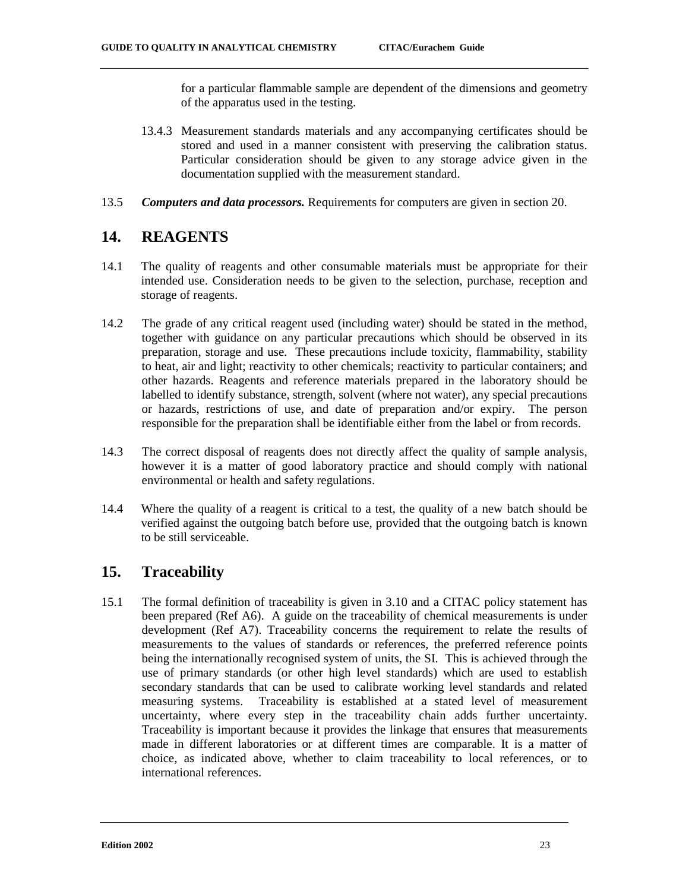for a particular flammable sample are dependent of the dimensions and geometry of the apparatus used in the testing.

13.4.3 Measurement standards materials and any accompanying certificates should be stored and used in a manner consistent with preserving the calibration status. Particular consideration should be given to any storage advice given in the documentation supplied with the measurement standard.

13.5 ***Computers and data processors.*** Requirements for computers are given in section 20.

## 14. REAGENTS

14.1 The quality of reagents and other consumable materials must be appropriate for their intended use. Consideration needs to be given to the selection, purchase, reception and storage of reagents.

14.2 The grade of any critical reagent used (including water) should be stated in the method, together with guidance on any particular precautions which should be observed in its preparation, storage and use. These precautions include toxicity, flammability, stability to heat, air and light; reactivity to other chemicals; reactivity to particular containers; and other hazards. Reagents and reference materials prepared in the laboratory should be labelled to identify substance, strength, solvent (where not water), any special precautions or hazards, restrictions of use, and date of preparation and/or expiry. The person responsible for the preparation shall be identifiable either from the label or from records.

14.3 The correct disposal of reagents does not directly affect the quality of sample analysis, however it is a matter of good laboratory practice and should comply with national environmental or health and safety regulations.

14.4 Where the quality of a reagent is critical to a test, the quality of a new batch should be verified against the outgoing batch before use, provided that the outgoing batch is known to be still serviceable.

## 15. Traceability

15.1 The formal definition of traceability is given in 3.10 and a CITAC policy statement has been prepared (Ref A6). A guide on the traceability of chemical measurements is under development (Ref A7). Traceability concerns the requirement to relate the results of measurements to the values of standards or references, the preferred reference points being the internationally recognised system of units, the SI. This is achieved through the use of primary standards (or other high level standards) which are used to establish secondary standards that can be used to calibrate working level standards and related measuring systems. Traceability is established at a stated level of measurement uncertainty, where every step in the traceability chain adds further uncertainty. Traceability is important because it provides the linkage that ensures that measurements made in different laboratories or at different times are comparable. It is a matter of choice, as indicated above, whether to claim traceability to local references, or to international references.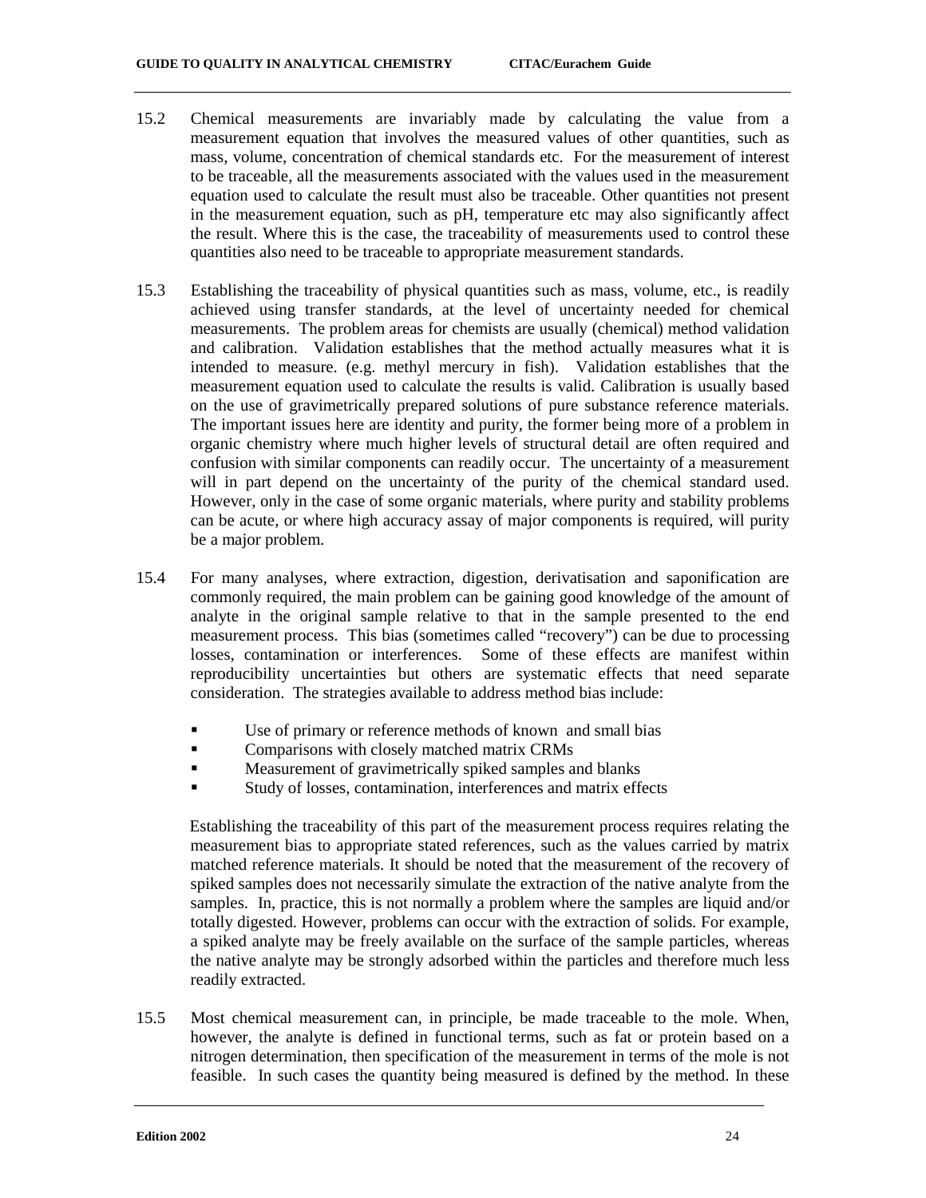15.2 Chemical measurements are invariably made by calculating the value from a measurement equation that involves the measured values of other quantities, such as mass, volume, concentration of chemical standards etc. For the measurement of interest to be traceable, all the measurements associated with the values used in the measurement equation used to calculate the result must also be traceable. Other quantities not present in the measurement equation, such as pH, temperature etc may also significantly affect the result. Where this is the case, the traceability of measurements used to control these quantities also need to be traceable to appropriate measurement standards.

15.3 Establishing the traceability of physical quantities such as mass, volume, etc., is readily achieved using transfer standards, at the level of uncertainty needed for chemical measurements. The problem areas for chemists are usually (chemical) method validation and calibration. Validation establishes that the method actually measures what it is intended to measure. (e.g. methyl mercury in fish). Validation establishes that the measurement equation used to calculate the results is valid. Calibration is usually based on the use of gravimetrically prepared solutions of pure substance reference materials. The important issues here are identity and purity, the former being more of a problem in organic chemistry where much higher levels of structural detail are often required and confusion with similar components can readily occur. The uncertainty of a measurement will in part depend on the uncertainty of the purity of the chemical standard used. However, only in the case of some organic materials, where purity and stability problems can be acute, or where high accuracy assay of major components is required, will purity be a major problem.

15.4 For many analyses, where extraction, digestion, derivatisation and saponification are commonly required, the main problem can be gaining good knowledge of the amount of analyte in the original sample relative to that in the sample presented to the end measurement process. This bias (sometimes called "recovery") can be due to processing losses, contamination or interferences. Some of these effects are manifest within reproducibility uncertainties but others are systematic effects that need separate consideration. The strategies available to address method bias include:

- Use of primary or reference methods of known and small bias
- Comparisons with closely matched matrix CRMs
- Measurement of gravimetrically spiked samples and blanks
- Study of losses, contamination, interferences and matrix effects

Establishing the traceability of this part of the measurement process requires relating the measurement bias to appropriate stated references, such as the values carried by matrix matched reference materials. It should be noted that the measurement of the recovery of spiked samples does not necessarily simulate the extraction of the native analyte from the samples. In, practice, this is not normally a problem where the samples are liquid and/or totally digested. However, problems can occur with the extraction of solids. For example, a spiked analyte may be freely available on the surface of the sample particles, whereas the native analyte may be strongly adsorbed within the particles and therefore much less readily extracted.

15.5 Most chemical measurement can, in principle, be made traceable to the mole. When, however, the analyte is defined in functional terms, such as fat or protein based on a nitrogen determination, then specification of the measurement in terms of the mole is not feasible. In such cases the quantity being measured is defined by the method. In these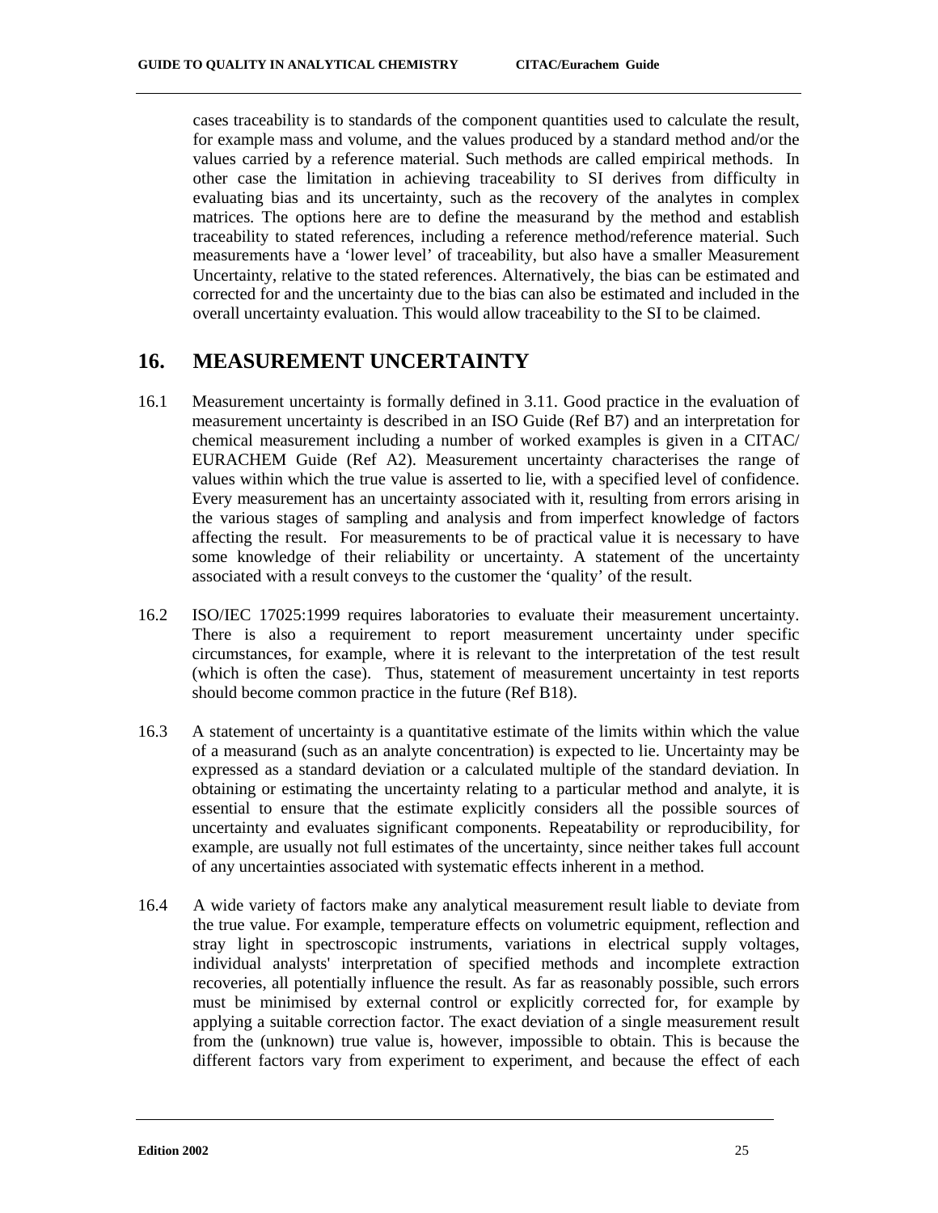cases traceability is to standards of the component quantities used to calculate the result, for example mass and volume, and the values produced by a standard method and/or the values carried by a reference material. Such methods are called empirical methods. In other case the limitation in achieving traceability to SI derives from difficulty in evaluating bias and its uncertainty, such as the recovery of the analytes in complex matrices. The options here are to define the measurand by the method and establish traceability to stated references, including a reference method/reference material. Such measurements have a 'lower level' of traceability, but also have a smaller Measurement Uncertainty, relative to the stated references. Alternatively, the bias can be estimated and corrected for and the uncertainty due to the bias can also be estimated and included in the overall uncertainty evaluation. This would allow traceability to the SI to be claimed.

## 16. MEASUREMENT UNCERTAINTY

16.1 Measurement uncertainty is formally defined in 3.11. Good practice in the evaluation of measurement uncertainty is described in an ISO Guide (Ref B7) and an interpretation for chemical measurement including a number of worked examples is given in a CITAC/ EURACHEM Guide (Ref A2). Measurement uncertainty characterises the range of values within which the true value is asserted to lie, with a specified level of confidence. Every measurement has an uncertainty associated with it, resulting from errors arising in the various stages of sampling and analysis and from imperfect knowledge of factors affecting the result. For measurements to be of practical value it is necessary to have some knowledge of their reliability or uncertainty. A statement of the uncertainty associated with a result conveys to the customer the 'quality' of the result.

16.2 ISO/IEC 17025:1999 requires laboratories to evaluate their measurement uncertainty. There is also a requirement to report measurement uncertainty under specific circumstances, for example, where it is relevant to the interpretation of the test result (which is often the case). Thus, statement of measurement uncertainty in test reports should become common practice in the future (Ref B18).

16.3 A statement of uncertainty is a quantitative estimate of the limits within which the value of a measurand (such as an analyte concentration) is expected to lie. Uncertainty may be expressed as a standard deviation or a calculated multiple of the standard deviation. In obtaining or estimating the uncertainty relating to a particular method and analyte, it is essential to ensure that the estimate explicitly considers all the possible sources of uncertainty and evaluates significant components. Repeatability or reproducibility, for example, are usually not full estimates of the uncertainty, since neither takes full account of any uncertainties associated with systematic effects inherent in a method.

16.4 A wide variety of factors make any analytical measurement result liable to deviate from the true value. For example, temperature effects on volumetric equipment, reflection and stray light in spectroscopic instruments, variations in electrical supply voltages, individual analysts' interpretation of specified methods and incomplete extraction recoveries, all potentially influence the result. As far as reasonably possible, such errors must be minimised by external control or explicitly corrected for, for example by applying a suitable correction factor. The exact deviation of a single measurement result from the (unknown) true value is, however, impossible to obtain. This is because the different factors vary from experiment to experiment, and because the effect of each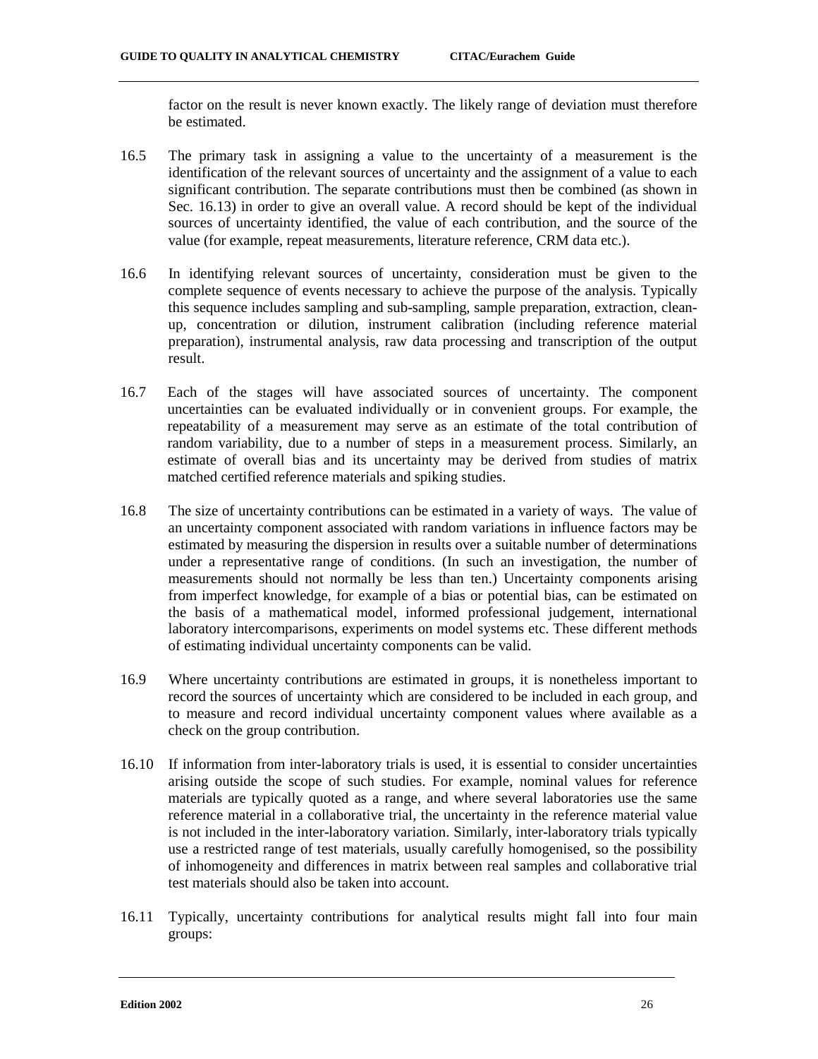factor on the result is never known exactly. The likely range of deviation must therefore be estimated.

16.5 The primary task in assigning a value to the uncertainty of a measurement is the identification of the relevant sources of uncertainty and the assignment of a value to each significant contribution. The separate contributions must then be combined (as shown in Sec. 16.13) in order to give an overall value. A record should be kept of the individual sources of uncertainty identified, the value of each contribution, and the source of the value (for example, repeat measurements, literature reference, CRM data etc.).

16.6 In identifying relevant sources of uncertainty, consideration must be given to the complete sequence of events necessary to achieve the purpose of the analysis. Typically this sequence includes sampling and sub-sampling, sample preparation, extraction, clean-up, concentration or dilution, instrument calibration (including reference material preparation), instrumental analysis, raw data processing and transcription of the output result.

16.7 Each of the stages will have associated sources of uncertainty. The component uncertainties can be evaluated individually or in convenient groups. For example, the repeatability of a measurement may serve as an estimate of the total contribution of random variability, due to a number of steps in a measurement process. Similarly, an estimate of overall bias and its uncertainty may be derived from studies of matrix matched certified reference materials and spiking studies.

16.8 The size of uncertainty contributions can be estimated in a variety of ways. The value of an uncertainty component associated with random variations in influence factors may be estimated by measuring the dispersion in results over a suitable number of determinations under a representative range of conditions. (In such an investigation, the number of measurements should not normally be less than ten.) Uncertainty components arising from imperfect knowledge, for example of a bias or potential bias, can be estimated on the basis of a mathematical model, informed professional judgement, international laboratory intercomparisons, experiments on model systems etc. These different methods of estimating individual uncertainty components can be valid.

16.9 Where uncertainty contributions are estimated in groups, it is nonetheless important to record the sources of uncertainty which are considered to be included in each group, and to measure and record individual uncertainty component values where available as a check on the group contribution.

16.10 If information from inter-laboratory trials is used, it is essential to consider uncertainties arising outside the scope of such studies. For example, nominal values for reference materials are typically quoted as a range, and where several laboratories use the same reference material in a collaborative trial, the uncertainty in the reference material value is not included in the inter-laboratory variation. Similarly, inter-laboratory trials typically use a restricted range of test materials, usually carefully homogenised, so the possibility of inhomogeneity and differences in matrix between real samples and collaborative trial test materials should also be taken into account.

16.11 Typically, uncertainty contributions for analytical results might fall into four main groups: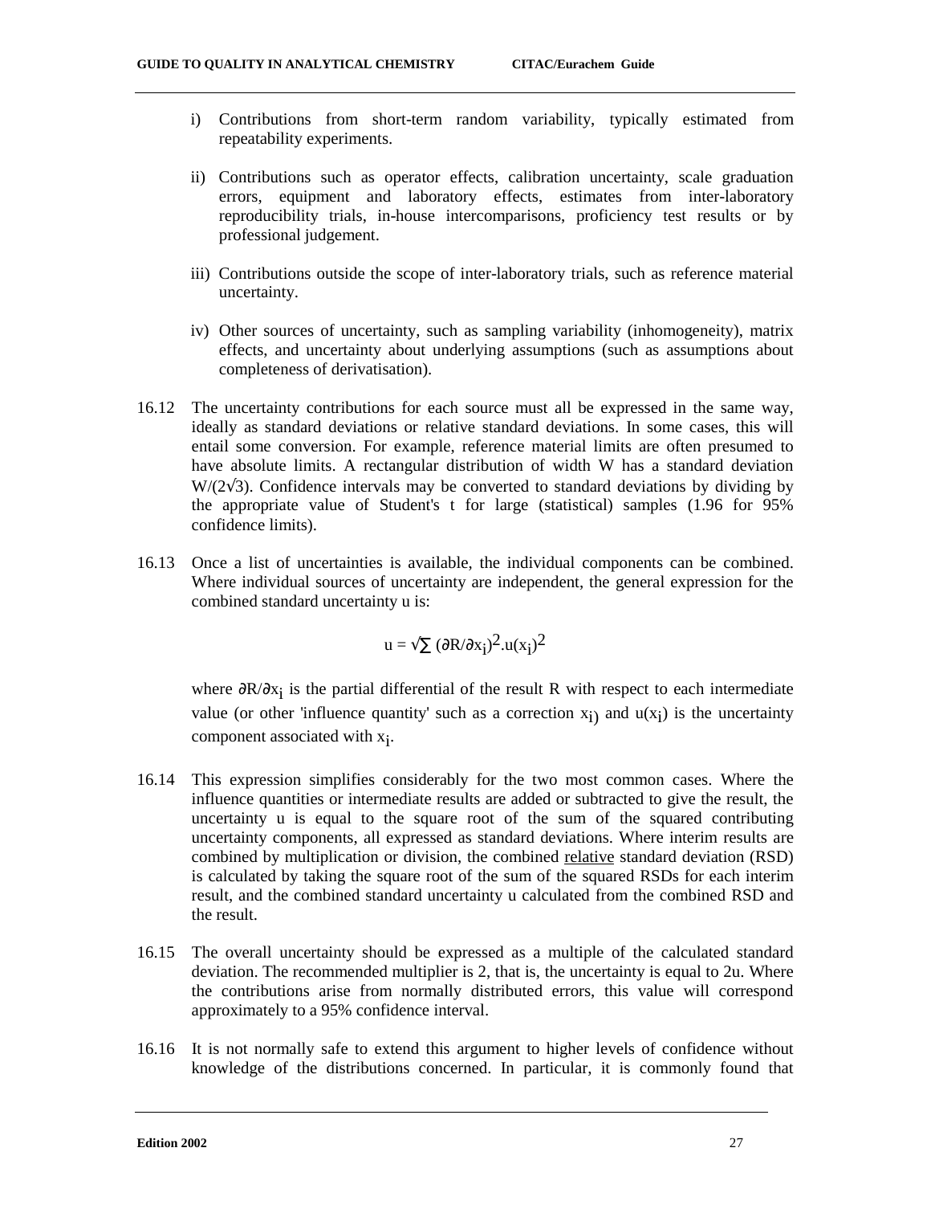i) Contributions from short-term random variability, typically estimated from repeatability experiments.

ii) Contributions such as operator effects, calibration uncertainty, scale graduation errors, equipment and laboratory effects, estimates from inter-laboratory reproducibility trials, in-house intercomparisons, proficiency test results or by professional judgement.

iii) Contributions outside the scope of inter-laboratory trials, such as reference material uncertainty.

iv) Other sources of uncertainty, such as sampling variability (inhomogeneity), matrix effects, and uncertainty about underlying assumptions (such as assumptions about completeness of derivatisation).

16.12 The uncertainty contributions for each source must all be expressed in the same way, ideally as standard deviations or relative standard deviations. In some cases, this will entail some conversion. For example, reference material limits are often presumed to have absolute limits. A rectangular distribution of width W has a standard deviation $W/(2\sqrt{3})$. Confidence intervals may be converted to standard deviations by dividing by the appropriate value of Student's t for large (statistical) samples (1.96 for 95% confidence limits).

16.13 Once a list of uncertainties is available, the individual components can be combined. Where individual sources of uncertainty are independent, the general expression for the combined standard uncertainty u is:

$$u = \sqrt{\sum (\partial R/\partial x_i)^2 . u(x_i)^2}$$

where $\partial R/\partial x_i$ is the partial differential of the result R with respect to each intermediate value (or other 'influence quantity' such as a correction $x_i$) and $u(x_i)$ is the uncertainty component associated with $x_i$.

16.14 This expression simplifies considerably for the two most common cases. Where the influence quantities or intermediate results are added or subtracted to give the result, the uncertainty u is equal to the square root of the sum of the squared contributing uncertainty components, all expressed as standard deviations. Where interim results are combined by multiplication or division, the combined <u>relative</u> standard deviation (RSD) is calculated by taking the square root of the sum of the squared RSDs for each interim result, and the combined standard uncertainty u calculated from the combined RSD and the result.

16.15 The overall uncertainty should be expressed as a multiple of the calculated standard deviation. The recommended multiplier is 2, that is, the uncertainty is equal to 2u. Where the contributions arise from normally distributed errors, this value will correspond approximately to a 95% confidence interval.

16.16 It is not normally safe to extend this argument to higher levels of confidence without knowledge of the distributions concerned. In particular, it is commonly found that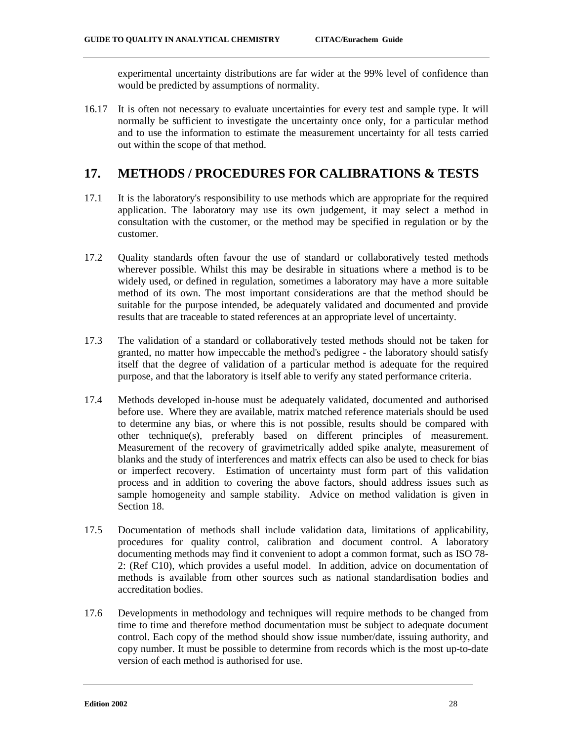experimental uncertainty distributions are far wider at the 99% level of confidence than would be predicted by assumptions of normality.

16.17 It is often not necessary to evaluate uncertainties for every test and sample type. It will normally be sufficient to investigate the uncertainty once only, for a particular method and to use the information to estimate the measurement uncertainty for all tests carried out within the scope of that method.

## 17. METHODS / PROCEDURES FOR CALIBRATIONS & TESTS

17.1 It is the laboratory's responsibility to use methods which are appropriate for the required application. The laboratory may use its own judgement, it may select a method in consultation with the customer, or the method may be specified in regulation or by the customer.

17.2 Quality standards often favour the use of standard or collaboratively tested methods wherever possible. Whilst this may be desirable in situations where a method is to be widely used, or defined in regulation, sometimes a laboratory may have a more suitable method of its own. The most important considerations are that the method should be suitable for the purpose intended, be adequately validated and documented and provide results that are traceable to stated references at an appropriate level of uncertainty.

17.3 The validation of a standard or collaboratively tested methods should not be taken for granted, no matter how impeccable the method's pedigree - the laboratory should satisfy itself that the degree of validation of a particular method is adequate for the required purpose, and that the laboratory is itself able to verify any stated performance criteria.

17.4 Methods developed in-house must be adequately validated, documented and authorised before use. Where they are available, matrix matched reference materials should be used to determine any bias, or where this is not possible, results should be compared with other technique(s), preferably based on different principles of measurement. Measurement of the recovery of gravimetrically added spike analyte, measurement of blanks and the study of interferences and matrix effects can also be used to check for bias or imperfect recovery. Estimation of uncertainty must form part of this validation process and in addition to covering the above factors, should address issues such as sample homogeneity and sample stability. Advice on method validation is given in Section 18.

17.5 Documentation of methods shall include validation data, limitations of applicability, procedures for quality control, calibration and document control. A laboratory documenting methods may find it convenient to adopt a common format, such as ISO 78-2: (Ref C10), which provides a useful model. In addition, advice on documentation of methods is available from other sources such as national standardisation bodies and accreditation bodies.

17.6 Developments in methodology and techniques will require methods to be changed from time to time and therefore method documentation must be subject to adequate document control. Each copy of the method should show issue number/date, issuing authority, and copy number. It must be possible to determine from records which is the most up-to-date version of each method is authorised for use.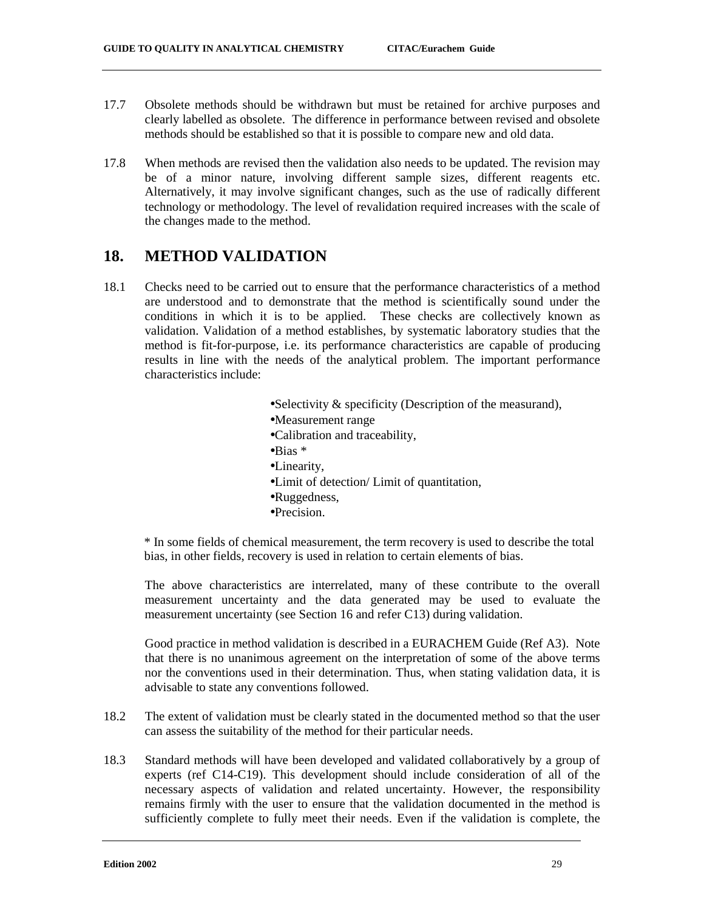17.7 Obsolete methods should be withdrawn but must be retained for archive purposes and clearly labelled as obsolete. The difference in performance between revised and obsolete methods should be established so that it is possible to compare new and old data.

17.8 When methods are revised then the validation also needs to be updated. The revision may be of a minor nature, involving different sample sizes, different reagents etc. Alternatively, it may involve significant changes, such as the use of radically different technology or methodology. The level of revalidation required increases with the scale of the changes made to the method.

## 18. METHOD VALIDATION

18.1 Checks need to be carried out to ensure that the performance characteristics of a method are understood and to demonstrate that the method is scientifically sound under the conditions in which it is to be applied. These checks are collectively known as validation. Validation of a method establishes, by systematic laboratory studies that the method is fit-for-purpose, i.e. its performance characteristics are capable of producing results in line with the needs of the analytical problem. The important performance characteristics include:

- Selectivity & specificity (Description of the measurand),
- Measurement range
- Calibration and traceability,
- Bias *
- Linearity,
- Limit of detection/ Limit of quantitation,
- Ruggedness,
- Precision.

\* In some fields of chemical measurement, the term recovery is used to describe the total bias, in other fields, recovery is used in relation to certain elements of bias.

The above characteristics are interrelated, many of these contribute to the overall measurement uncertainty and the data generated may be used to evaluate the measurement uncertainty (see Section 16 and refer C13) during validation.

Good practice in method validation is described in a EURACHEM Guide (Ref A3). Note that there is no unanimous agreement on the interpretation of some of the above terms nor the conventions used in their determination. Thus, when stating validation data, it is advisable to state any conventions followed.

18.2 The extent of validation must be clearly stated in the documented method so that the user can assess the suitability of the method for their particular needs.

18.3 Standard methods will have been developed and validated collaboratively by a group of experts (ref C14-C19). This development should include consideration of all of the necessary aspects of validation and related uncertainty. However, the responsibility remains firmly with the user to ensure that the validation documented in the method is sufficiently complete to fully meet their needs. Even if the validation is complete, the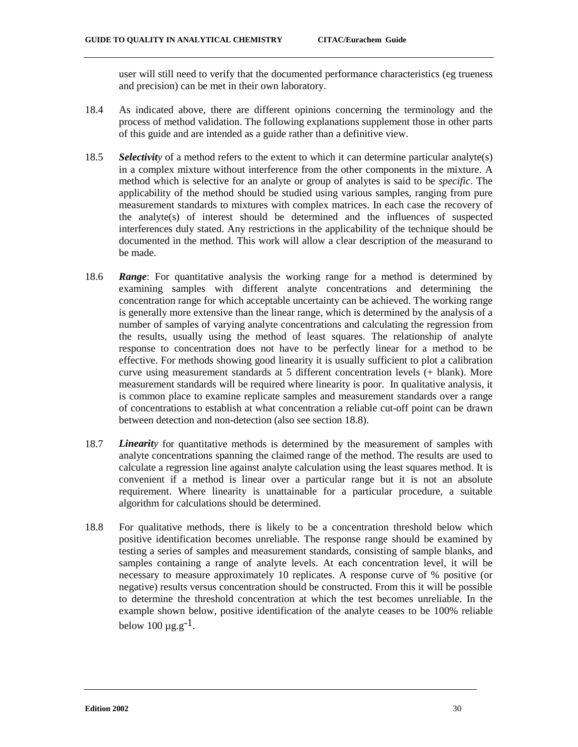user will still need to verify that the documented performance characteristics (eg trueness and precision) can be met in their own laboratory.

18.4 As indicated above, there are different opinions concerning the terminology and the process of method validation. The following explanations supplement those in other parts of this guide and are intended as a guide rather than a definitive view.

18.5 ***Selectivity*** of a method refers to the extent to which it can determine particular analyte(s) in a complex mixture without interference from the other components in the mixture. A method which is selective for an analyte or group of analytes is said to be *specific*. The applicability of the method should be studied using various samples, ranging from pure measurement standards to mixtures with complex matrices. In each case the recovery of the analyte(s) of interest should be determined and the influences of suspected interferences duly stated. Any restrictions in the applicability of the technique should be documented in the method. This work will allow a clear description of the measurand to be made.

18.6 ***Range***: For quantitative analysis the working range for a method is determined by examining samples with different analyte concentrations and determining the concentration range for which acceptable uncertainty can be achieved. The working range is generally more extensive than the linear range, which is determined by the analysis of a number of samples of varying analyte concentrations and calculating the regression from the results, usually using the method of least squares. The relationship of analyte response to concentration does not have to be perfectly linear for a method to be effective. For methods showing good linearity it is usually sufficient to plot a calibration curve using measurement standards at 5 different concentration levels (+ blank). More measurement standards will be required where linearity is poor. In qualitative analysis, it is common place to examine replicate samples and measurement standards over a range of concentrations to establish at what concentration a reliable cut-off point can be drawn between detection and non-detection (also see section 18.8).

18.7 ***Linearity*** for quantitative methods is determined by the measurement of samples with analyte concentrations spanning the claimed range of the method. The results are used to calculate a regression line against analyte calculation using the least squares method. It is convenient if a method is linear over a particular range but it is not an absolute requirement. Where linearity is unattainable for a particular procedure, a suitable algorithm for calculations should be determined.

18.8 For qualitative methods, there is likely to be a concentration threshold below which positive identification becomes unreliable. The response range should be examined by testing a series of samples and measurement standards, consisting of sample blanks, and samples containing a range of analyte levels. At each concentration level, it will be necessary to measure approximately 10 replicates. A response curve of % positive (or negative) results versus concentration should be constructed. From this it will be possible to determine the threshold concentration at which the test becomes unreliable. In the example shown below, positive identification of the analyte ceases to be 100% reliable below 100 µg.g$^{-1}$.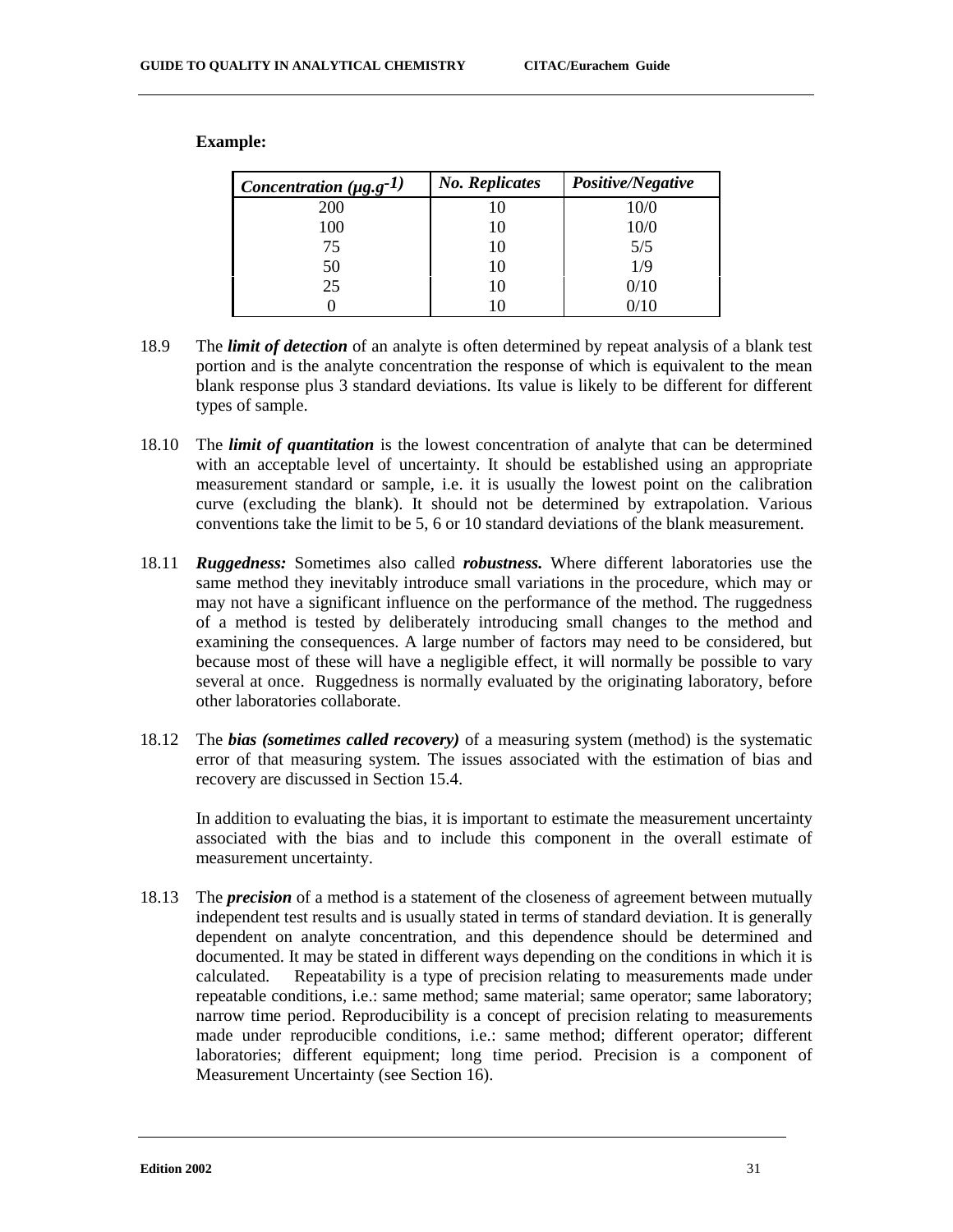**Example:**

| *Concentration ($\mu g.g^{-1}$)* | *No. Replicates* | *Positive/Negative* |
|---|---|---|
| 200 | 10 | 10/0 |
| 100 | 10 | 10/0 |
| 75 | 10 | 5/5 |
| 50 | 10 | 1/9 |
| 25 | 10 | 0/10 |
| 0 | 10 | 0/10 |

18.9 The ***limit of detection*** of an analyte is often determined by repeat analysis of a blank test portion and is the analyte concentration the response of which is equivalent to the mean blank response plus 3 standard deviations. Its value is likely to be different for different types of sample.

18.10 The ***limit of quantitation*** is the lowest concentration of analyte that can be determined with an acceptable level of uncertainty. It should be established using an appropriate measurement standard or sample, i.e. it is usually the lowest point on the calibration curve (excluding the blank). It should not be determined by extrapolation. Various conventions take the limit to be 5, 6 or 10 standard deviations of the blank measurement.

18.11 ***Ruggedness:*** Sometimes also called ***robustness.*** Where different laboratories use the same method they inevitably introduce small variations in the procedure, which may or may not have a significant influence on the performance of the method. The ruggedness of a method is tested by deliberately introducing small changes to the method and examining the consequences. A large number of factors may need to be considered, but because most of these will have a negligible effect, it will normally be possible to vary several at once. Ruggedness is normally evaluated by the originating laboratory, before other laboratories collaborate.

18.12 The ***bias (sometimes called recovery)*** of a measuring system (method) is the systematic error of that measuring system. The issues associated with the estimation of bias and recovery are discussed in Section 15.4.

In addition to evaluating the bias, it is important to estimate the measurement uncertainty associated with the bias and to include this component in the overall estimate of measurement uncertainty.

18.13 The ***precision*** of a method is a statement of the closeness of agreement between mutually independent test results and is usually stated in terms of standard deviation. It is generally dependent on analyte concentration, and this dependence should be determined and documented. It may be stated in different ways depending on the conditions in which it is calculated. Repeatability is a type of precision relating to measurements made under repeatable conditions, i.e.: same method; same material; same operator; same laboratory; narrow time period. Reproducibility is a concept of precision relating to measurements made under reproducible conditions, i.e.: same method; different operator; different laboratories; different equipment; long time period. Precision is a component of Measurement Uncertainty (see Section 16).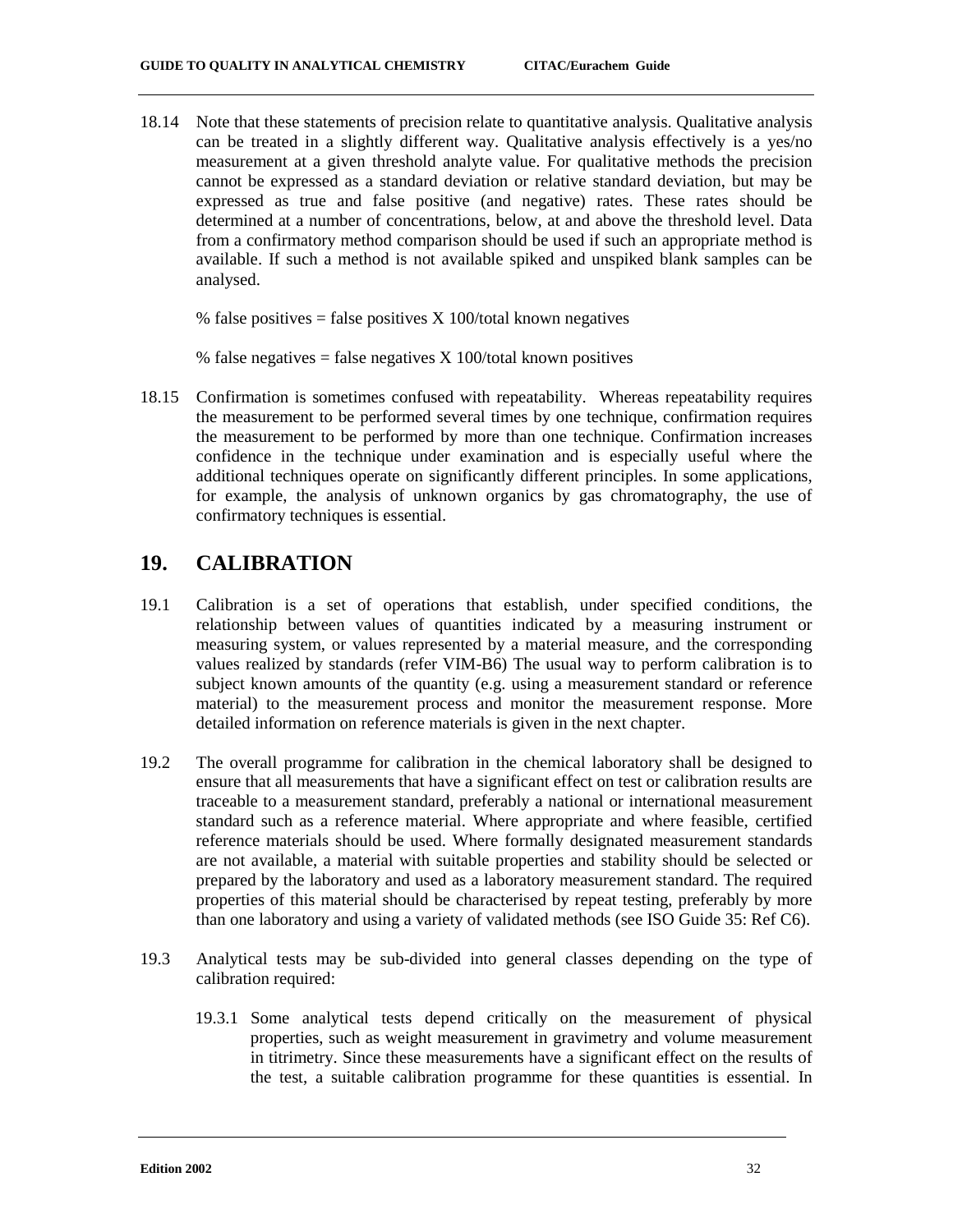18.14 Note that these statements of precision relate to quantitative analysis. Qualitative analysis can be treated in a slightly different way. Qualitative analysis effectively is a yes/no measurement at a given threshold analyte value. For qualitative methods the precision cannot be expressed as a standard deviation or relative standard deviation, but may be expressed as true and false positive (and negative) rates. These rates should be determined at a number of concentrations, below, at and above the threshold level. Data from a confirmatory method comparison should be used if such an appropriate method is available. If such a method is not available spiked and unspiked blank samples can be analysed.

% false positives = false positives X 100/total known negatives

% false negatives = false negatives X 100/total known positives

18.15 Confirmation is sometimes confused with repeatability. Whereas repeatability requires the measurement to be performed several times by one technique, confirmation requires the measurement to be performed by more than one technique. Confirmation increases confidence in the technique under examination and is especially useful where the additional techniques operate on significantly different principles. In some applications, for example, the analysis of unknown organics by gas chromatography, the use of confirmatory techniques is essential.

## 19. CALIBRATION

19.1 Calibration is a set of operations that establish, under specified conditions, the relationship between values of quantities indicated by a measuring instrument or measuring system, or values represented by a material measure, and the corresponding values realized by standards (refer VIM-B6) The usual way to perform calibration is to subject known amounts of the quantity (e.g. using a measurement standard or reference material) to the measurement process and monitor the measurement response. More detailed information on reference materials is given in the next chapter.

19.2 The overall programme for calibration in the chemical laboratory shall be designed to ensure that all measurements that have a significant effect on test or calibration results are traceable to a measurement standard, preferably a national or international measurement standard such as a reference material. Where appropriate and where feasible, certified reference materials should be used. Where formally designated measurement standards are not available, a material with suitable properties and stability should be selected or prepared by the laboratory and used as a laboratory measurement standard. The required properties of this material should be characterised by repeat testing, preferably by more than one laboratory and using a variety of validated methods (see ISO Guide 35: Ref C6).

19.3 Analytical tests may be sub-divided into general classes depending on the type of calibration required:

19.3.1 Some analytical tests depend critically on the measurement of physical properties, such as weight measurement in gravimetry and volume measurement in titrimetry. Since these measurements have a significant effect on the results of the test, a suitable calibration programme for these quantities is essential. In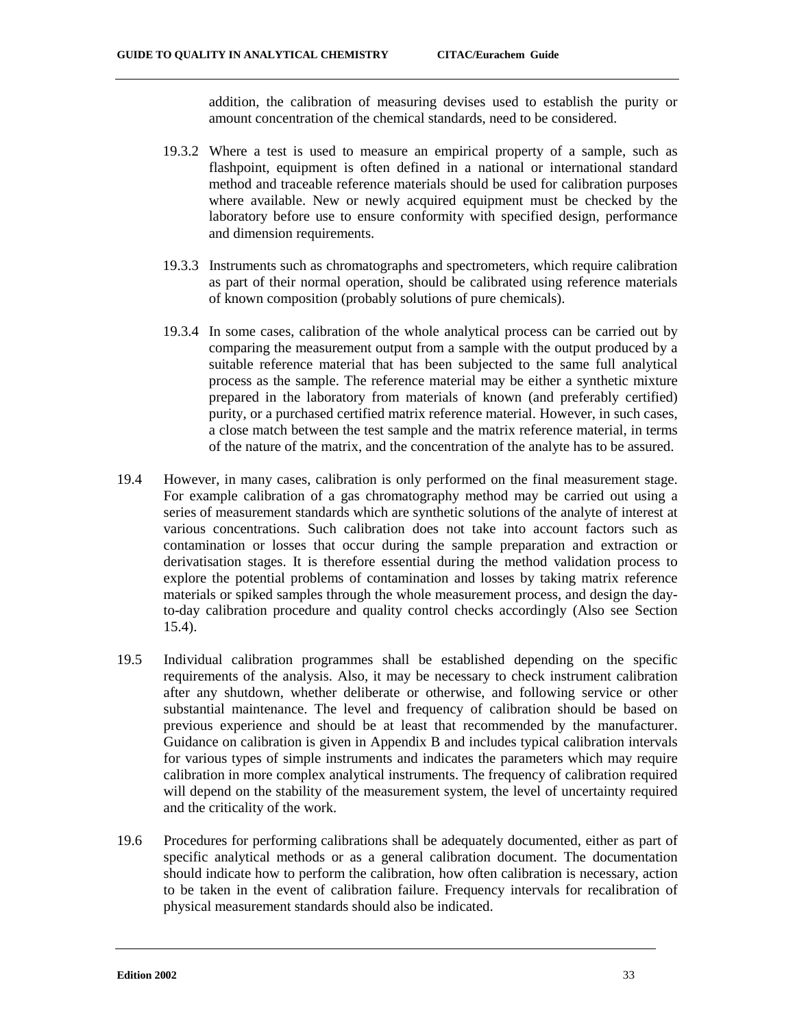addition, the calibration of measuring devises used to establish the purity or amount concentration of the chemical standards, need to be considered.

19.3.2 Where a test is used to measure an empirical property of a sample, such as flashpoint, equipment is often defined in a national or international standard method and traceable reference materials should be used for calibration purposes where available. New or newly acquired equipment must be checked by the laboratory before use to ensure conformity with specified design, performance and dimension requirements.

19.3.3 Instruments such as chromatographs and spectrometers, which require calibration as part of their normal operation, should be calibrated using reference materials of known composition (probably solutions of pure chemicals).

19.3.4 In some cases, calibration of the whole analytical process can be carried out by comparing the measurement output from a sample with the output produced by a suitable reference material that has been subjected to the same full analytical process as the sample. The reference material may be either a synthetic mixture prepared in the laboratory from materials of known (and preferably certified) purity, or a purchased certified matrix reference material. However, in such cases, a close match between the test sample and the matrix reference material, in terms of the nature of the matrix, and the concentration of the analyte has to be assured.

19.4 However, in many cases, calibration is only performed on the final measurement stage. For example calibration of a gas chromatography method may be carried out using a series of measurement standards which are synthetic solutions of the analyte of interest at various concentrations. Such calibration does not take into account factors such as contamination or losses that occur during the sample preparation and extraction or derivatisation stages. It is therefore essential during the method validation process to explore the potential problems of contamination and losses by taking matrix reference materials or spiked samples through the whole measurement process, and design the day-to-day calibration procedure and quality control checks accordingly (Also see Section 15.4).

19.5 Individual calibration programmes shall be established depending on the specific requirements of the analysis. Also, it may be necessary to check instrument calibration after any shutdown, whether deliberate or otherwise, and following service or other substantial maintenance. The level and frequency of calibration should be based on previous experience and should be at least that recommended by the manufacturer. Guidance on calibration is given in Appendix B and includes typical calibration intervals for various types of simple instruments and indicates the parameters which may require calibration in more complex analytical instruments. The frequency of calibration required will depend on the stability of the measurement system, the level of uncertainty required and the criticality of the work.

19.6 Procedures for performing calibrations shall be adequately documented, either as part of specific analytical methods or as a general calibration document. The documentation should indicate how to perform the calibration, how often calibration is necessary, action to be taken in the event of calibration failure. Frequency intervals for recalibration of physical measurement standards should also be indicated.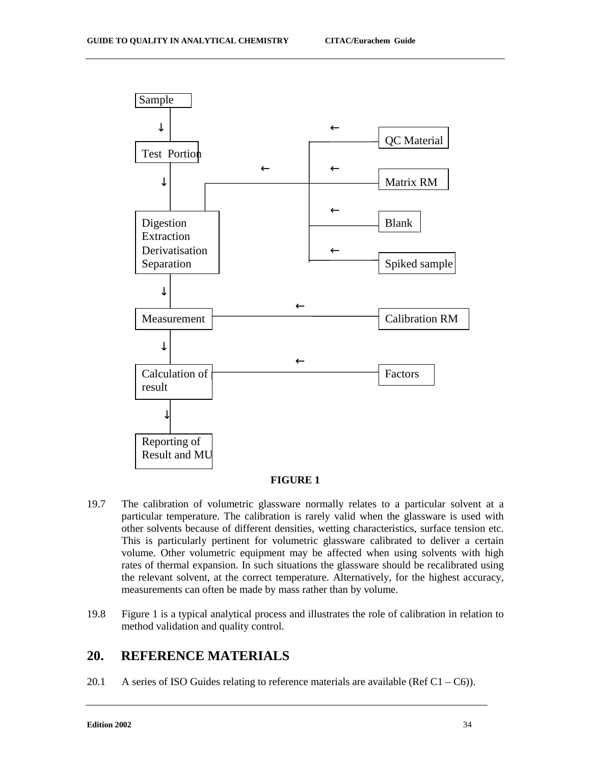Sample

↓

Test Portion

↓

Digestion
Extraction
Derivatisation
Separation

↓

Measurement

↓

Calculation of result

↓

Reporting of Result and MU

QC Material ←

Matrix RM ←

Blank ←

Spiked sample ←

Calibration RM ←

Factors ←

**FIGURE 1**

19.7 The calibration of volumetric glassware normally relates to a particular solvent at a particular temperature. The calibration is rarely valid when the glassware is used with other solvents because of different densities, wetting characteristics, surface tension etc. This is particularly pertinent for volumetric glassware calibrated to deliver a certain volume. Other volumetric equipment may be affected when using solvents with high rates of thermal expansion. In such situations the glassware should be recalibrated using the relevant solvent, at the correct temperature. Alternatively, for the highest accuracy, measurements can often be made by mass rather than by volume.

19.8 Figure 1 is a typical analytical process and illustrates the role of calibration in relation to method validation and quality control.

## 20. REFERENCE MATERIALS

20.1 A series of ISO Guides relating to reference materials are available (Ref C1 – C6)).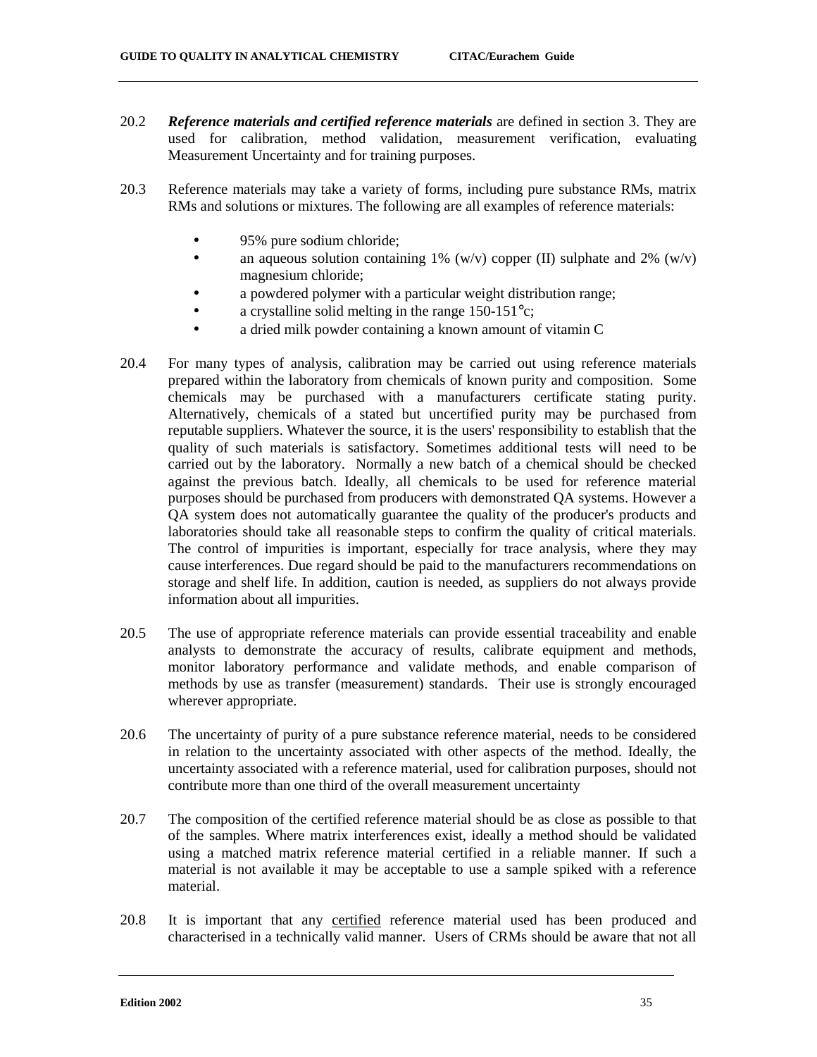20.2 ***Reference materials and certified reference materials*** are defined in section 3. They are used for calibration, method validation, measurement verification, evaluating Measurement Uncertainty and for training purposes.

20.3 Reference materials may take a variety of forms, including pure substance RMs, matrix RMs and solutions or mixtures. The following are all examples of reference materials:

- 95% pure sodium chloride;
- an aqueous solution containing 1% (w/v) copper (II) sulphate and 2% (w/v) magnesium chloride;
- a powdered polymer with a particular weight distribution range;
- a crystalline solid melting in the range 150-151°c;
- a dried milk powder containing a known amount of vitamin C

20.4 For many types of analysis, calibration may be carried out using reference materials prepared within the laboratory from chemicals of known purity and composition. Some chemicals may be purchased with a manufacturers certificate stating purity. Alternatively, chemicals of a stated but uncertified purity may be purchased from reputable suppliers. Whatever the source, it is the users' responsibility to establish that the quality of such materials is satisfactory. Sometimes additional tests will need to be carried out by the laboratory. Normally a new batch of a chemical should be checked against the previous batch. Ideally, all chemicals to be used for reference material purposes should be purchased from producers with demonstrated QA systems. However a QA system does not automatically guarantee the quality of the producer's products and laboratories should take all reasonable steps to confirm the quality of critical materials. The control of impurities is important, especially for trace analysis, where they may cause interferences. Due regard should be paid to the manufacturers recommendations on storage and shelf life. In addition, caution is needed, as suppliers do not always provide information about all impurities.

20.5 The use of appropriate reference materials can provide essential traceability and enable analysts to demonstrate the accuracy of results, calibrate equipment and methods, monitor laboratory performance and validate methods, and enable comparison of methods by use as transfer (measurement) standards. Their use is strongly encouraged wherever appropriate.

20.6 The uncertainty of purity of a pure substance reference material, needs to be considered in relation to the uncertainty associated with other aspects of the method. Ideally, the uncertainty associated with a reference material, used for calibration purposes, should not contribute more than one third of the overall measurement uncertainty

20.7 The composition of the certified reference material should be as close as possible to that of the samples. Where matrix interferences exist, ideally a method should be validated using a matched matrix reference material certified in a reliable manner. If such a material is not available it may be acceptable to use a sample spiked with a reference material.

20.8 It is important that any certified reference material used has been produced and characterised in a technically valid manner. Users of CRMs should be aware that not all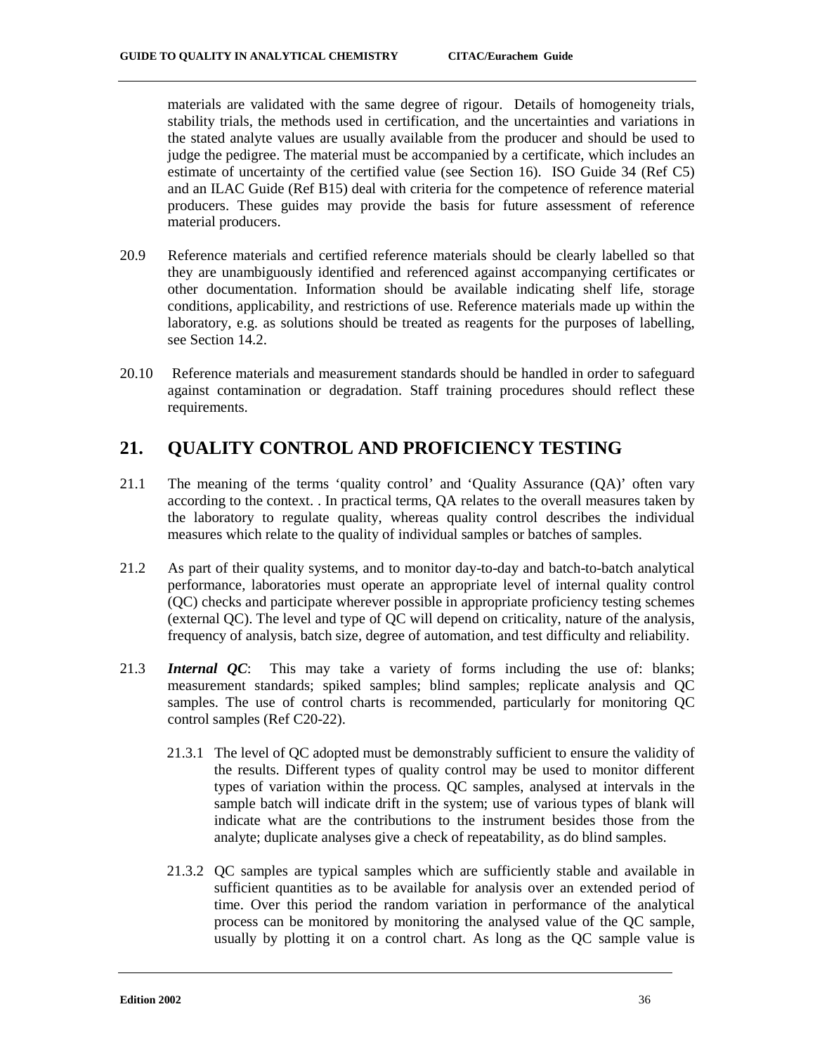materials are validated with the same degree of rigour. Details of homogeneity trials, stability trials, the methods used in certification, and the uncertainties and variations in the stated analyte values are usually available from the producer and should be used to judge the pedigree. The material must be accompanied by a certificate, which includes an estimate of uncertainty of the certified value (see Section 16). ISO Guide 34 (Ref C5) and an ILAC Guide (Ref B15) deal with criteria for the competence of reference material producers. These guides may provide the basis for future assessment of reference material producers.

20.9 Reference materials and certified reference materials should be clearly labelled so that they are unambiguously identified and referenced against accompanying certificates or other documentation. Information should be available indicating shelf life, storage conditions, applicability, and restrictions of use. Reference materials made up within the laboratory, e.g. as solutions should be treated as reagents for the purposes of labelling, see Section 14.2.

20.10 Reference materials and measurement standards should be handled in order to safeguard against contamination or degradation. Staff training procedures should reflect these requirements.

## 21. QUALITY CONTROL AND PROFICIENCY TESTING

21.1 The meaning of the terms 'quality control' and 'Quality Assurance (QA)' often vary according to the context. . In practical terms, QA relates to the overall measures taken by the laboratory to regulate quality, whereas quality control describes the individual measures which relate to the quality of individual samples or batches of samples.

21.2 As part of their quality systems, and to monitor day-to-day and batch-to-batch analytical performance, laboratories must operate an appropriate level of internal quality control (QC) checks and participate wherever possible in appropriate proficiency testing schemes (external QC). The level and type of QC will depend on criticality, nature of the analysis, frequency of analysis, batch size, degree of automation, and test difficulty and reliability.

21.3 ***Internal QC***: This may take a variety of forms including the use of: blanks; measurement standards; spiked samples; blind samples; replicate analysis and QC samples. The use of control charts is recommended, particularly for monitoring QC control samples (Ref C20-22).

21.3.1 The level of QC adopted must be demonstrably sufficient to ensure the validity of the results. Different types of quality control may be used to monitor different types of variation within the process. QC samples, analysed at intervals in the sample batch will indicate drift in the system; use of various types of blank will indicate what are the contributions to the instrument besides those from the analyte; duplicate analyses give a check of repeatability, as do blind samples.

21.3.2 QC samples are typical samples which are sufficiently stable and available in sufficient quantities as to be available for analysis over an extended period of time. Over this period the random variation in performance of the analytical process can be monitored by monitoring the analysed value of the QC sample, usually by plotting it on a control chart. As long as the QC sample value is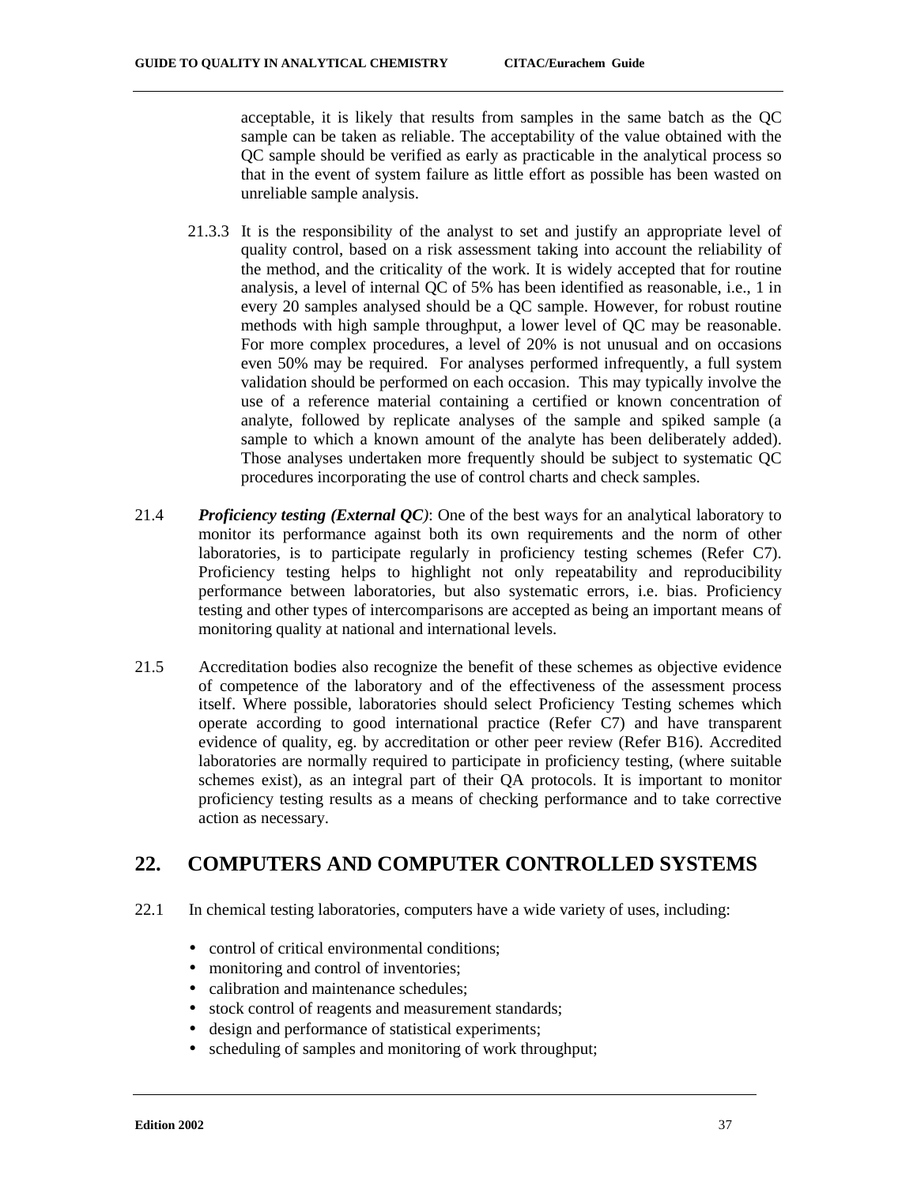acceptable, it is likely that results from samples in the same batch as the QC sample can be taken as reliable. The acceptability of the value obtained with the QC sample should be verified as early as practicable in the analytical process so that in the event of system failure as little effort as possible has been wasted on unreliable sample analysis.

21.3.3 It is the responsibility of the analyst to set and justify an appropriate level of quality control, based on a risk assessment taking into account the reliability of the method, and the criticality of the work. It is widely accepted that for routine analysis, a level of internal QC of 5% has been identified as reasonable, i.e., 1 in every 20 samples analysed should be a QC sample. However, for robust routine methods with high sample throughput, a lower level of QC may be reasonable. For more complex procedures, a level of 20% is not unusual and on occasions even 50% may be required. For analyses performed infrequently, a full system validation should be performed on each occasion. This may typically involve the use of a reference material containing a certified or known concentration of analyte, followed by replicate analyses of the sample and spiked sample (a sample to which a known amount of the analyte has been deliberately added). Those analyses undertaken more frequently should be subject to systematic QC procedures incorporating the use of control charts and check samples.

21.4 ***Proficiency testing (External QC)***: One of the best ways for an analytical laboratory to monitor its performance against both its own requirements and the norm of other laboratories, is to participate regularly in proficiency testing schemes (Refer C7). Proficiency testing helps to highlight not only repeatability and reproducibility performance between laboratories, but also systematic errors, i.e. bias. Proficiency testing and other types of intercomparisons are accepted as being an important means of monitoring quality at national and international levels.

21.5 Accreditation bodies also recognize the benefit of these schemes as objective evidence of competence of the laboratory and of the effectiveness of the assessment process itself. Where possible, laboratories should select Proficiency Testing schemes which operate according to good international practice (Refer C7) and have transparent evidence of quality, eg. by accreditation or other peer review (Refer B16). Accredited laboratories are normally required to participate in proficiency testing, (where suitable schemes exist), as an integral part of their QA protocols. It is important to monitor proficiency testing results as a means of checking performance and to take corrective action as necessary.

## 22. COMPUTERS AND COMPUTER CONTROLLED SYSTEMS

22.1 In chemical testing laboratories, computers have a wide variety of uses, including:

- control of critical environmental conditions;
- monitoring and control of inventories;
- calibration and maintenance schedules;
- stock control of reagents and measurement standards;
- design and performance of statistical experiments;
- scheduling of samples and monitoring of work throughput;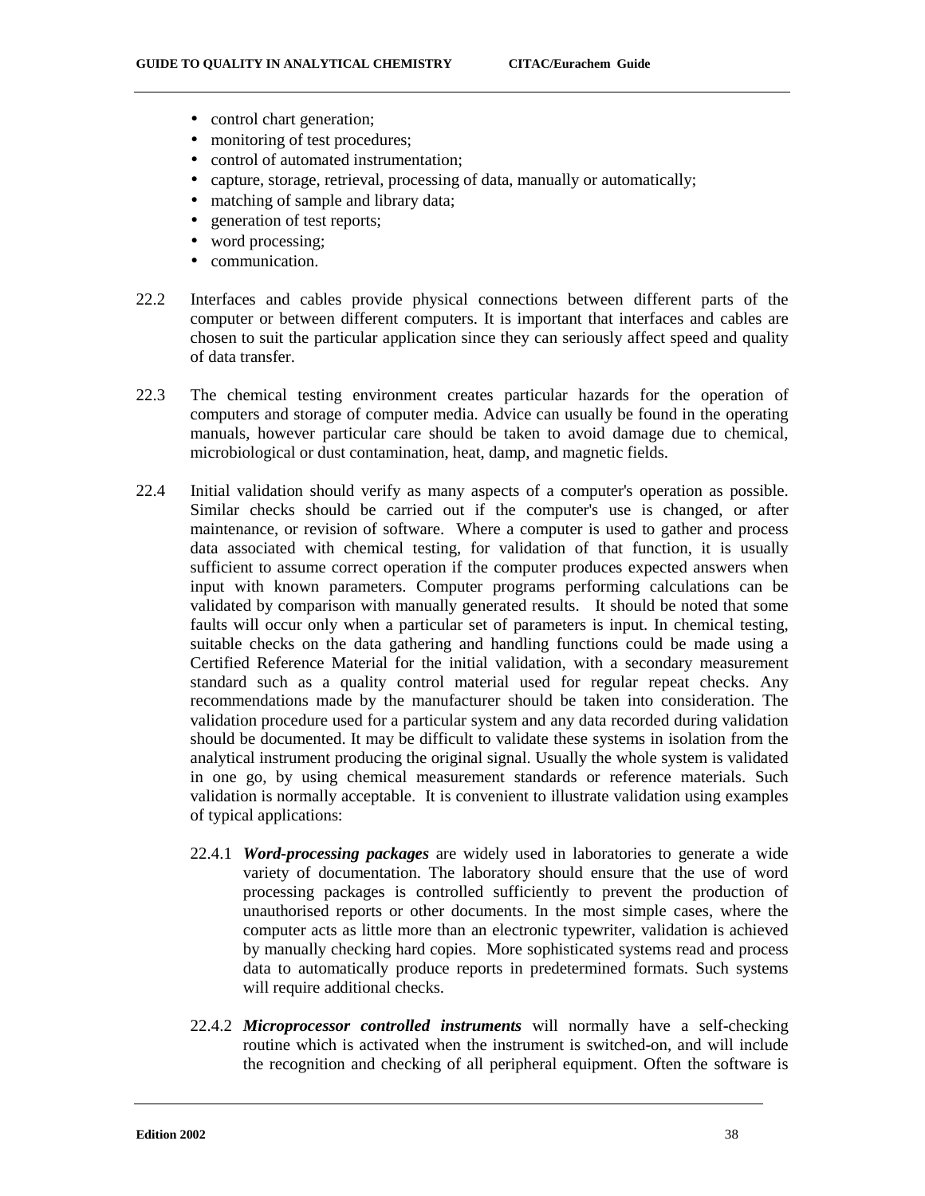- control chart generation;
- monitoring of test procedures;
- control of automated instrumentation;
- capture, storage, retrieval, processing of data, manually or automatically;
- matching of sample and library data;
- generation of test reports;
- word processing;
- communication.

22.2 Interfaces and cables provide physical connections between different parts of the computer or between different computers. It is important that interfaces and cables are chosen to suit the particular application since they can seriously affect speed and quality of data transfer.

22.3 The chemical testing environment creates particular hazards for the operation of computers and storage of computer media. Advice can usually be found in the operating manuals, however particular care should be taken to avoid damage due to chemical, microbiological or dust contamination, heat, damp, and magnetic fields.

22.4 Initial validation should verify as many aspects of a computer's operation as possible. Similar checks should be carried out if the computer's use is changed, or after maintenance, or revision of software. Where a computer is used to gather and process data associated with chemical testing, for validation of that function, it is usually sufficient to assume correct operation if the computer produces expected answers when input with known parameters. Computer programs performing calculations can be validated by comparison with manually generated results. It should be noted that some faults will occur only when a particular set of parameters is input. In chemical testing, suitable checks on the data gathering and handling functions could be made using a Certified Reference Material for the initial validation, with a secondary measurement standard such as a quality control material used for regular repeat checks. Any recommendations made by the manufacturer should be taken into consideration. The validation procedure used for a particular system and any data recorded during validation should be documented. It may be difficult to validate these systems in isolation from the analytical instrument producing the original signal. Usually the whole system is validated in one go, by using chemical measurement standards or reference materials. Such validation is normally acceptable. It is convenient to illustrate validation using examples of typical applications:

22.4.1 ***Word-processing packages*** are widely used in laboratories to generate a wide variety of documentation. The laboratory should ensure that the use of word processing packages is controlled sufficiently to prevent the production of unauthorised reports or other documents. In the most simple cases, where the computer acts as little more than an electronic typewriter, validation is achieved by manually checking hard copies. More sophisticated systems read and process data to automatically produce reports in predetermined formats. Such systems will require additional checks.

22.4.2 ***Microprocessor controlled instruments*** will normally have a self-checking routine which is activated when the instrument is switched-on, and will include the recognition and checking of all peripheral equipment. Often the software is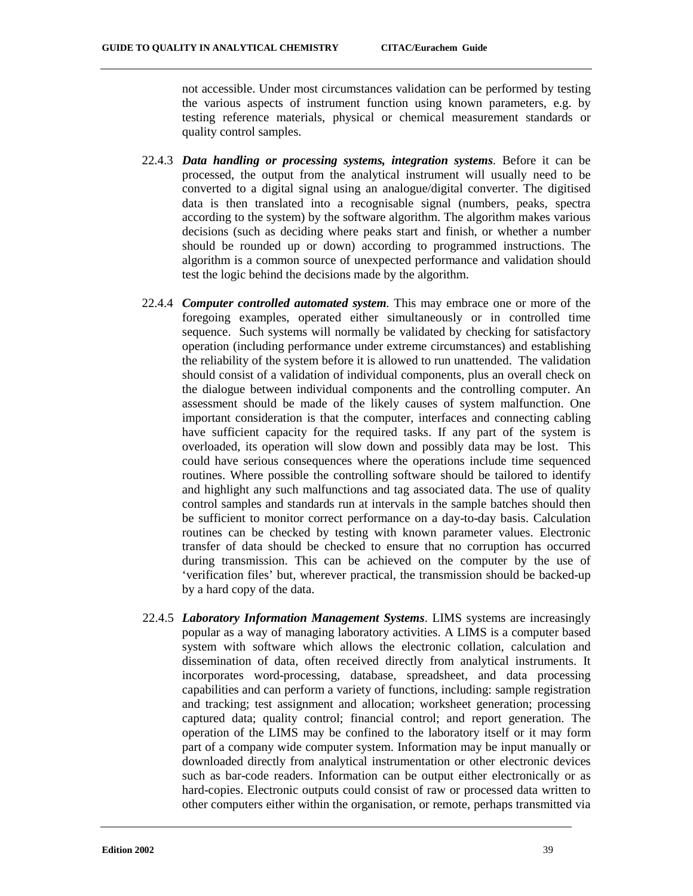not accessible. Under most circumstances validation can be performed by testing the various aspects of instrument function using known parameters, e.g. by testing reference materials, physical or chemical measurement standards or quality control samples.

22.4.3 ***Data handling or processing systems, integration systems***. Before it can be processed, the output from the analytical instrument will usually need to be converted to a digital signal using an analogue/digital converter. The digitised data is then translated into a recognisable signal (numbers, peaks, spectra according to the system) by the software algorithm. The algorithm makes various decisions (such as deciding where peaks start and finish, or whether a number should be rounded up or down) according to programmed instructions. The algorithm is a common source of unexpected performance and validation should test the logic behind the decisions made by the algorithm.

22.4.4 ***Computer controlled automated system***. This may embrace one or more of the foregoing examples, operated either simultaneously or in controlled time sequence. Such systems will normally be validated by checking for satisfactory operation (including performance under extreme circumstances) and establishing the reliability of the system before it is allowed to run unattended. The validation should consist of a validation of individual components, plus an overall check on the dialogue between individual components and the controlling computer. An assessment should be made of the likely causes of system malfunction. One important consideration is that the computer, interfaces and connecting cabling have sufficient capacity for the required tasks. If any part of the system is overloaded, its operation will slow down and possibly data may be lost. This could have serious consequences where the operations include time sequenced routines. Where possible the controlling software should be tailored to identify and highlight any such malfunctions and tag associated data. The use of quality control samples and standards run at intervals in the sample batches should then be sufficient to monitor correct performance on a day-to-day basis. Calculation routines can be checked by testing with known parameter values. Electronic transfer of data should be checked to ensure that no corruption has occurred during transmission. This can be achieved on the computer by the use of 'verification files' but, wherever practical, the transmission should be backed-up by a hard copy of the data.

22.4.5 ***Laboratory Information Management Systems***. LIMS systems are increasingly popular as a way of managing laboratory activities. A LIMS is a computer based system with software which allows the electronic collation, calculation and dissemination of data, often received directly from analytical instruments. It incorporates word-processing, database, spreadsheet, and data processing capabilities and can perform a variety of functions, including: sample registration and tracking; test assignment and allocation; worksheet generation; processing captured data; quality control; financial control; and report generation. The operation of the LIMS may be confined to the laboratory itself or it may form part of a company wide computer system. Information may be input manually or downloaded directly from analytical instrumentation or other electronic devices such as bar-code readers. Information can be output either electronically or as hard-copies. Electronic outputs could consist of raw or processed data written to other computers either within the organisation, or remote, perhaps transmitted via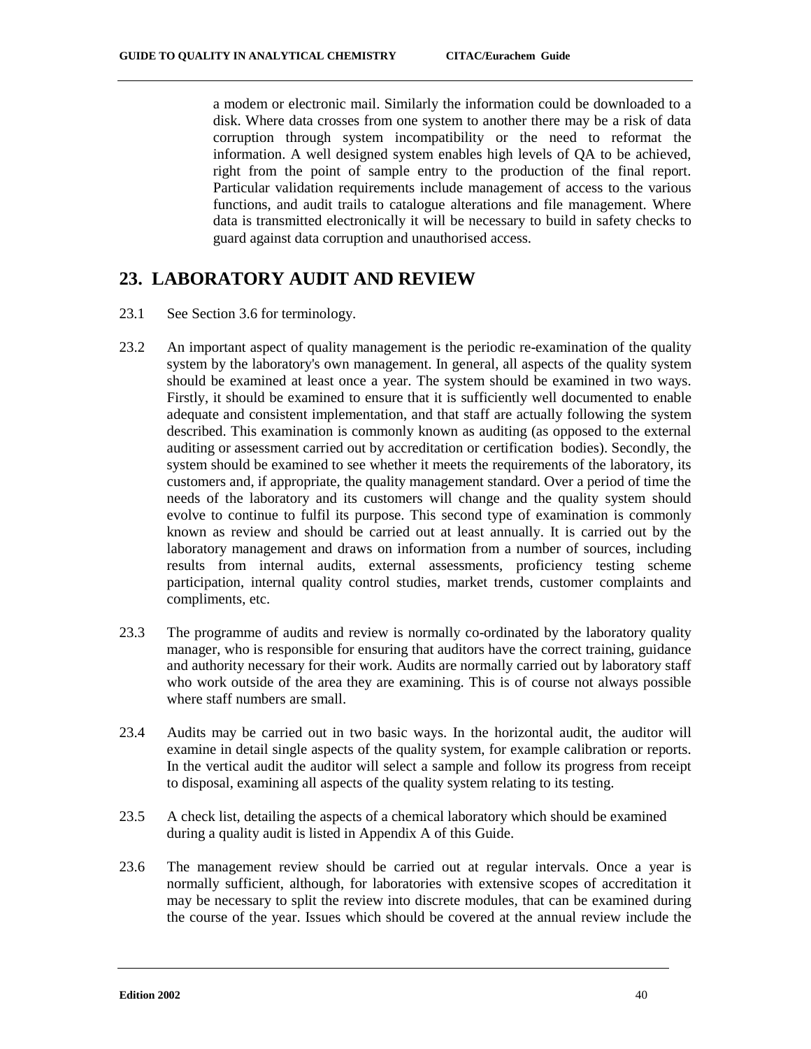a modem or electronic mail. Similarly the information could be downloaded to a disk. Where data crosses from one system to another there may be a risk of data corruption through system incompatibility or the need to reformat the information. A well designed system enables high levels of QA to be achieved, right from the point of sample entry to the production of the final report. Particular validation requirements include management of access to the various functions, and audit trails to catalogue alterations and file management. Where data is transmitted electronically it will be necessary to build in safety checks to guard against data corruption and unauthorised access.

## 23. LABORATORY AUDIT AND REVIEW

23.1 See Section 3.6 for terminology.

23.2 An important aspect of quality management is the periodic re-examination of the quality system by the laboratory's own management. In general, all aspects of the quality system should be examined at least once a year. The system should be examined in two ways. Firstly, it should be examined to ensure that it is sufficiently well documented to enable adequate and consistent implementation, and that staff are actually following the system described. This examination is commonly known as auditing (as opposed to the external auditing or assessment carried out by accreditation or certification bodies). Secondly, the system should be examined to see whether it meets the requirements of the laboratory, its customers and, if appropriate, the quality management standard. Over a period of time the needs of the laboratory and its customers will change and the quality system should evolve to continue to fulfil its purpose. This second type of examination is commonly known as review and should be carried out at least annually. It is carried out by the laboratory management and draws on information from a number of sources, including results from internal audits, external assessments, proficiency testing scheme participation, internal quality control studies, market trends, customer complaints and compliments, etc.

23.3 The programme of audits and review is normally co-ordinated by the laboratory quality manager, who is responsible for ensuring that auditors have the correct training, guidance and authority necessary for their work. Audits are normally carried out by laboratory staff who work outside of the area they are examining. This is of course not always possible where staff numbers are small.

23.4 Audits may be carried out in two basic ways. In the horizontal audit, the auditor will examine in detail single aspects of the quality system, for example calibration or reports. In the vertical audit the auditor will select a sample and follow its progress from receipt to disposal, examining all aspects of the quality system relating to its testing.

23.5 A check list, detailing the aspects of a chemical laboratory which should be examined during a quality audit is listed in Appendix A of this Guide.

23.6 The management review should be carried out at regular intervals. Once a year is normally sufficient, although, for laboratories with extensive scopes of accreditation it may be necessary to split the review into discrete modules, that can be examined during the course of the year. Issues which should be covered at the annual review include the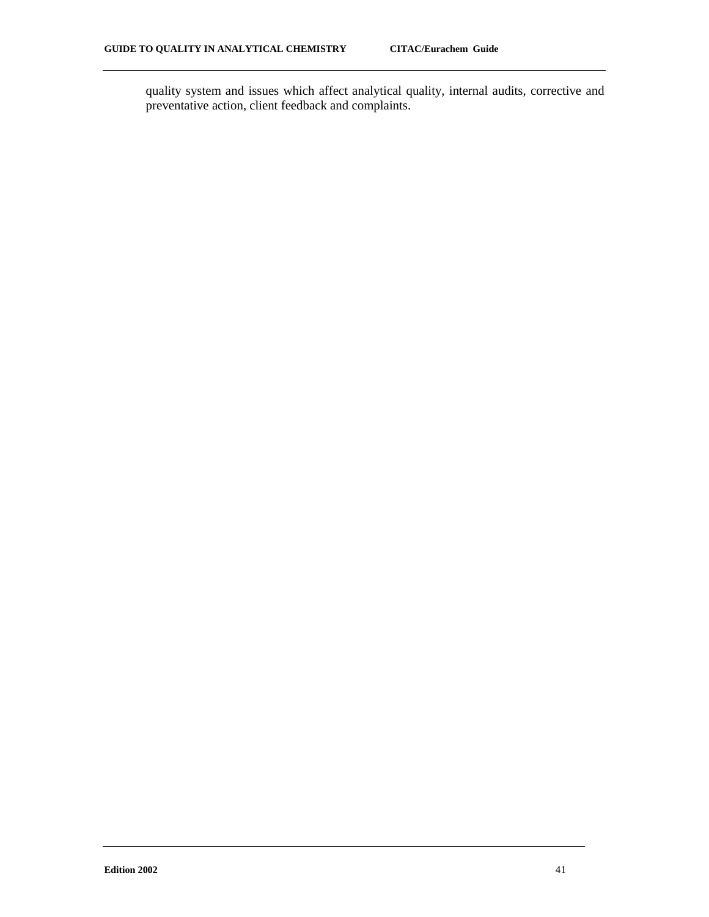quality system and issues which affect analytical quality, internal audits, corrective and preventative action, client feedback and complaints.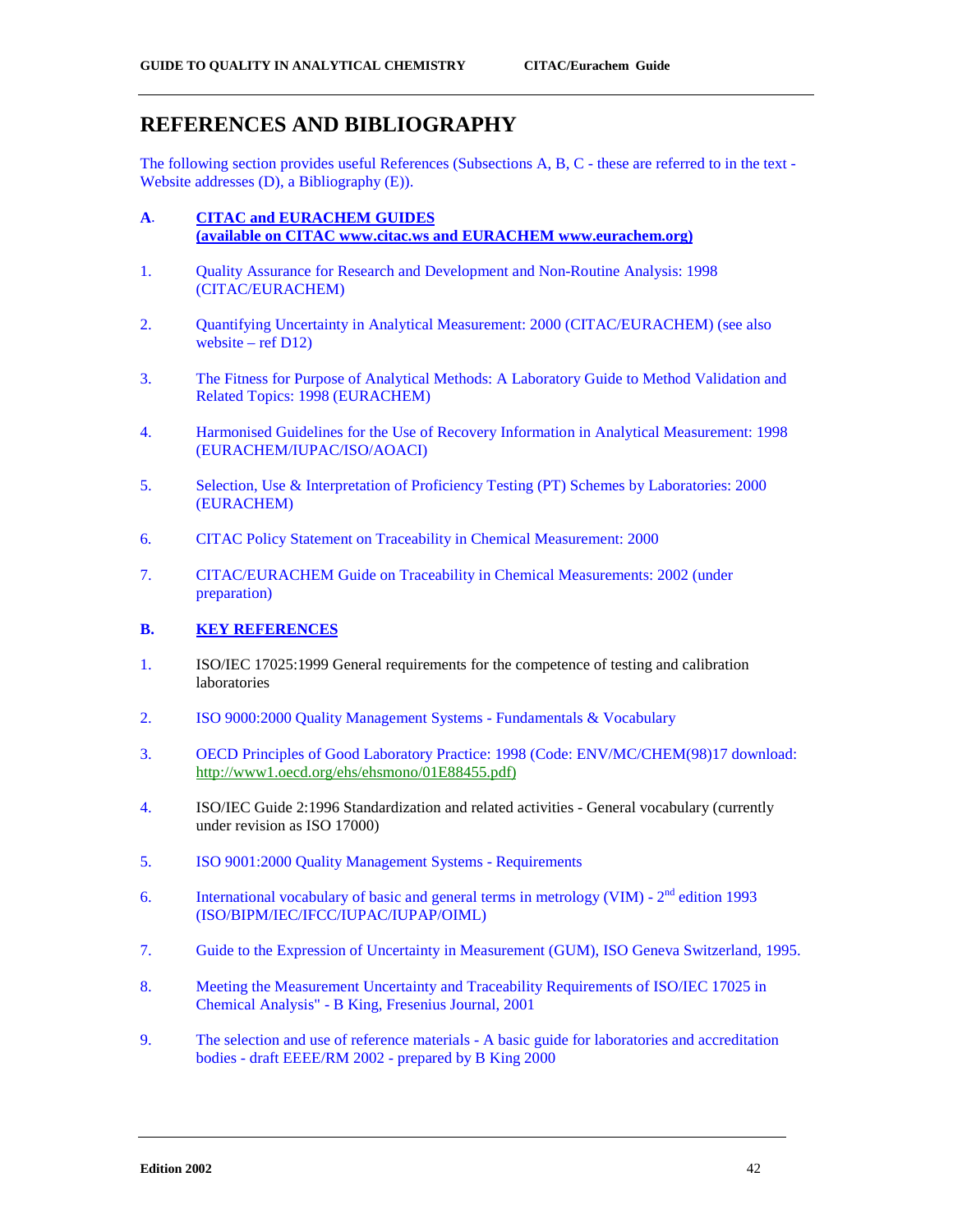# REFERENCES AND BIBLIOGRAPHY

The following section provides useful References (Subsections A, B, C - these are referred to in the text - Website addresses (D), a Bibliography (E)).

## A. CITAC and EURACHEM GUIDES (available on CITAC www.citac.ws and EURACHEM www.eurachem.org)

1. Quality Assurance for Research and Development and Non-Routine Analysis: 1998 (CITAC/EURACHEM)

2. Quantifying Uncertainty in Analytical Measurement: 2000 (CITAC/EURACHEM) (see also website – ref D12)

3. The Fitness for Purpose of Analytical Methods: A Laboratory Guide to Method Validation and Related Topics: 1998 (EURACHEM)

4. Harmonised Guidelines for the Use of Recovery Information in Analytical Measurement: 1998 (EURACHEM/IUPAC/ISO/AOACI)

5. Selection, Use & Interpretation of Proficiency Testing (PT) Schemes by Laboratories: 2000 (EURACHEM)

6. CITAC Policy Statement on Traceability in Chemical Measurement: 2000

7. CITAC/EURACHEM Guide on Traceability in Chemical Measurements: 2002 (under preparation)

## B. KEY REFERENCES

1. ISO/IEC 17025:1999 General requirements for the competence of testing and calibration laboratories

2. ISO 9000:2000 Quality Management Systems - Fundamentals & Vocabulary

3. OECD Principles of Good Laboratory Practice: 1998 (Code: ENV/MC/CHEM(98)17 download: http://www1.oecd.org/ehs/ehsmono/01E88455.pdf)

4. ISO/IEC Guide 2:1996 Standardization and related activities - General vocabulary (currently under revision as ISO 17000)

5. ISO 9001:2000 Quality Management Systems - Requirements

6. International vocabulary of basic and general terms in metrology (VIM) - 2nd edition 1993 (ISO/BIPM/IEC/IFCC/IUPAC/IUPAP/OIML)

7. Guide to the Expression of Uncertainty in Measurement (GUM), ISO Geneva Switzerland, 1995.

8. Meeting the Measurement Uncertainty and Traceability Requirements of ISO/IEC 17025 in Chemical Analysis" - B King, Fresenius Journal, 2001

9. The selection and use of reference materials - A basic guide for laboratories and accreditation bodies - draft EEEE/RM 2002 - prepared by B King 2000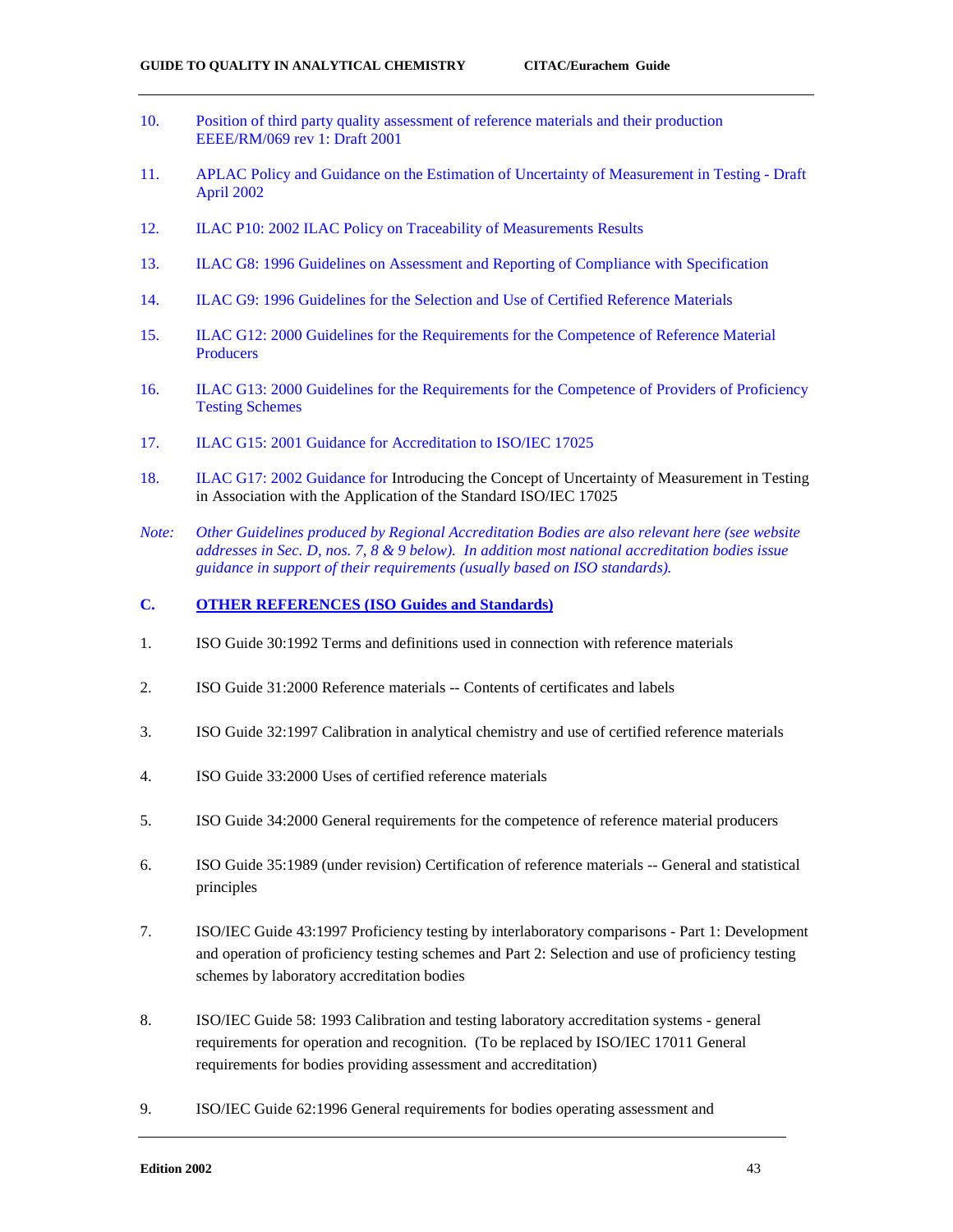10. Position of third party quality assessment of reference materials and their production EEEE/RM/069 rev 1: Draft 2001

11. APLAC Policy and Guidance on the Estimation of Uncertainty of Measurement in Testing - Draft April 2002

12. ILAC P10: 2002 ILAC Policy on Traceability of Measurements Results

13. ILAC G8: 1996 Guidelines on Assessment and Reporting of Compliance with Specification

14. ILAC G9: 1996 Guidelines for the Selection and Use of Certified Reference Materials

15. ILAC G12: 2000 Guidelines for the Requirements for the Competence of Reference Material Producers

16. ILAC G13: 2000 Guidelines for the Requirements for the Competence of Providers of Proficiency Testing Schemes

17. ILAC G15: 2001 Guidance for Accreditation to ISO/IEC 17025

18. ILAC G17: 2002 Guidance for Introducing the Concept of Uncertainty of Measurement in Testing in Association with the Application of the Standard ISO/IEC 17025

*Note: Other Guidelines produced by Regional Accreditation Bodies are also relevant here (see website addresses in Sec. D, nos. 7, 8 & 9 below). In addition most national accreditation bodies issue guidance in support of their requirements (usually based on ISO standards).*

## C. OTHER REFERENCES (ISO Guides and Standards)

1. ISO Guide 30:1992 Terms and definitions used in connection with reference materials

2. ISO Guide 31:2000 Reference materials -- Contents of certificates and labels

3. ISO Guide 32:1997 Calibration in analytical chemistry and use of certified reference materials

4. ISO Guide 33:2000 Uses of certified reference materials

5. ISO Guide 34:2000 General requirements for the competence of reference material producers

6. ISO Guide 35:1989 (under revision) Certification of reference materials -- General and statistical principles

7. ISO/IEC Guide 43:1997 Proficiency testing by interlaboratory comparisons - Part 1: Development and operation of proficiency testing schemes and Part 2: Selection and use of proficiency testing schemes by laboratory accreditation bodies

8. ISO/IEC Guide 58: 1993 Calibration and testing laboratory accreditation systems - general requirements for operation and recognition. (To be replaced by ISO/IEC 17011 General requirements for bodies providing assessment and accreditation)

9. ISO/IEC Guide 62:1996 General requirements for bodies operating assessment and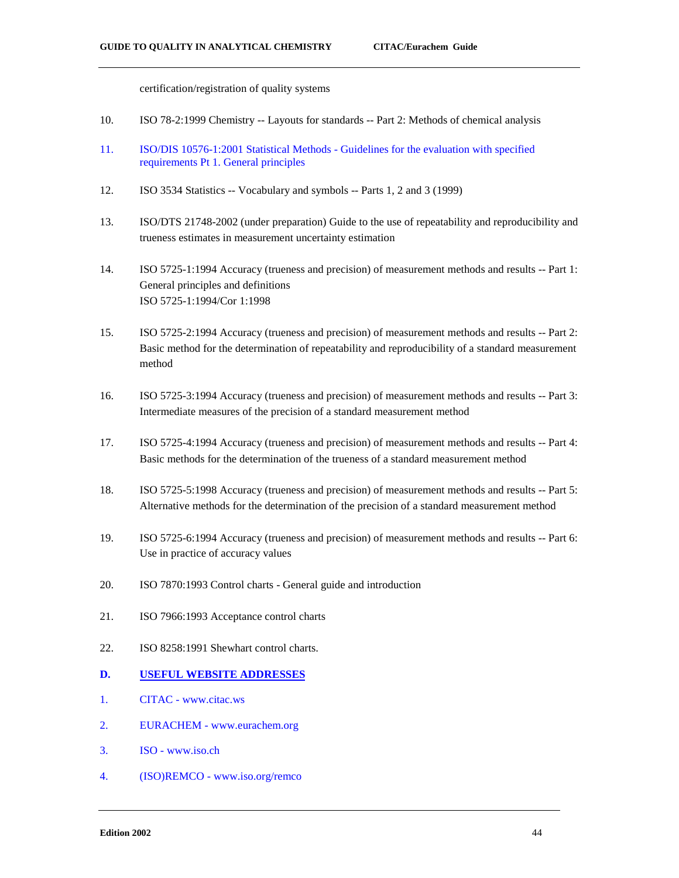certification/registration of quality systems

10. ISO 78-2:1999 Chemistry -- Layouts for standards -- Part 2: Methods of chemical analysis

11. ISO/DIS 10576-1:2001 Statistical Methods - Guidelines for the evaluation with specified requirements Pt 1. General principles

12. ISO 3534 Statistics -- Vocabulary and symbols -- Parts 1, 2 and 3 (1999)

13. ISO/DTS 21748-2002 (under preparation) Guide to the use of repeatability and reproducibility and trueness estimates in measurement uncertainty estimation

14. ISO 5725-1:1994 Accuracy (trueness and precision) of measurement methods and results -- Part 1: General principles and definitions
    ISO 5725-1:1994/Cor 1:1998

15. ISO 5725-2:1994 Accuracy (trueness and precision) of measurement methods and results -- Part 2: Basic method for the determination of repeatability and reproducibility of a standard measurement method

16. ISO 5725-3:1994 Accuracy (trueness and precision) of measurement methods and results -- Part 3: Intermediate measures of the precision of a standard measurement method

17. ISO 5725-4:1994 Accuracy (trueness and precision) of measurement methods and results -- Part 4: Basic methods for the determination of the trueness of a standard measurement method

18. ISO 5725-5:1998 Accuracy (trueness and precision) of measurement methods and results -- Part 5: Alternative methods for the determination of the precision of a standard measurement method

19. ISO 5725-6:1994 Accuracy (trueness and precision) of measurement methods and results -- Part 6: Use in practice of accuracy values

20. ISO 7870:1993 Control charts - General guide and introduction

21. ISO 7966:1993 Acceptance control charts

22. ISO 8258:1991 Shewhart control charts.

## D. USEFUL WEBSITE ADDRESSES

1. CITAC - www.citac.ws

2. EURACHEM - www.eurachem.org

3. ISO - www.iso.ch

4. (ISO)REMCO - www.iso.org/remco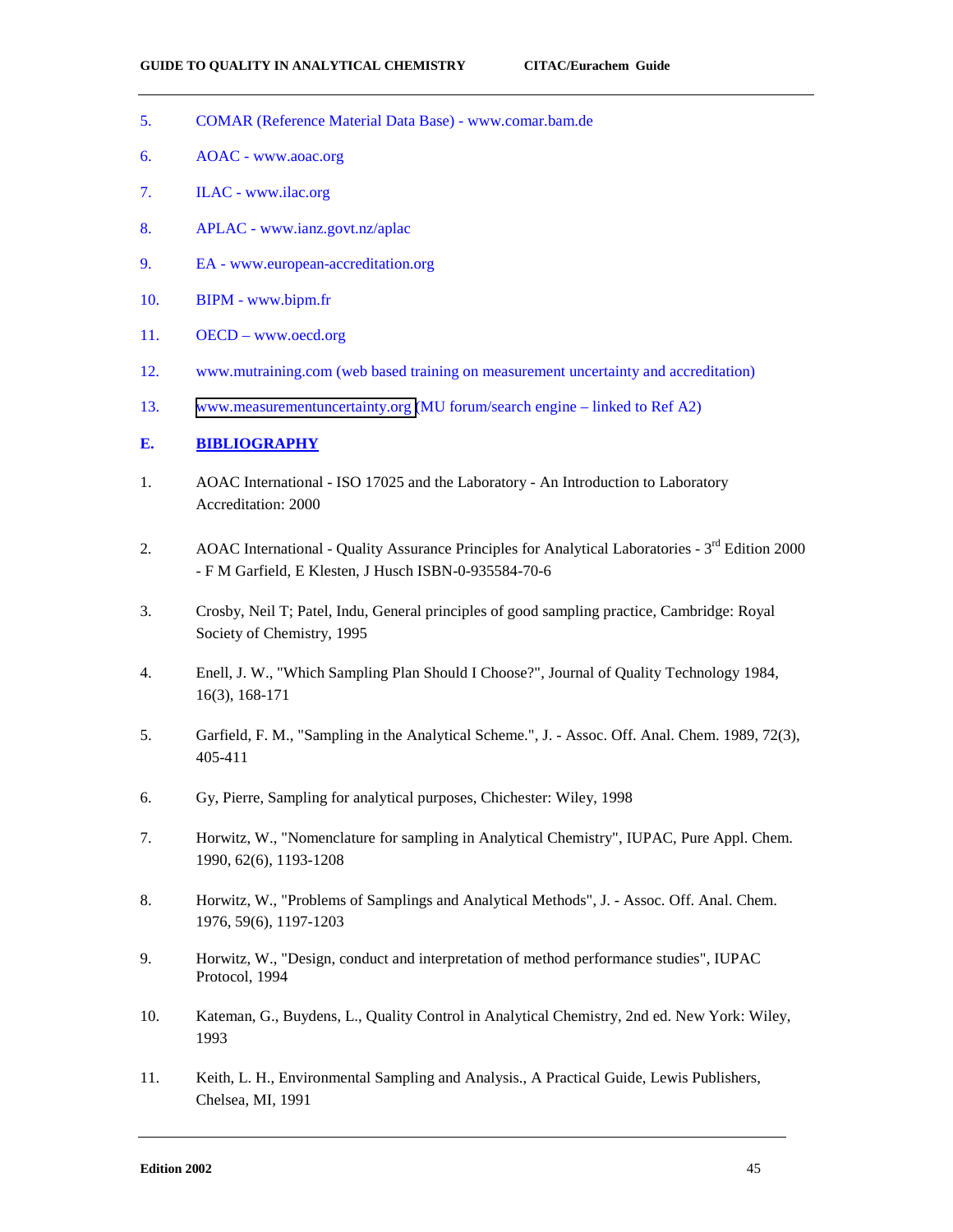5. COMAR (Reference Material Data Base) - www.comar.bam.de

6. AOAC - www.aoac.org

7. ILAC - www.ilac.org

8. APLAC - www.ianz.govt.nz/aplac

9. EA - www.european-accreditation.org

10. BIPM - www.bipm.fr

11. OECD – www.oecd.org

12. www.mutraining.com (web based training on measurement uncertainty and accreditation)

13. www.measurementuncertainty.org (MU forum/search engine – linked to Ref A2)

## E. BIBLIOGRAPHY

1. AOAC International - ISO 17025 and the Laboratory - An Introduction to Laboratory Accreditation: 2000

2. AOAC International - Quality Assurance Principles for Analytical Laboratories - 3rd Edition 2000 - F M Garfield, E Klesten, J Husch ISBN-0-935584-70-6

3. Crosby, Neil T; Patel, Indu, General principles of good sampling practice, Cambridge: Royal Society of Chemistry, 1995

4. Enell, J. W., "Which Sampling Plan Should I Choose?", Journal of Quality Technology 1984, 16(3), 168-171

5. Garfield, F. M., "Sampling in the Analytical Scheme.", J. - Assoc. Off. Anal. Chem. 1989, 72(3), 405-411

6. Gy, Pierre, Sampling for analytical purposes, Chichester: Wiley, 1998

7. Horwitz, W., "Nomenclature for sampling in Analytical Chemistry", IUPAC, Pure Appl. Chem. 1990, 62(6), 1193-1208

8. Horwitz, W., "Problems of Samplings and Analytical Methods", J. - Assoc. Off. Anal. Chem. 1976, 59(6), 1197-1203

9. Horwitz, W., "Design, conduct and interpretation of method performance studies", IUPAC Protocol, 1994

10. Kateman, G., Buydens, L., Quality Control in Analytical Chemistry, 2nd ed. New York: Wiley, 1993

11. Keith, L. H., Environmental Sampling and Analysis., A Practical Guide, Lewis Publishers, Chelsea, MI, 1991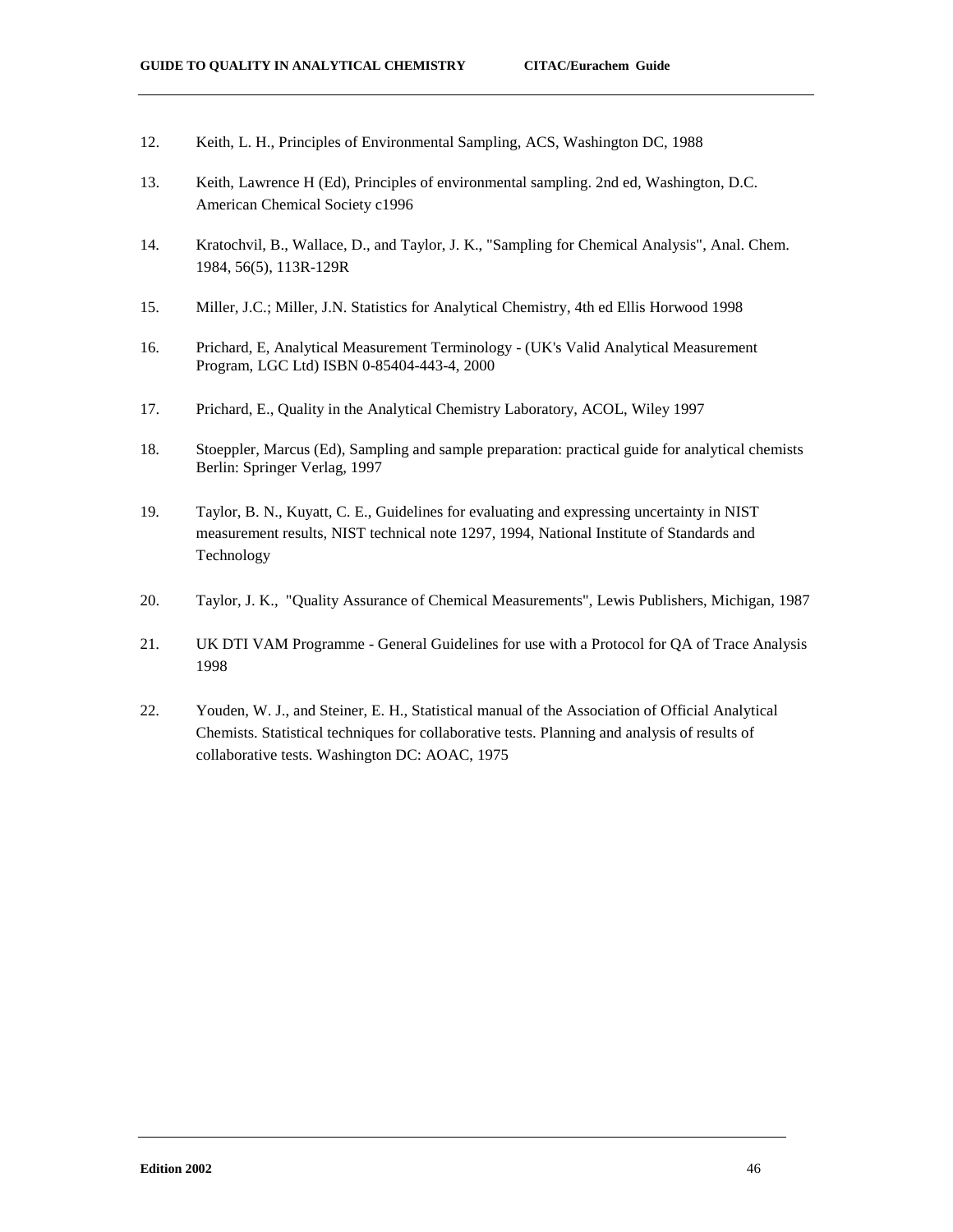12. Keith, L. H., Principles of Environmental Sampling, ACS, Washington DC, 1988

13. Keith, Lawrence H (Ed), Principles of environmental sampling. 2nd ed, Washington, D.C. American Chemical Society c1996

14. Kratochvil, B., Wallace, D., and Taylor, J. K., "Sampling for Chemical Analysis", Anal. Chem. 1984, 56(5), 113R-129R

15. Miller, J.C.; Miller, J.N. Statistics for Analytical Chemistry, 4th ed Ellis Horwood 1998

16. Prichard, E, Analytical Measurement Terminology - (UK's Valid Analytical Measurement Program, LGC Ltd) ISBN 0-85404-443-4, 2000

17. Prichard, E., Quality in the Analytical Chemistry Laboratory, ACOL, Wiley 1997

18. Stoeppler, Marcus (Ed), Sampling and sample preparation: practical guide for analytical chemists Berlin: Springer Verlag, 1997

19. Taylor, B. N., Kuyatt, C. E., Guidelines for evaluating and expressing uncertainty in NIST measurement results, NIST technical note 1297, 1994, National Institute of Standards and Technology

20. Taylor, J. K., "Quality Assurance of Chemical Measurements", Lewis Publishers, Michigan, 1987

21. UK DTI VAM Programme - General Guidelines for use with a Protocol for QA of Trace Analysis 1998

22. Youden, W. J., and Steiner, E. H., Statistical manual of the Association of Official Analytical Chemists. Statistical techniques for collaborative tests. Planning and analysis of results of collaborative tests. Washington DC: AOAC, 1975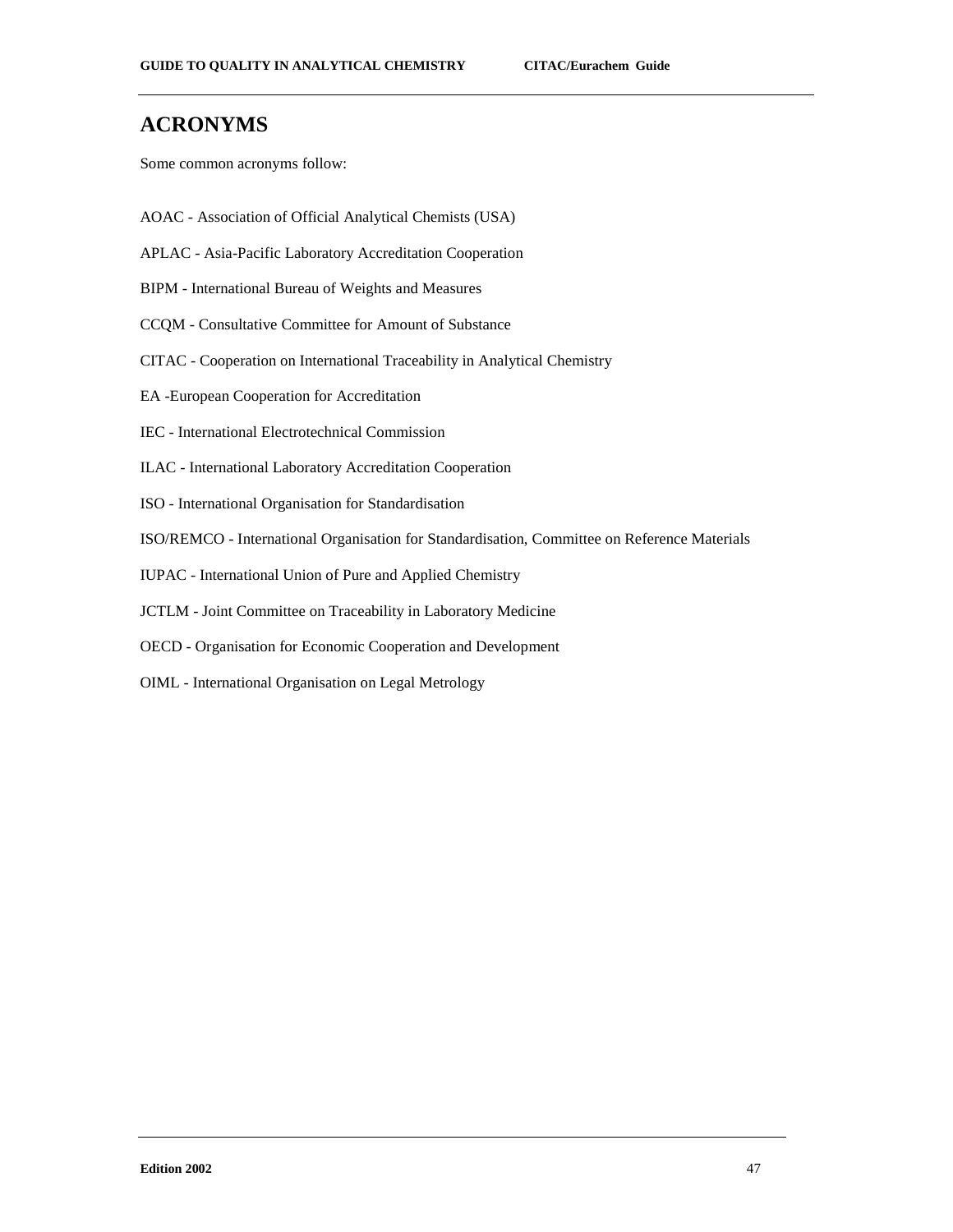# ACRONYMS

Some common acronyms follow:

AOAC - Association of Official Analytical Chemists (USA)

APLAC - Asia-Pacific Laboratory Accreditation Cooperation

BIPM - International Bureau of Weights and Measures

CCQM - Consultative Committee for Amount of Substance

CITAC - Cooperation on International Traceability in Analytical Chemistry

EA -European Cooperation for Accreditation

IEC - International Electrotechnical Commission

ILAC - International Laboratory Accreditation Cooperation

ISO - International Organisation for Standardisation

ISO/REMCO - International Organisation for Standardisation, Committee on Reference Materials

IUPAC - International Union of Pure and Applied Chemistry

JCTLM - Joint Committee on Traceability in Laboratory Medicine

OECD - Organisation for Economic Cooperation and Development

OIML - International Organisation on Legal Metrology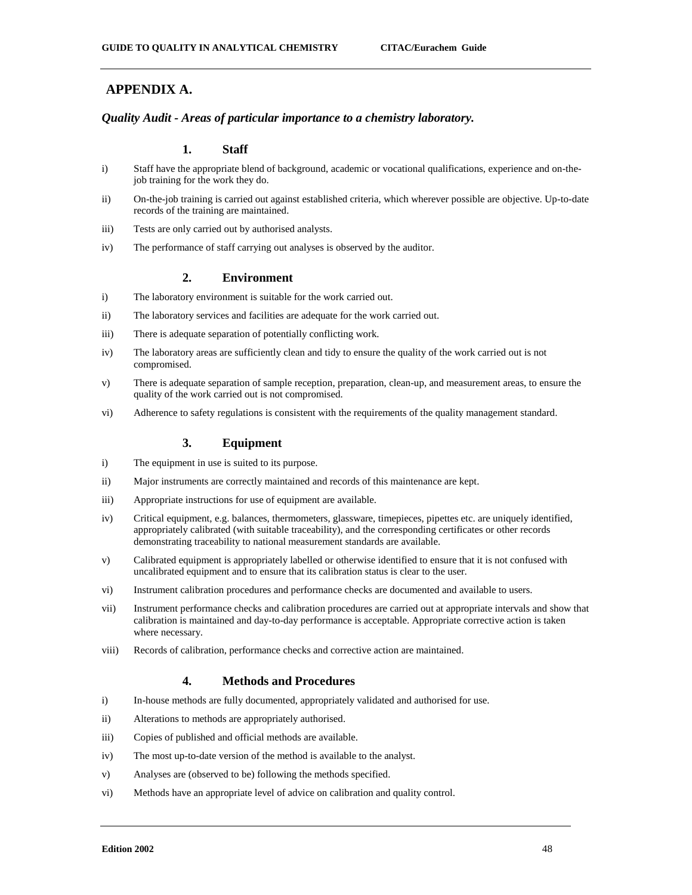## APPENDIX A.

***Quality Audit - Areas of particular importance to a chemistry laboratory.***

### 1. Staff

i) Staff have the appropriate blend of background, academic or vocational qualifications, experience and on-the-job training for the work they do.

ii) On-the-job training is carried out against established criteria, which wherever possible are objective. Up-to-date records of the training are maintained.

iii) Tests are only carried out by authorised analysts.

iv) The performance of staff carrying out analyses is observed by the auditor.

### 2. Environment

i) The laboratory environment is suitable for the work carried out.

ii) The laboratory services and facilities are adequate for the work carried out.

iii) There is adequate separation of potentially conflicting work.

iv) The laboratory areas are sufficiently clean and tidy to ensure the quality of the work carried out is not compromised.

v) There is adequate separation of sample reception, preparation, clean-up, and measurement areas, to ensure the quality of the work carried out is not compromised.

vi) Adherence to safety regulations is consistent with the requirements of the quality management standard.

### 3. Equipment

i) The equipment in use is suited to its purpose.

ii) Major instruments are correctly maintained and records of this maintenance are kept.

iii) Appropriate instructions for use of equipment are available.

iv) Critical equipment, e.g. balances, thermometers, glassware, timepieces, pipettes etc. are uniquely identified, appropriately calibrated (with suitable traceability), and the corresponding certificates or other records demonstrating traceability to national measurement standards are available.

v) Calibrated equipment is appropriately labelled or otherwise identified to ensure that it is not confused with uncalibrated equipment and to ensure that its calibration status is clear to the user.

vi) Instrument calibration procedures and performance checks are documented and available to users.

vii) Instrument performance checks and calibration procedures are carried out at appropriate intervals and show that calibration is maintained and day-to-day performance is acceptable. Appropriate corrective action is taken where necessary.

viii) Records of calibration, performance checks and corrective action are maintained.

### 4. Methods and Procedures

i) In-house methods are fully documented, appropriately validated and authorised for use.

ii) Alterations to methods are appropriately authorised.

iii) Copies of published and official methods are available.

iv) The most up-to-date version of the method is available to the analyst.

v) Analyses are (observed to be) following the methods specified.

vi) Methods have an appropriate level of advice on calibration and quality control.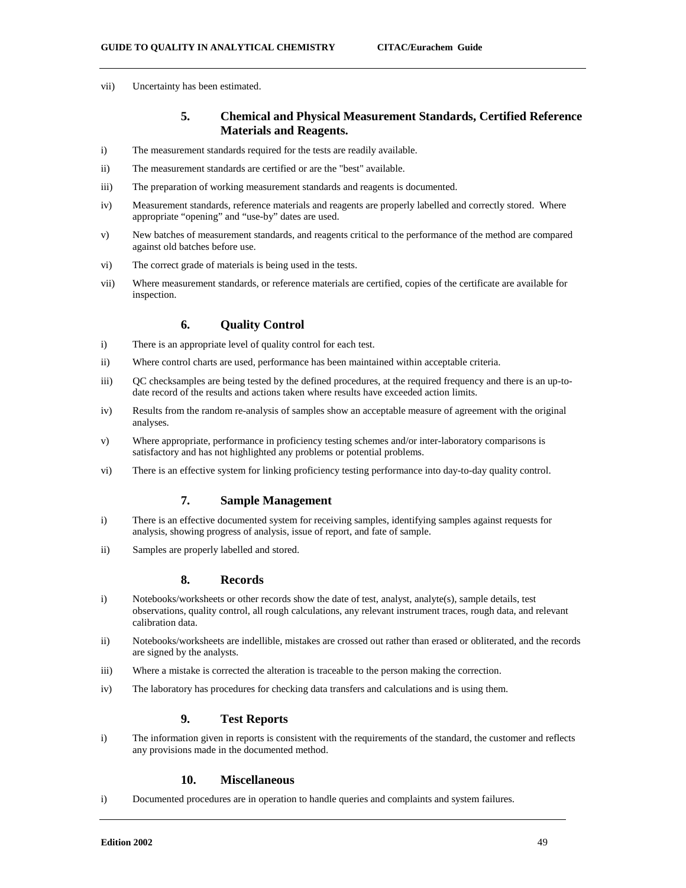vii) Uncertainty has been estimated.

### 5. Chemical and Physical Measurement Standards, Certified Reference Materials and Reagents.

i) The measurement standards required for the tests are readily available.

ii) The measurement standards are certified or are the "best" available.

iii) The preparation of working measurement standards and reagents is documented.

iv) Measurement standards, reference materials and reagents are properly labelled and correctly stored. Where appropriate "opening" and "use-by" dates are used.

v) New batches of measurement standards, and reagents critical to the performance of the method are compared against old batches before use.

vi) The correct grade of materials is being used in the tests.

vii) Where measurement standards, or reference materials are certified, copies of the certificate are available for inspection.

### 6. Quality Control

i) There is an appropriate level of quality control for each test.

ii) Where control charts are used, performance has been maintained within acceptable criteria.

iii) QC checksamples are being tested by the defined procedures, at the required frequency and there is an up-to-date record of the results and actions taken where results have exceeded action limits.

iv) Results from the random re-analysis of samples show an acceptable measure of agreement with the original analyses.

v) Where appropriate, performance in proficiency testing schemes and/or inter-laboratory comparisons is satisfactory and has not highlighted any problems or potential problems.

vi) There is an effective system for linking proficiency testing performance into day-to-day quality control.

### 7. Sample Management

i) There is an effective documented system for receiving samples, identifying samples against requests for analysis, showing progress of analysis, issue of report, and fate of sample.

ii) Samples are properly labelled and stored.

### 8. Records

i) Notebooks/worksheets or other records show the date of test, analyst, analyte(s), sample details, test observations, quality control, all rough calculations, any relevant instrument traces, rough data, and relevant calibration data.

ii) Notebooks/worksheets are indellible, mistakes are crossed out rather than erased or obliterated, and the records are signed by the analysts.

iii) Where a mistake is corrected the alteration is traceable to the person making the correction.

iv) The laboratory has procedures for checking data transfers and calculations and is using them.

### 9. Test Reports

i) The information given in reports is consistent with the requirements of the standard, the customer and reflects any provisions made in the documented method.

### 10. Miscellaneous

i) Documented procedures are in operation to handle queries and complaints and system failures.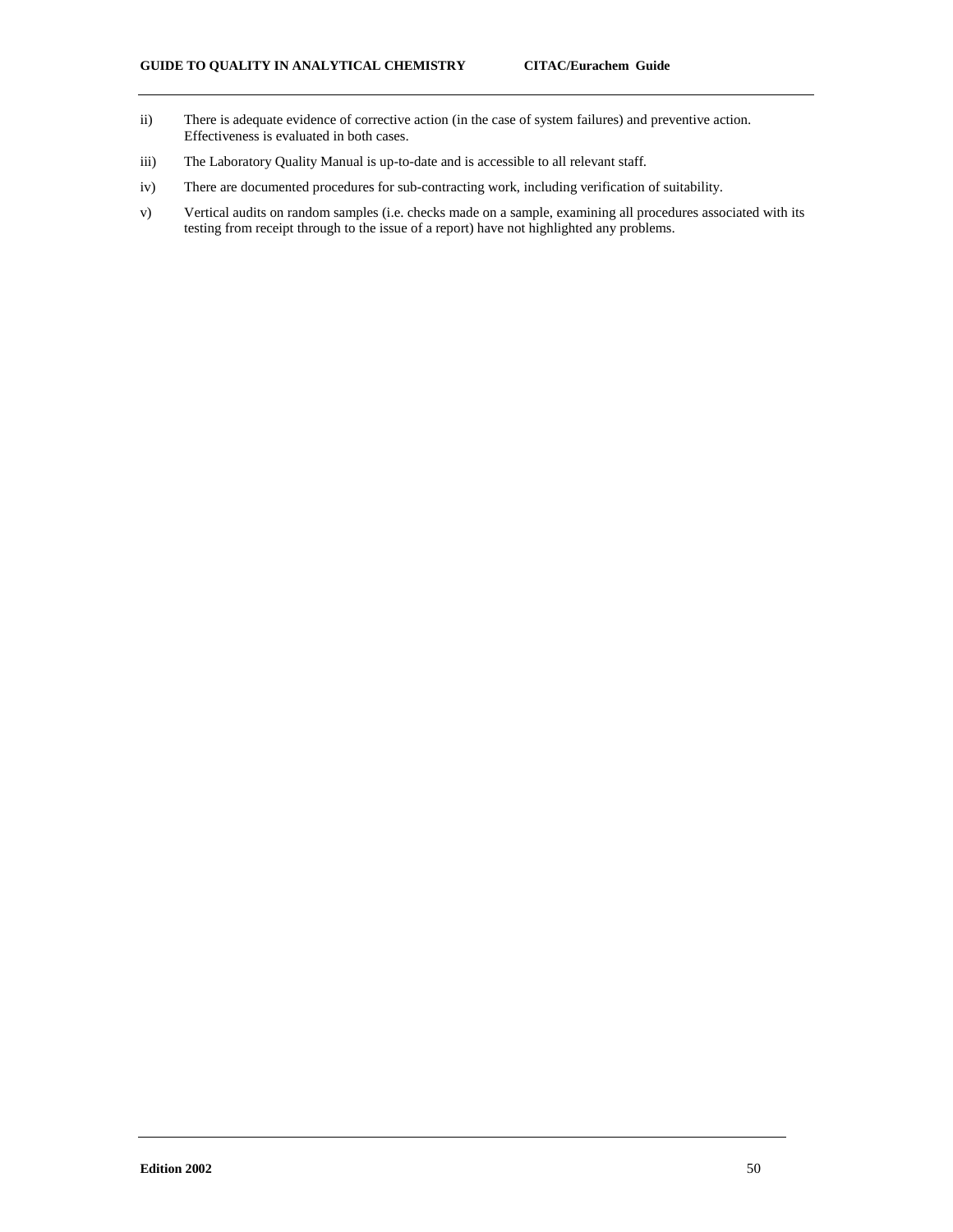ii) There is adequate evidence of corrective action (in the case of system failures) and preventive action. Effectiveness is evaluated in both cases.

iii) The Laboratory Quality Manual is up-to-date and is accessible to all relevant staff.

iv) There are documented procedures for sub-contracting work, including verification of suitability.

v) Vertical audits on random samples (i.e. checks made on a sample, examining all procedures associated with its testing from receipt through to the issue of a report) have not highlighted any problems.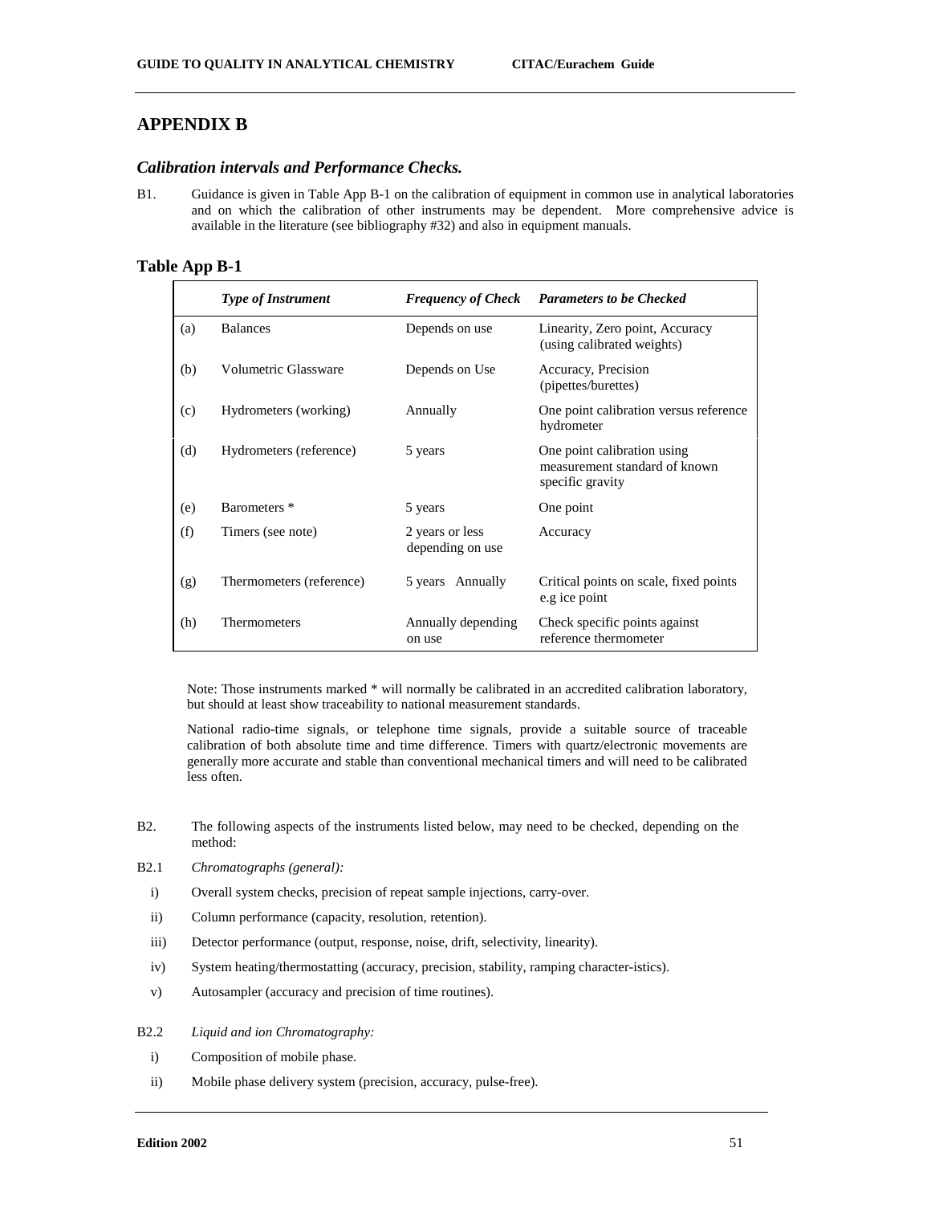## APPENDIX B

### *Calibration intervals and Performance Checks.*

B1. Guidance is given in Table App B-1 on the calibration of equipment in common use in analytical laboratories and on which the calibration of other instruments may be dependent. More comprehensive advice is available in the literature (see bibliography #32) and also in equipment manuals.

### Table App B-1

| | *Type of Instrument* | *Frequency of Check* | *Parameters to be Checked* |
|---|---|---|---|
| (a) | Balances | Depends on use | Linearity, Zero point, Accuracy (using calibrated weights) |
| (b) | Volumetric Glassware | Depends on Use | Accuracy, Precision (pipettes/burettes) |
| (c) | Hydrometers (working) | Annually | One point calibration versus reference hydrometer |
| (d) | Hydrometers (reference) | 5 years | One point calibration using measurement standard of known specific gravity |
| (e) | Barometers * | 5 years | One point |
| (f) | Timers (see note) | 2 years or less depending on use | Accuracy |
| (g) | Thermometers (reference) | 5 years Annually | Critical points on scale, fixed points e.g ice point |
| (h) | Thermometers | Annually depending on use | Check specific points against reference thermometer |

Note: Those instruments marked * will normally be calibrated in an accredited calibration laboratory, but should at least show traceability to national measurement standards.

National radio-time signals, or telephone time signals, provide a suitable source of traceable calibration of both absolute time and time difference. Timers with quartz/electronic movements are generally more accurate and stable than conventional mechanical timers and will need to be calibrated less often.

B2. The following aspects of the instruments listed below, may need to be checked, depending on the method:

B2.1 *Chromatographs (general):*

i) Overall system checks, precision of repeat sample injections, carry-over.

ii) Column performance (capacity, resolution, retention).

iii) Detector performance (output, response, noise, drift, selectivity, linearity).

iv) System heating/thermostatting (accuracy, precision, stability, ramping character-istics).

v) Autosampler (accuracy and precision of time routines).

B2.2 *Liquid and ion Chromatography:*

i) Composition of mobile phase.

ii) Mobile phase delivery system (precision, accuracy, pulse-free).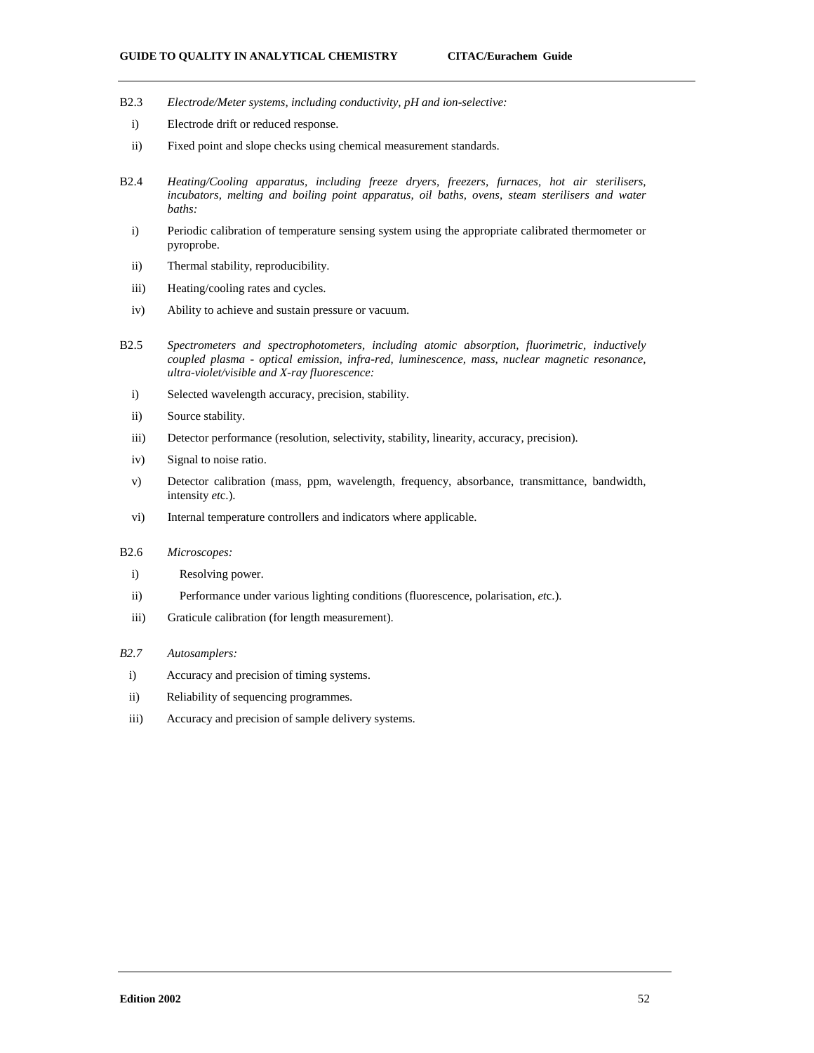B2.3 *Electrode/Meter systems, including conductivity, pH and ion-selective:*

i) Electrode drift or reduced response.

ii) Fixed point and slope checks using chemical measurement standards.

B2.4 *Heating/Cooling apparatus, including freeze dryers, freezers, furnaces, hot air sterilisers, incubators, melting and boiling point apparatus, oil baths, ovens, steam sterilisers and water baths:*

i) Periodic calibration of temperature sensing system using the appropriate calibrated thermometer or pyroprobe.

ii) Thermal stability, reproducibility.

iii) Heating/cooling rates and cycles.

iv) Ability to achieve and sustain pressure or vacuum.

B2.5 *Spectrometers and spectrophotometers, including atomic absorption, fluorimetric, inductively coupled plasma - optical emission, infra-red, luminescence, mass, nuclear magnetic resonance, ultra-violet/visible and X-ray fluorescence:*

i) Selected wavelength accuracy, precision, stability.

ii) Source stability.

iii) Detector performance (resolution, selectivity, stability, linearity, accuracy, precision).

iv) Signal to noise ratio.

v) Detector calibration (mass, ppm, wavelength, frequency, absorbance, transmittance, bandwidth, intensity *etc.*).

vi) Internal temperature controllers and indicators where applicable.

B2.6 *Microscopes:*

i) Resolving power.

ii) Performance under various lighting conditions (fluorescence, polarisation, *etc.*).

iii) Graticule calibration (for length measurement).

*B2.7* *Autosamplers:*

i) Accuracy and precision of timing systems.

ii) Reliability of sequencing programmes.

iii) Accuracy and precision of sample delivery systems.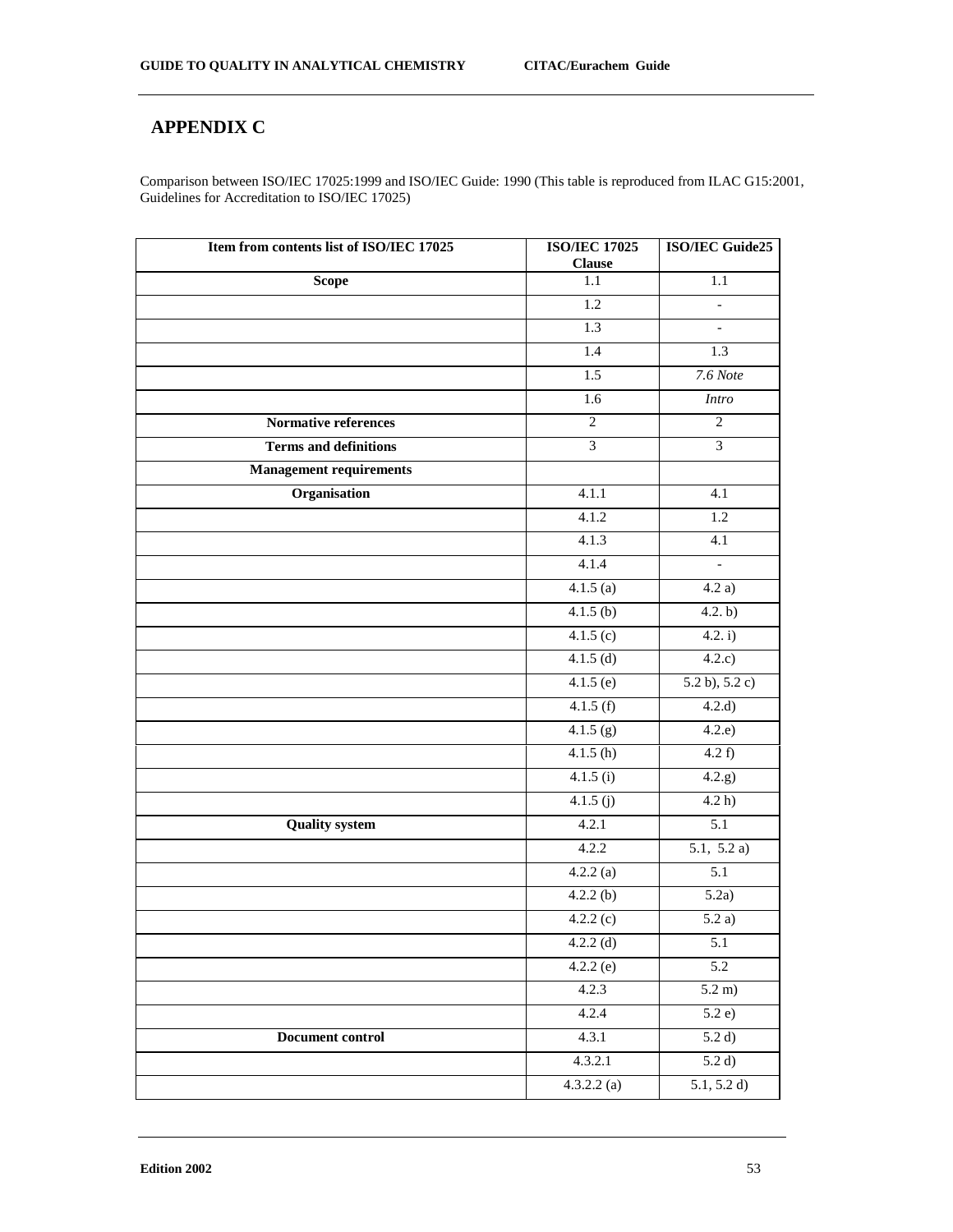# APPENDIX C

Comparison between ISO/IEC 17025:1999 and ISO/IEC Guide: 1990 (This table is reproduced from ILAC G15:2001, Guidelines for Accreditation to ISO/IEC 17025)

| Item from contents list of ISO/IEC 17025 | ISO/IEC 17025 Clause | ISO/IEC Guide25 |
|---|---|---|
| **Scope** | 1.1 | 1.1 |
| | 1.2 | - |
| | 1.3 | - |
| | 1.4 | 1.3 |
| | 1.5 | *7.6 Note* |
| | 1.6 | *Intro* |
| **Normative references** | 2 | 2 |
| **Terms and definitions** | 3 | 3 |
| **Management requirements** | | |
| **Organisation** | 4.1.1 | 4.1 |
| | 4.1.2 | 1.2 |
| | 4.1.3 | 4.1 |
| | 4.1.4 | - |
| | 4.1.5 (a) | 4.2 a) |
| | 4.1.5 (b) | 4.2. b) |
| | 4.1.5 (c) | 4.2. i) |
| | 4.1.5 (d) | 4.2.c) |
| | 4.1.5 (e) | 5.2 b), 5.2 c) |
| | 4.1.5 (f) | 4.2.d) |
| | 4.1.5 (g) | 4.2.e) |
| | 4.1.5 (h) | 4.2 f) |
| | 4.1.5 (i) | 4.2.g) |
| | 4.1.5 (j) | 4.2 h) |
| **Quality system** | 4.2.1 | 5.1 |
| | 4.2.2 | 5.1, 5.2 a) |
| | 4.2.2 (a) | 5.1 |
| | 4.2.2 (b) | 5.2a) |
| | 4.2.2 (c) | 5.2 a) |
| | 4.2.2 (d) | 5.1 |
| | 4.2.2 (e) | 5.2 |
| | 4.2.3 | 5.2 m) |
| | 4.2.4 | 5.2 e) |
| **Document control** | 4.3.1 | 5.2 d) |
| | 4.3.2.1 | 5.2 d) |
| | 4.3.2.2 (a) | 5.1, 5.2 d) |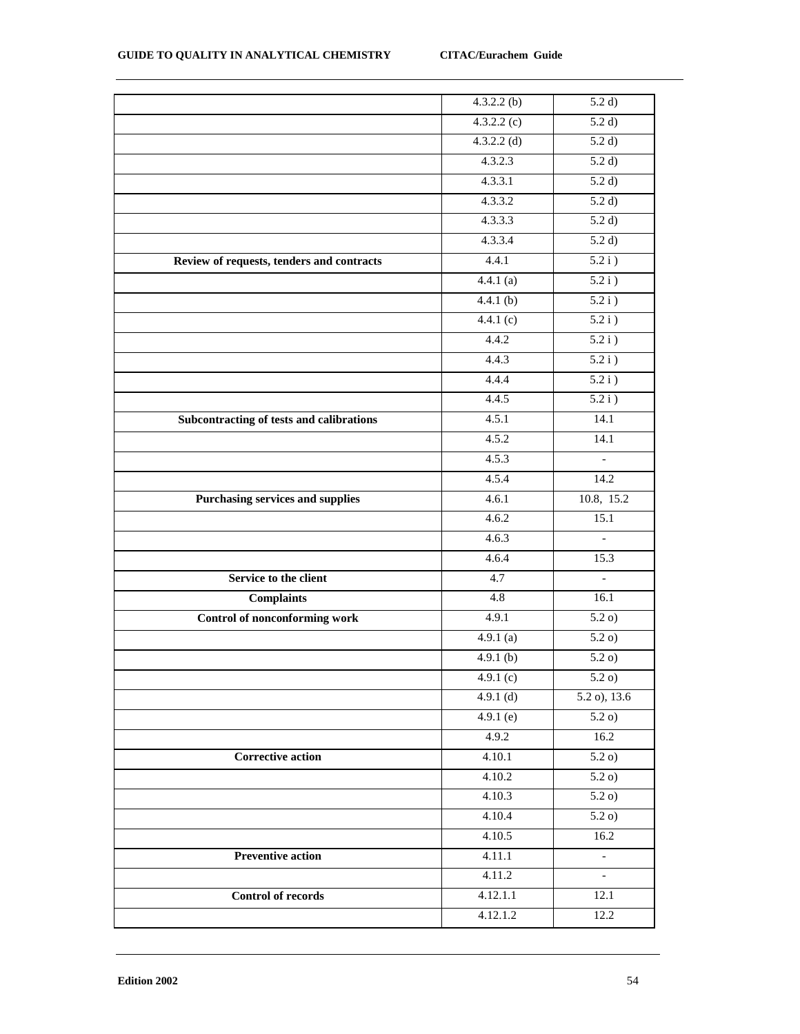| | | |
|---|---|---|
| | 4.3.2.2 (b) | 5.2 d) |
| | 4.3.2.2 (c) | 5.2 d) |
| | 4.3.2.2 (d) | 5.2 d) |
| | 4.3.2.3 | 5.2 d) |
| | 4.3.3.1 | 5.2 d) |
| | 4.3.3.2 | 5.2 d) |
| | 4.3.3.3 | 5.2 d) |
| | 4.3.3.4 | 5.2 d) |
| **Review of requests, tenders and contracts** | 4.4.1 | 5.2 i ) |
| | 4.4.1 (a) | 5.2 i ) |
| | 4.4.1 (b) | 5.2 i ) |
| | 4.4.1 (c) | 5.2 i ) |
| | 4.4.2 | 5.2 i ) |
| | 4.4.3 | 5.2 i ) |
| | 4.4.4 | 5.2 i ) |
| | 4.4.5 | 5.2 i ) |
| **Subcontracting of tests and calibrations** | 4.5.1 | 14.1 |
| | 4.5.2 | 14.1 |
| | 4.5.3 | - |
| | 4.5.4 | 14.2 |
| **Purchasing services and supplies** | 4.6.1 | 10.8, 15.2 |
| | 4.6.2 | 15.1 |
| | 4.6.3 | - |
| | 4.6.4 | 15.3 |
| **Service to the client** | 4.7 | - |
| **Complaints** | 4.8 | 16.1 |
| **Control of nonconforming work** | 4.9.1 | 5.2 o) |
| | 4.9.1 (a) | 5.2 o) |
| | 4.9.1 (b) | 5.2 o) |
| | 4.9.1 (c) | 5.2 o) |
| | 4.9.1 (d) | 5.2 o), 13.6 |
| | 4.9.1 (e) | 5.2 o) |
| | 4.9.2 | 16.2 |
| **Corrective action** | 4.10.1 | 5.2 o) |
| | 4.10.2 | 5.2 o) |
| | 4.10.3 | 5.2 o) |
| | 4.10.4 | 5.2 o) |
| | 4.10.5 | 16.2 |
| **Preventive action** | 4.11.1 | - |
| | 4.11.2 | - |
| **Control of records** | 4.12.1.1 | 12.1 |
| | 4.12.1.2 | 12.2 |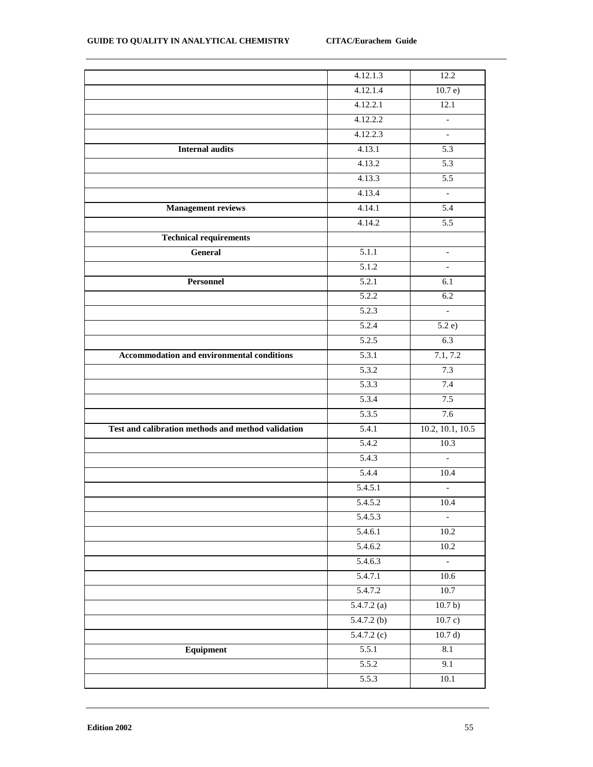| | | |
|---|---|---|
| | 4.12.1.3 | 12.2 |
| | 4.12.1.4 | 10.7 e) |
| | 4.12.2.1 | 12.1 |
| | 4.12.2.2 | - |
| | 4.12.2.3 | - |
| **Internal audits** | 4.13.1 | 5.3 |
| | 4.13.2 | 5.3 |
| | 4.13.3 | 5.5 |
| | 4.13.4 | - |
| **Management reviews** | 4.14.1 | 5.4 |
| | 4.14.2 | 5.5 |
| **Technical requirements** | | |
| **General** | 5.1.1 | - |
| | 5.1.2 | - |
| **Personnel** | 5.2.1 | 6.1 |
| | 5.2.2 | 6.2 |
| | 5.2.3 | - |
| | 5.2.4 | 5.2 e) |
| | 5.2.5 | 6.3 |
| **Accommodation and environmental conditions** | 5.3.1 | 7.1, 7.2 |
| | 5.3.2 | 7.3 |
| | 5.3.3 | 7.4 |
| | 5.3.4 | 7.5 |
| | 5.3.5 | 7.6 |
| **Test and calibration methods and method validation** | 5.4.1 | 10.2, 10.1, 10.5 |
| | 5.4.2 | 10.3 |
| | 5.4.3 | - |
| | 5.4.4 | 10.4 |
| | 5.4.5.1 | - |
| | 5.4.5.2 | 10.4 |
| | 5.4.5.3 | - |
| | 5.4.6.1 | 10.2 |
| | 5.4.6.2 | 10.2 |
| | 5.4.6.3 | - |
| | 5.4.7.1 | 10.6 |
| | 5.4.7.2 | 10.7 |
| | 5.4.7.2 (a) | 10.7 b) |
| | 5.4.7.2 (b) | 10.7 c) |
| | 5.4.7.2 (c) | 10.7 d) |
| **Equipment** | 5.5.1 | 8.1 |
| | 5.5.2 | 9.1 |
| | 5.5.3 | 10.1 |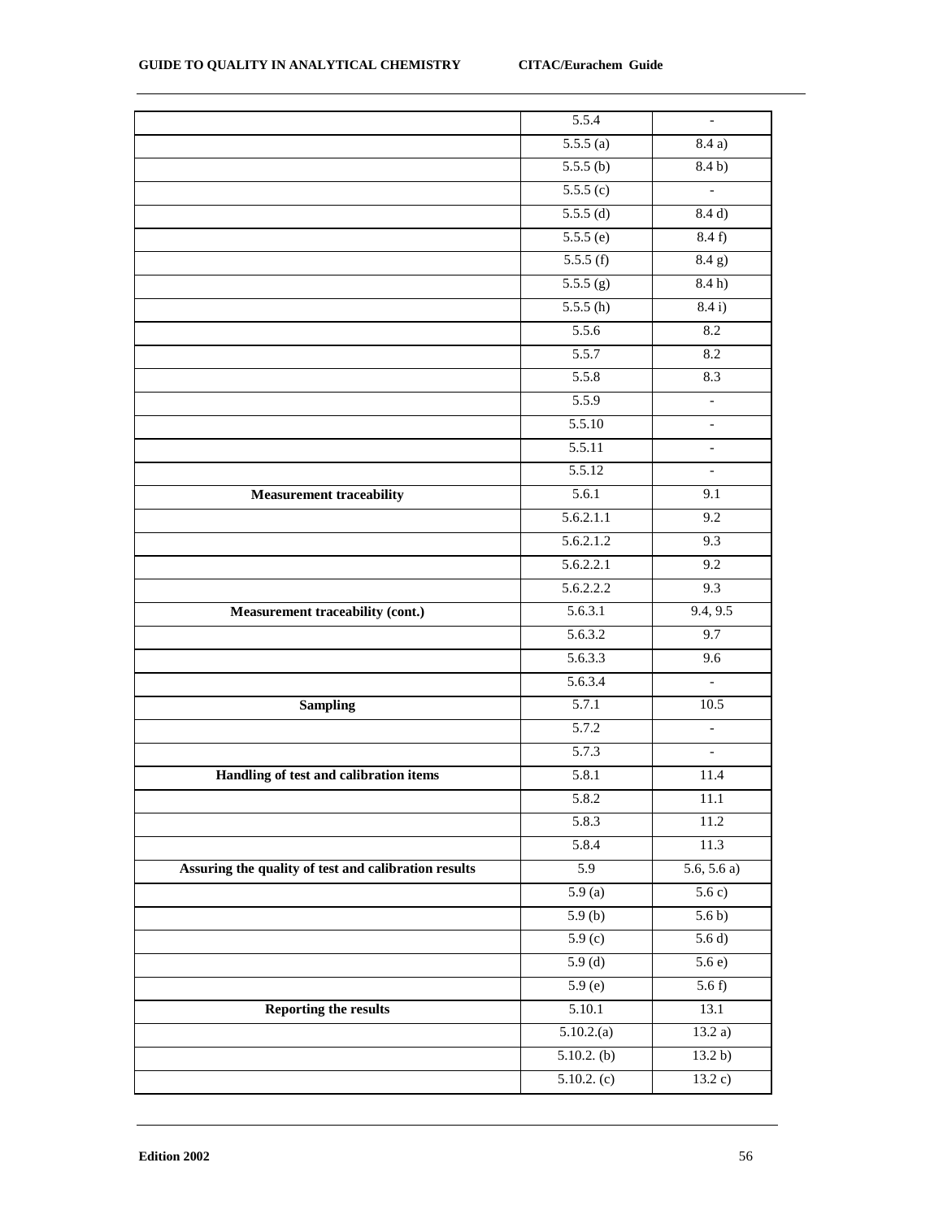| | | |
|---|---|---|
| | 5.5.4 | - |
| | 5.5.5 (a) | 8.4 a) |
| | 5.5.5 (b) | 8.4 b) |
| | 5.5.5 (c) | - |
| | 5.5.5 (d) | 8.4 d) |
| | 5.5.5 (e) | 8.4 f) |
| | 5.5.5 (f) | 8.4 g) |
| | 5.5.5 (g) | 8.4 h) |
| | 5.5.5 (h) | 8.4 i) |
| | 5.5.6 | 8.2 |
| | 5.5.7 | 8.2 |
| | 5.5.8 | 8.3 |
| | 5.5.9 | - |
| | 5.5.10 | - |
| | 5.5.11 | - |
| | 5.5.12 | - |
| **Measurement traceability** | 5.6.1 | 9.1 |
| | 5.6.2.1.1 | 9.2 |
| | 5.6.2.1.2 | 9.3 |
| | 5.6.2.2.1 | 9.2 |
| | 5.6.2.2.2 | 9.3 |
| **Measurement traceability (cont.)** | 5.6.3.1 | 9.4, 9.5 |
| | 5.6.3.2 | 9.7 |
| | 5.6.3.3 | 9.6 |
| | 5.6.3.4 | - |
| **Sampling** | 5.7.1 | 10.5 |
| | 5.7.2 | - |
| | 5.7.3 | - |
| **Handling of test and calibration items** | 5.8.1 | 11.4 |
| | 5.8.2 | 11.1 |
| | 5.8.3 | 11.2 |
| | 5.8.4 | 11.3 |
| **Assuring the quality of test and calibration results** | 5.9 | 5.6, 5.6 a) |
| | 5.9 (a) | 5.6 c) |
| | 5.9 (b) | 5.6 b) |
| | 5.9 (c) | 5.6 d) |
| | 5.9 (d) | 5.6 e) |
| | 5.9 (e) | 5.6 f) |
| **Reporting the results** | 5.10.1 | 13.1 |
| | 5.10.2.(a) | 13.2 a) |
| | 5.10.2. (b) | 13.2 b) |
| | 5.10.2. (c) | 13.2 c) |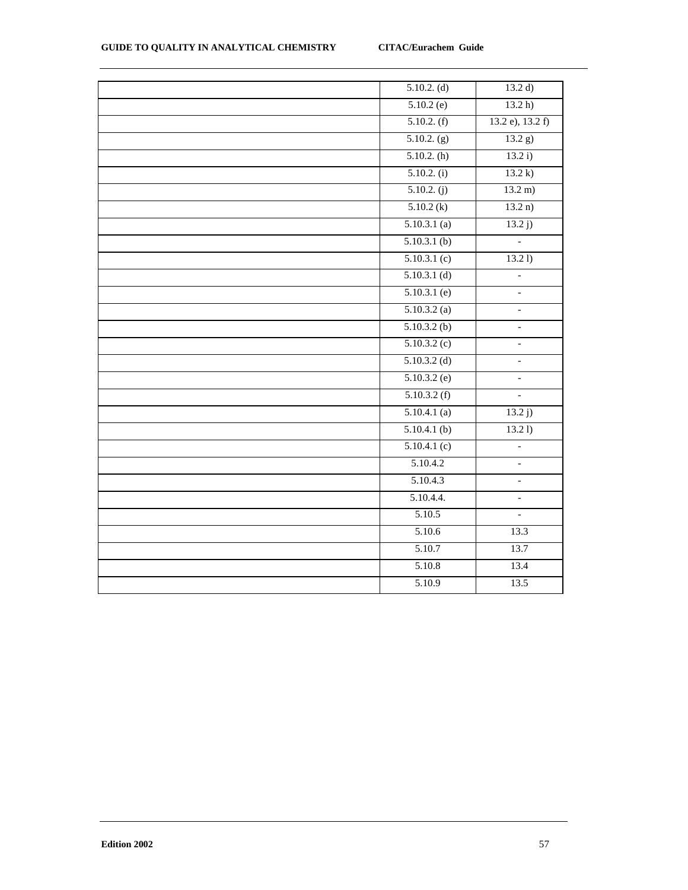| | | |
|---|---|---|
| | 5.10.2. (d) | 13.2 d) |
| | 5.10.2 (e) | 13.2 h) |
| | 5.10.2. (f) | 13.2 e), 13.2 f) |
| | 5.10.2. (g) | 13.2 g) |
| | 5.10.2. (h) | 13.2 i) |
| | 5.10.2. (i) | 13.2 k) |
| | 5.10.2. (j) | 13.2 m) |
| | 5.10.2 (k) | 13.2 n) |
| | 5.10.3.1 (a) | 13.2 j) |
| | 5.10.3.1 (b) | - |
| | 5.10.3.1 (c) | 13.2 l) |
| | 5.10.3.1 (d) | - |
| | 5.10.3.1 (e) | - |
| | 5.10.3.2 (a) | - |
| | 5.10.3.2 (b) | - |
| | 5.10.3.2 (c) | - |
| | 5.10.3.2 (d) | - |
| | 5.10.3.2 (e) | - |
| | 5.10.3.2 (f) | - |
| | 5.10.4.1 (a) | 13.2 j) |
| | 5.10.4.1 (b) | 13.2 l) |
| | 5.10.4.1 (c) | - |
| | 5.10.4.2 | - |
| | 5.10.4.3 | - |
| | 5.10.4.4. | - |
| | 5.10.5 | - |
| | 5.10.6 | 13.3 |
| | 5.10.7 | 13.7 |
| | 5.10.8 | 13.4 |
| | 5.10.9 | 13.5 |